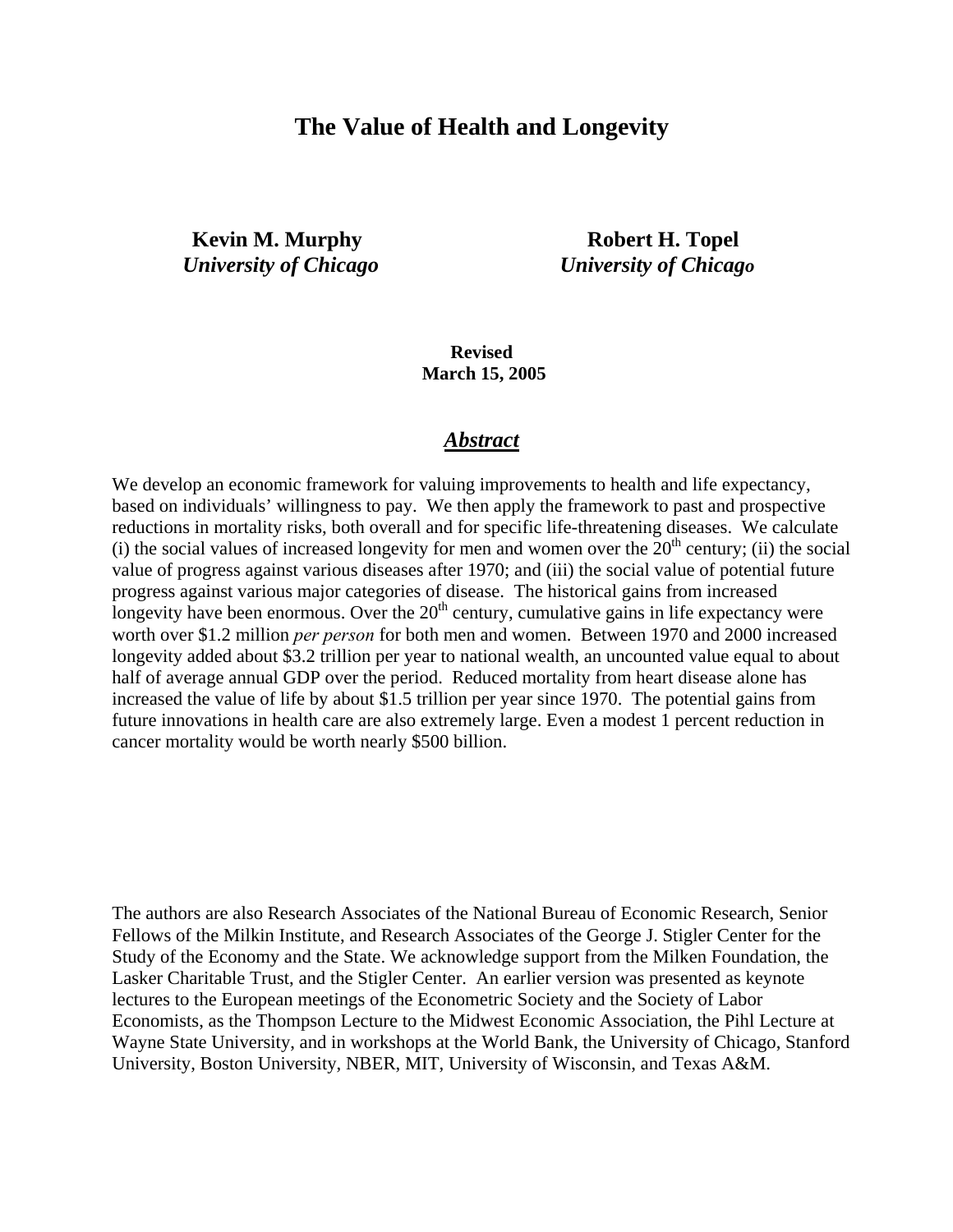# The Value of Health and Longevity

**Kevin M. Murphy**
*University of Chicago*

**Robert H. Topel**
*University of Chicago*

**Revised**
**March 15, 2005**

## *Abstract*

We develop an economic framework for valuing improvements to health and life expectancy, based on individuals' willingness to pay. We then apply the framework to past and prospective reductions in mortality risks, both overall and for specific life-threatening diseases. We calculate (i) the social values of increased longevity for men and women over the 20th century; (ii) the social value of progress against various diseases after 1970; and (iii) the social value of potential future progress against various major categories of disease. The historical gains from increased longevity have been enormous. Over the 20th century, cumulative gains in life expectancy were worth over $1.2 million *per person* for both men and women. Between 1970 and 2000 increased longevity added about $3.2 trillion per year to national wealth, an uncounted value equal to about half of average annual GDP over the period. Reduced mortality from heart disease alone has increased the value of life by about $1.5 trillion per year since 1970. The potential gains from future innovations in health care are also extremely large. Even a modest 1 percent reduction in cancer mortality would be worth nearly $500 billion.

The authors are also Research Associates of the National Bureau of Economic Research, Senior Fellows of the Milkin Institute, and Research Associates of the George J. Stigler Center for the Study of the Economy and the State. We acknowledge support from the Milken Foundation, the Lasker Charitable Trust, and the Stigler Center. An earlier version was presented as keynote lectures to the European meetings of the Econometric Society and the Society of Labor Economists, as the Thompson Lecture to the Midwest Economic Association, the Pihl Lecture at Wayne State University, and in workshops at the World Bank, the University of Chicago, Stanford University, Boston University, NBER, MIT, University of Wisconsin, and Texas A&M.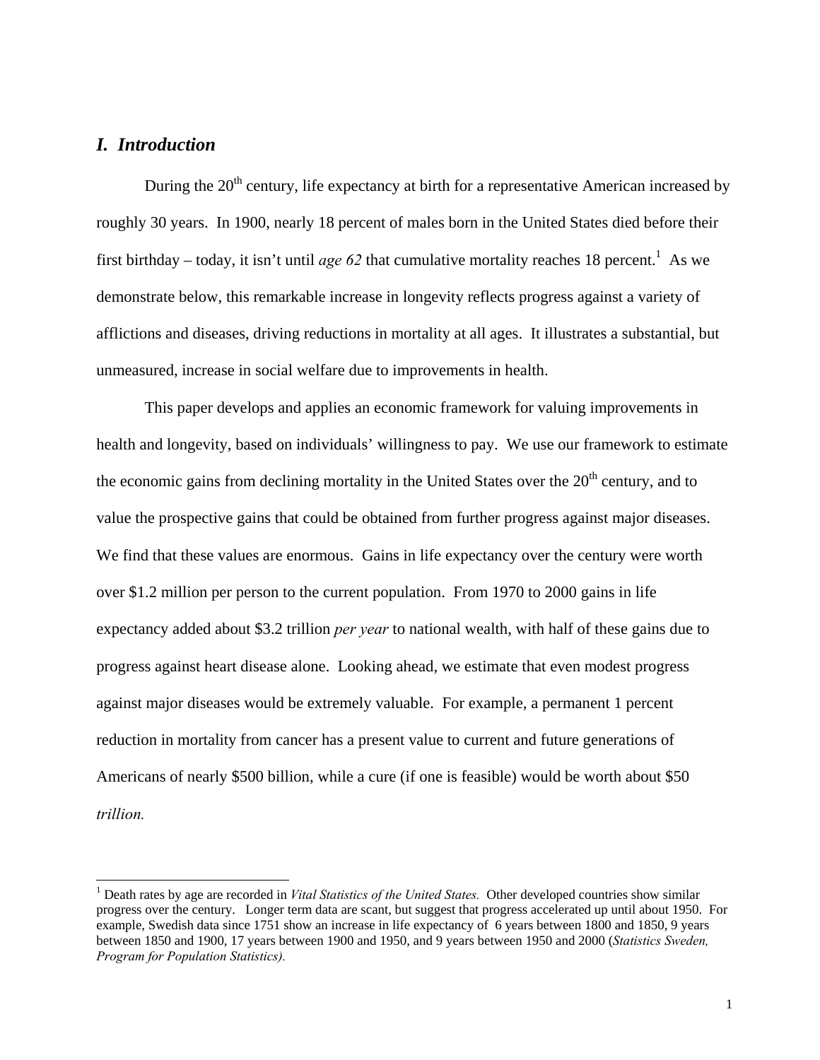## *I. Introduction*

During the 20th century, life expectancy at birth for a representative American increased by roughly 30 years. In 1900, nearly 18 percent of males born in the United States died before their first birthday – today, it isn't until *age 62* that cumulative mortality reaches 18 percent.[1] As we demonstrate below, this remarkable increase in longevity reflects progress against a variety of afflictions and diseases, driving reductions in mortality at all ages. It illustrates a substantial, but unmeasured, increase in social welfare due to improvements in health.

This paper develops and applies an economic framework for valuing improvements in health and longevity, based on individuals' willingness to pay. We use our framework to estimate the economic gains from declining mortality in the United States over the 20th century, and to value the prospective gains that could be obtained from further progress against major diseases. We find that these values are enormous. Gains in life expectancy over the century were worth over $1.2 million per person to the current population. From 1970 to 2000 gains in life expectancy added about $3.2 trillion *per year* to national wealth, with half of these gains due to progress against heart disease alone. Looking ahead, we estimate that even modest progress against major diseases would be extremely valuable. For example, a permanent 1 percent reduction in mortality from cancer has a present value to current and future generations of Americans of nearly $500 billion, while a cure (if one is feasible) would be worth about $50 *trillion.*

---

[1] Death rates by age are recorded in *Vital Statistics of the United States.* Other developed countries show similar progress over the century. Longer term data are scant, but suggest that progress accelerated up until about 1950. For example, Swedish data since 1751 show an increase in life expectancy of 6 years between 1800 and 1850, 9 years between 1850 and 1900, 17 years between 1900 and 1950, and 9 years between 1950 and 2000 (*Statistics Sweden, Program for Population Statistics).*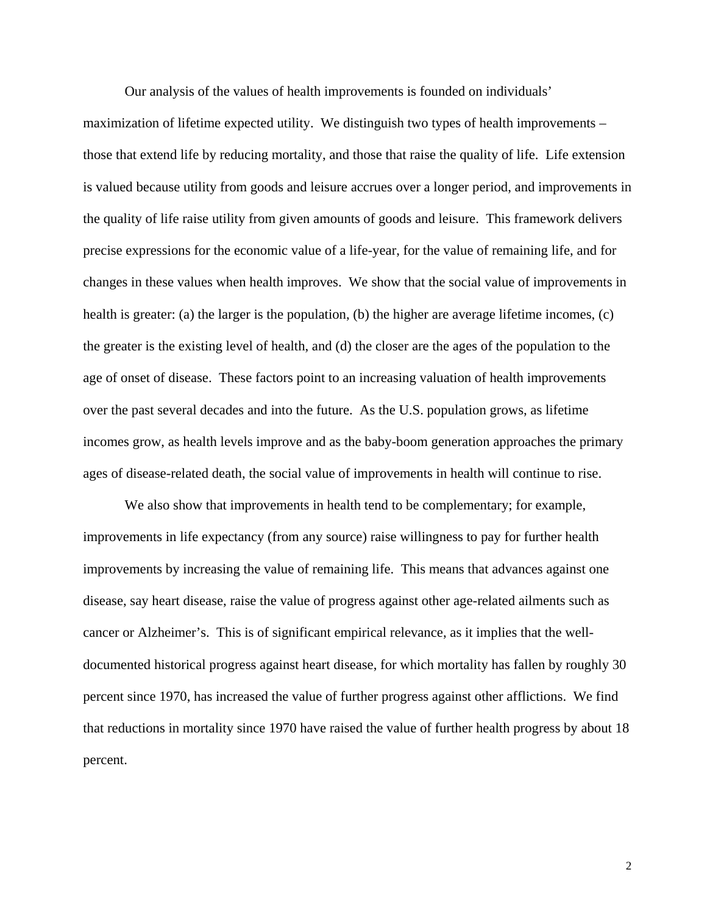Our analysis of the values of health improvements is founded on individuals' maximization of lifetime expected utility. We distinguish two types of health improvements – those that extend life by reducing mortality, and those that raise the quality of life. Life extension is valued because utility from goods and leisure accrues over a longer period, and improvements in the quality of life raise utility from given amounts of goods and leisure. This framework delivers precise expressions for the economic value of a life-year, for the value of remaining life, and for changes in these values when health improves. We show that the social value of improvements in health is greater: (a) the larger is the population, (b) the higher are average lifetime incomes, (c) the greater is the existing level of health, and (d) the closer are the ages of the population to the age of onset of disease. These factors point to an increasing valuation of health improvements over the past several decades and into the future. As the U.S. population grows, as lifetime incomes grow, as health levels improve and as the baby-boom generation approaches the primary ages of disease-related death, the social value of improvements in health will continue to rise.

We also show that improvements in health tend to be complementary; for example, improvements in life expectancy (from any source) raise willingness to pay for further health improvements by increasing the value of remaining life. This means that advances against one disease, say heart disease, raise the value of progress against other age-related ailments such as cancer or Alzheimer's. This is of significant empirical relevance, as it implies that the well-documented historical progress against heart disease, for which mortality has fallen by roughly 30 percent since 1970, has increased the value of further progress against other afflictions. We find that reductions in mortality since 1970 have raised the value of further health progress by about 18 percent.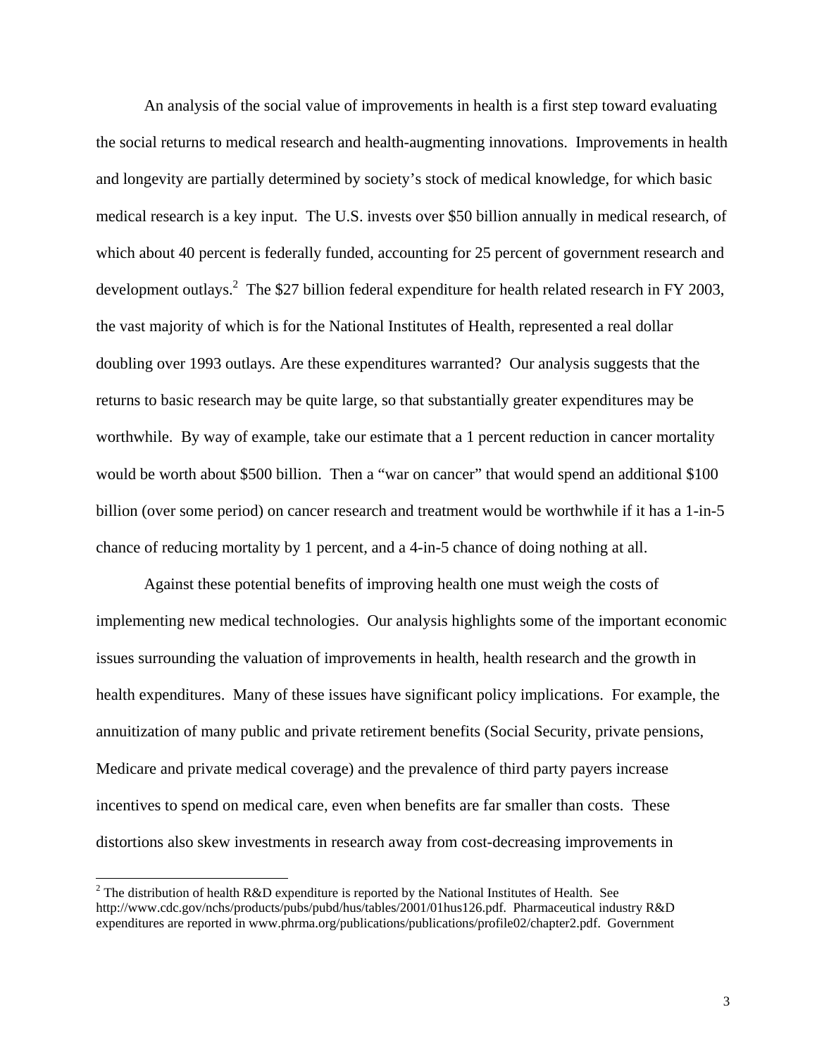An analysis of the social value of improvements in health is a first step toward evaluating the social returns to medical research and health-augmenting innovations. Improvements in health and longevity are partially determined by society's stock of medical knowledge, for which basic medical research is a key input. The U.S. invests over $50 billion annually in medical research, of which about 40 percent is federally funded, accounting for 25 percent of government research and development outlays.[2] The $27 billion federal expenditure for health related research in FY 2003, the vast majority of which is for the National Institutes of Health, represented a real dollar doubling over 1993 outlays. Are these expenditures warranted? Our analysis suggests that the returns to basic research may be quite large, so that substantially greater expenditures may be worthwhile. By way of example, take our estimate that a 1 percent reduction in cancer mortality would be worth about $500 billion. Then a "war on cancer" that would spend an additional $100 billion (over some period) on cancer research and treatment would be worthwhile if it has a 1-in-5 chance of reducing mortality by 1 percent, and a 4-in-5 chance of doing nothing at all.

Against these potential benefits of improving health one must weigh the costs of implementing new medical technologies. Our analysis highlights some of the important economic issues surrounding the valuation of improvements in health, health research and the growth in health expenditures. Many of these issues have significant policy implications. For example, the annuitization of many public and private retirement benefits (Social Security, private pensions, Medicare and private medical coverage) and the prevalence of third party payers increase incentives to spend on medical care, even when benefits are far smaller than costs. These distortions also skew investments in research away from cost-decreasing improvements in

[2] The distribution of health R&D expenditure is reported by the National Institutes of Health. See http://www.cdc.gov/nchs/products/pubs/pubd/hus/tables/2001/01hus126.pdf. Pharmaceutical industry R&D expenditures are reported in www.phrma.org/publications/publications/profile02/chapter2.pdf. Government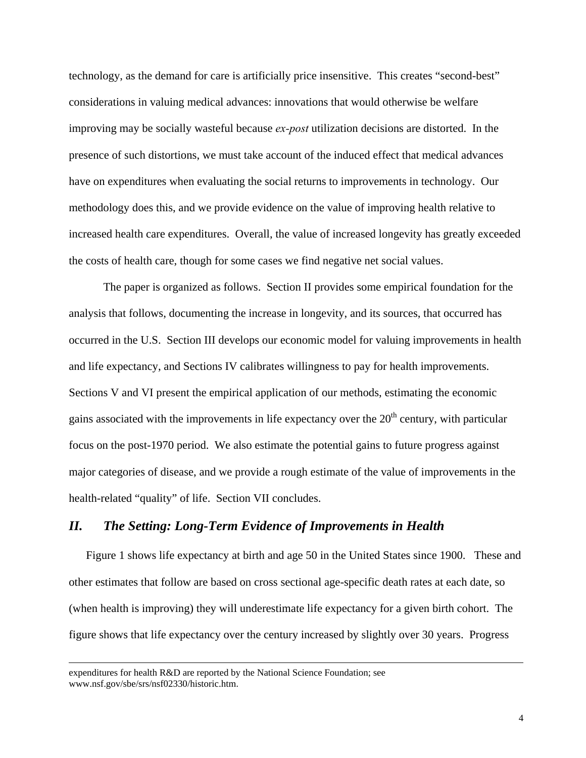technology, as the demand for care is artificially price insensitive. This creates "second-best" considerations in valuing medical advances: innovations that would otherwise be welfare improving may be socially wasteful because *ex-post* utilization decisions are distorted. In the presence of such distortions, we must take account of the induced effect that medical advances have on expenditures when evaluating the social returns to improvements in technology. Our methodology does this, and we provide evidence on the value of improving health relative to increased health care expenditures. Overall, the value of increased longevity has greatly exceeded the costs of health care, though for some cases we find negative net social values.

The paper is organized as follows. Section II provides some empirical foundation for the analysis that follows, documenting the increase in longevity, and its sources, that occurred has occurred in the U.S. Section III develops our economic model for valuing improvements in health and life expectancy, and Sections IV calibrates willingness to pay for health improvements. Sections V and VI present the empirical application of our methods, estimating the economic gains associated with the improvements in life expectancy over the 20th century, with particular focus on the post-1970 period. We also estimate the potential gains to future progress against major categories of disease, and we provide a rough estimate of the value of improvements in the health-related "quality" of life. Section VII concludes.

## *II. The Setting: Long-Term Evidence of Improvements in Health*

Figure 1 shows life expectancy at birth and age 50 in the United States since 1900. These and other estimates that follow are based on cross sectional age-specific death rates at each date, so (when health is improving) they will underestimate life expectancy for a given birth cohort. The figure shows that life expectancy over the century increased by slightly over 30 years. Progress

---

expenditures for health R&D are reported by the National Science Foundation; see www.nsf.gov/sbe/srs/nsf02330/historic.htm.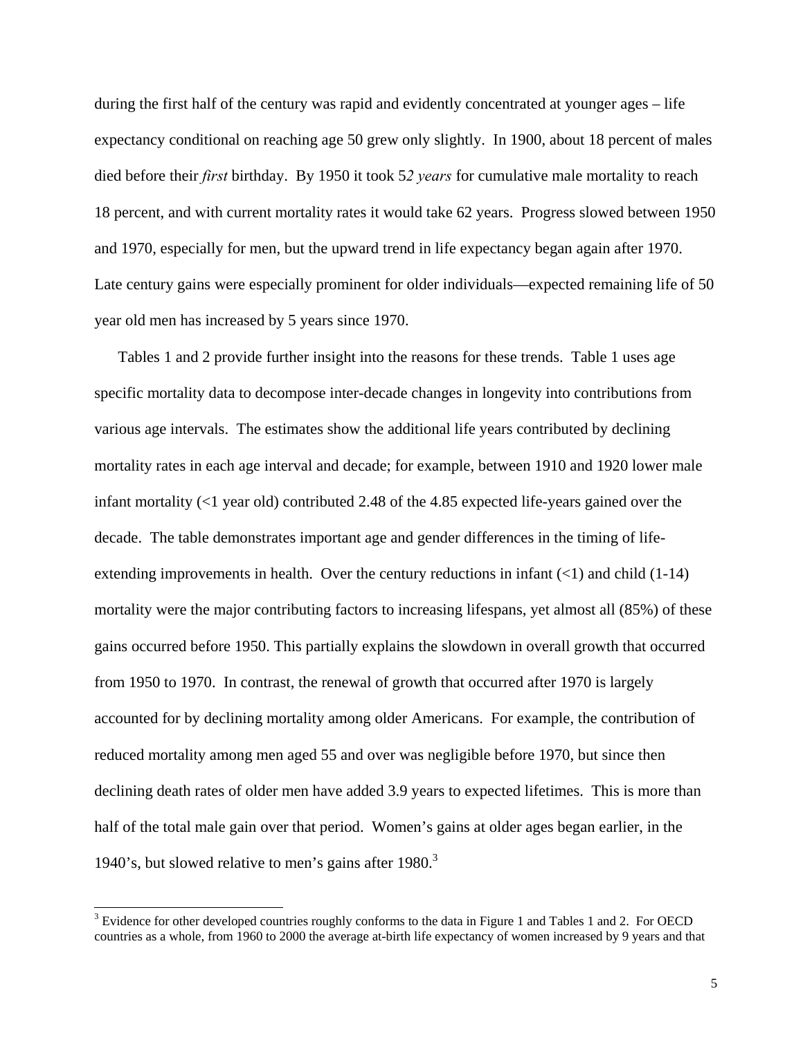during the first half of the century was rapid and evidently concentrated at younger ages – life expectancy conditional on reaching age 50 grew only slightly. In 1900, about 18 percent of males died before their *first* birthday. By 1950 it took 5*2 years* for cumulative male mortality to reach 18 percent, and with current mortality rates it would take 62 years. Progress slowed between 1950 and 1970, especially for men, but the upward trend in life expectancy began again after 1970. Late century gains were especially prominent for older individuals—expected remaining life of 50 year old men has increased by 5 years since 1970.

Tables 1 and 2 provide further insight into the reasons for these trends. Table 1 uses age specific mortality data to decompose inter-decade changes in longevity into contributions from various age intervals. The estimates show the additional life years contributed by declining mortality rates in each age interval and decade; for example, between 1910 and 1920 lower male infant mortality (<1 year old) contributed 2.48 of the 4.85 expected life-years gained over the decade. The table demonstrates important age and gender differences in the timing of life-extending improvements in health. Over the century reductions in infant (<1) and child (1-14) mortality were the major contributing factors to increasing lifespans, yet almost all (85%) of these gains occurred before 1950. This partially explains the slowdown in overall growth that occurred from 1950 to 1970. In contrast, the renewal of growth that occurred after 1970 is largely accounted for by declining mortality among older Americans. For example, the contribution of reduced mortality among men aged 55 and over was negligible before 1970, but since then declining death rates of older men have added 3.9 years to expected lifetimes. This is more than half of the total male gain over that period. Women's gains at older ages began earlier, in the 1940's, but slowed relative to men's gains after 1980.[3]

[3] Evidence for other developed countries roughly conforms to the data in Figure 1 and Tables 1 and 2. For OECD countries as a whole, from 1960 to 2000 the average at-birth life expectancy of women increased by 9 years and that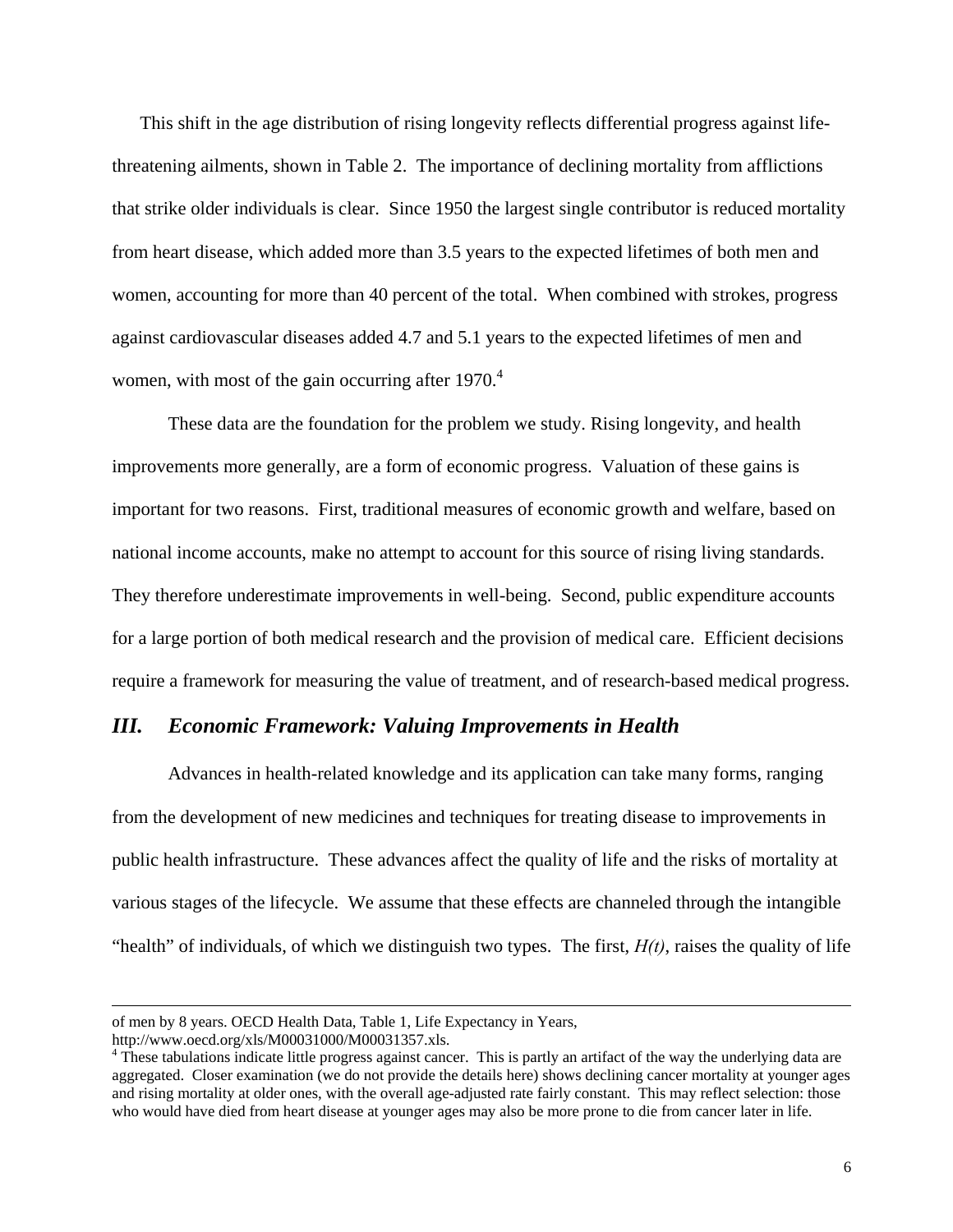This shift in the age distribution of rising longevity reflects differential progress against life-threatening ailments, shown in Table 2. The importance of declining mortality from afflictions that strike older individuals is clear. Since 1950 the largest single contributor is reduced mortality from heart disease, which added more than 3.5 years to the expected lifetimes of both men and women, accounting for more than 40 percent of the total. When combined with strokes, progress against cardiovascular diseases added 4.7 and 5.1 years to the expected lifetimes of men and women, with most of the gain occurring after 1970.[4]

These data are the foundation for the problem we study. Rising longevity, and health improvements more generally, are a form of economic progress. Valuation of these gains is important for two reasons. First, traditional measures of economic growth and welfare, based on national income accounts, make no attempt to account for this source of rising living standards. They therefore underestimate improvements in well-being. Second, public expenditure accounts for a large portion of both medical research and the provision of medical care. Efficient decisions require a framework for measuring the value of treatment, and of research-based medical progress.

## *III. Economic Framework: Valuing Improvements in Health*

Advances in health-related knowledge and its application can take many forms, ranging from the development of new medicines and techniques for treating disease to improvements in public health infrastructure. These advances affect the quality of life and the risks of mortality at various stages of the lifecycle. We assume that these effects are channeled through the intangible "health" of individuals, of which we distinguish two types. The first, $H(t)$, raises the quality of life

---

of men by 8 years. OECD Health Data, Table 1, Life Expectancy in Years, http://www.oecd.org/xls/M00031000/M00031357.xls.

[4] These tabulations indicate little progress against cancer. This is partly an artifact of the way the underlying data are aggregated. Closer examination (we do not provide the details here) shows declining cancer mortality at younger ages and rising mortality at older ones, with the overall age-adjusted rate fairly constant. This may reflect selection: those who would have died from heart disease at younger ages may also be more prone to die from cancer later in life.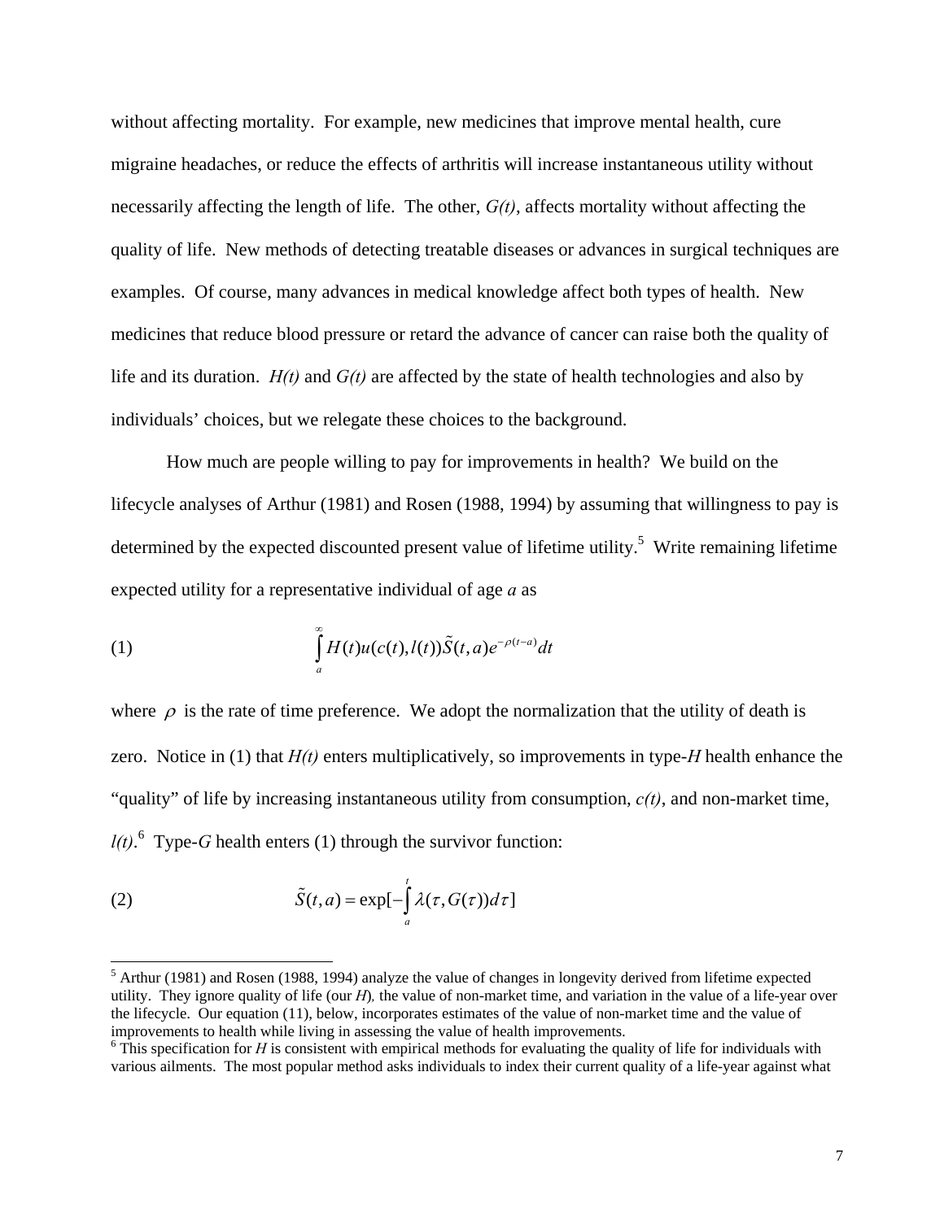without affecting mortality. For example, new medicines that improve mental health, cure migraine headaches, or reduce the effects of arthritis will increase instantaneous utility without necessarily affecting the length of life. The other, *G(t)*, affects mortality without affecting the quality of life. New methods of detecting treatable diseases or advances in surgical techniques are examples. Of course, many advances in medical knowledge affect both types of health. New medicines that reduce blood pressure or retard the advance of cancer can raise both the quality of life and its duration. *H(t)* and *G(t)* are affected by the state of health technologies and also by individuals' choices, but we relegate these choices to the background.

How much are people willing to pay for improvements in health? We build on the lifecycle analyses of Arthur (1981) and Rosen (1988, 1994) by assuming that willingness to pay is determined by the expected discounted present value of lifetime utility.[5] Write remaining lifetime expected utility for a representative individual of age *a* as

$$(1) \qquad \int_a^\infty H(t)u(c(t),l(t))\tilde{S}(t,a)e^{-\rho(t-a)}dt$$

where $\rho$ is the rate of time preference. We adopt the normalization that the utility of death is zero. Notice in (1) that *H(t)* enters multiplicatively, so improvements in type-*H* health enhance the "quality" of life by increasing instantaneous utility from consumption, *c(t)*, and non-market time, *l(t)*.[6] Type-*G* health enters (1) through the survivor function:

$$(2) \qquad \tilde{S}(t,a) = \exp[-\int_a^t \lambda(\tau, G(\tau))d\tau]$$

---

[5] Arthur (1981) and Rosen (1988, 1994) analyze the value of changes in longevity derived from lifetime expected utility. They ignore quality of life (our *H*), the value of non-market time, and variation in the value of a life-year over the lifecycle. Our equation (11), below, incorporates estimates of the value of non-market time and the value of improvements to health while living in assessing the value of health improvements.

[6] This specification for *H* is consistent with empirical methods for evaluating the quality of life for individuals with various ailments. The most popular method asks individuals to index their current quality of a life-year against what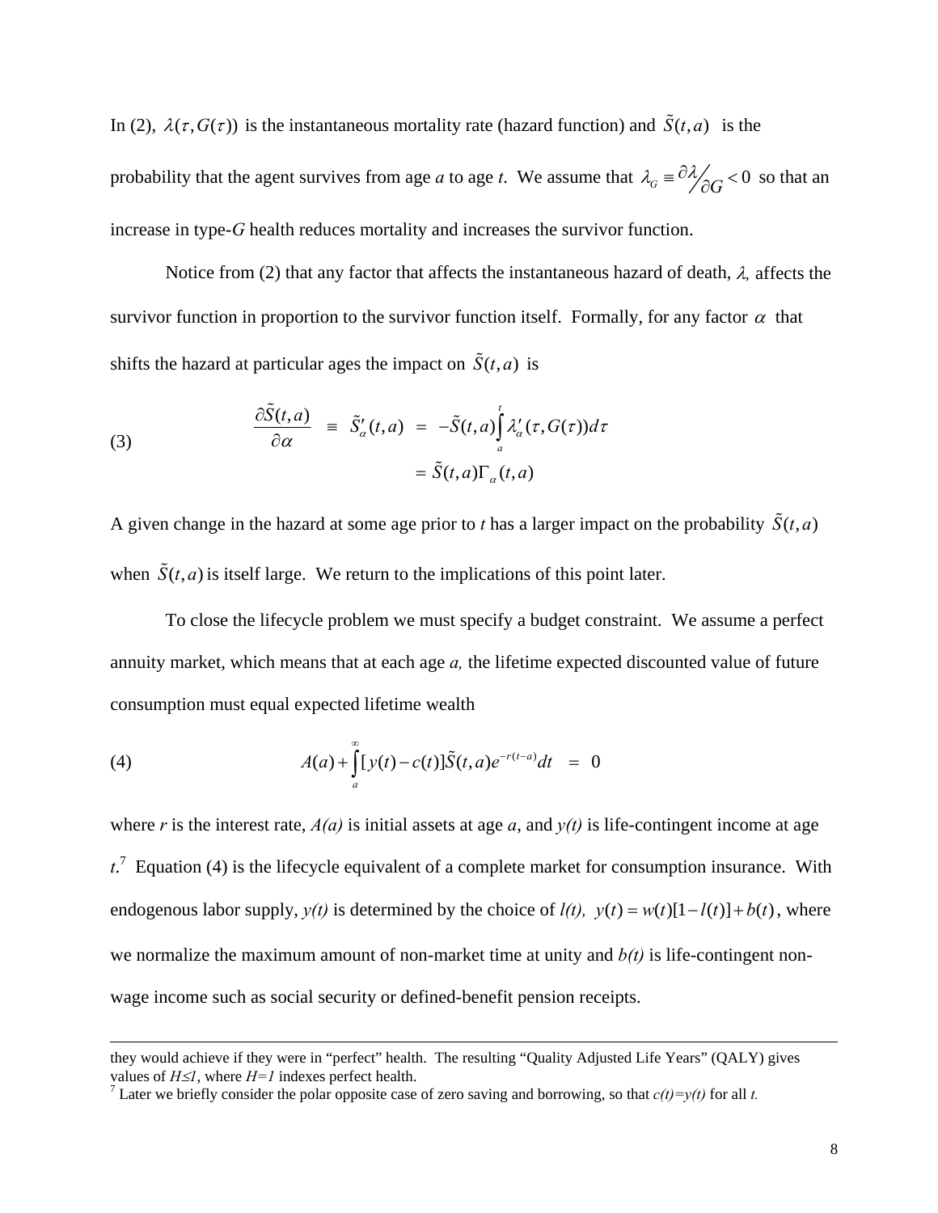In (2), $\lambda(\tau, G(\tau))$ is the instantaneous mortality rate (hazard function) and $\tilde{S}(t,a)$ is the probability that the agent survives from age *a* to age *t*. We assume that $\lambda_G \equiv \partial\lambda / \partial G < 0$ so that an increase in type-*G* health reduces mortality and increases the survivor function.

Notice from (2) that any factor that affects the instantaneous hazard of death, $\lambda$, affects the survivor function in proportion to the survivor function itself. Formally, for any factor $\alpha$ that shifts the hazard at particular ages the impact on $\tilde{S}(t,a)$ is

$$
\begin{aligned}
(3) \qquad \frac{\partial \tilde{S}(t,a)}{\partial \alpha} \;\equiv\; \tilde{S}'_\alpha(t,a) \;&=\; -\tilde{S}(t,a)\int_a^t \lambda'_\alpha(\tau, G(\tau))d\tau \\
&=\; \tilde{S}(t,a)\Gamma_\alpha(t,a)
\end{aligned}
$$

A given change in the hazard at some age prior to *t* has a larger impact on the probability $\tilde{S}(t,a)$ when $\tilde{S}(t,a)$ is itself large. We return to the implications of this point later.

To close the lifecycle problem we must specify a budget constraint. We assume a perfect annuity market, which means that at each age *a,* the lifetime expected discounted value of future consumption must equal expected lifetime wealth

$$
(4) \qquad A(a) + \int_a^\infty [y(t) - c(t)]\tilde{S}(t,a)e^{-r(t-a)}dt \;=\; 0
$$

where *r* is the interest rate, *A(a)* is initial assets at age *a*, and *y(t)* is life-contingent income at age *t*.[7] Equation (4) is the lifecycle equivalent of a complete market for consumption insurance. With endogenous labor supply, *y(t)* is determined by the choice of *l(t),* $y(t) = w(t)[1 - l(t)] + b(t)$, where we normalize the maximum amount of non-market time at unity and *b(t)* is life-contingent non-wage income such as social security or defined-benefit pension receipts.

---

they would achieve if they were in "perfect" health. The resulting "Quality Adjusted Life Years" (QALY) gives values of $H \leq 1$, where $H=1$ indexes perfect health.

[7] Later we briefly consider the polar opposite case of zero saving and borrowing, so that *c(t)=y(t)* for all *t.*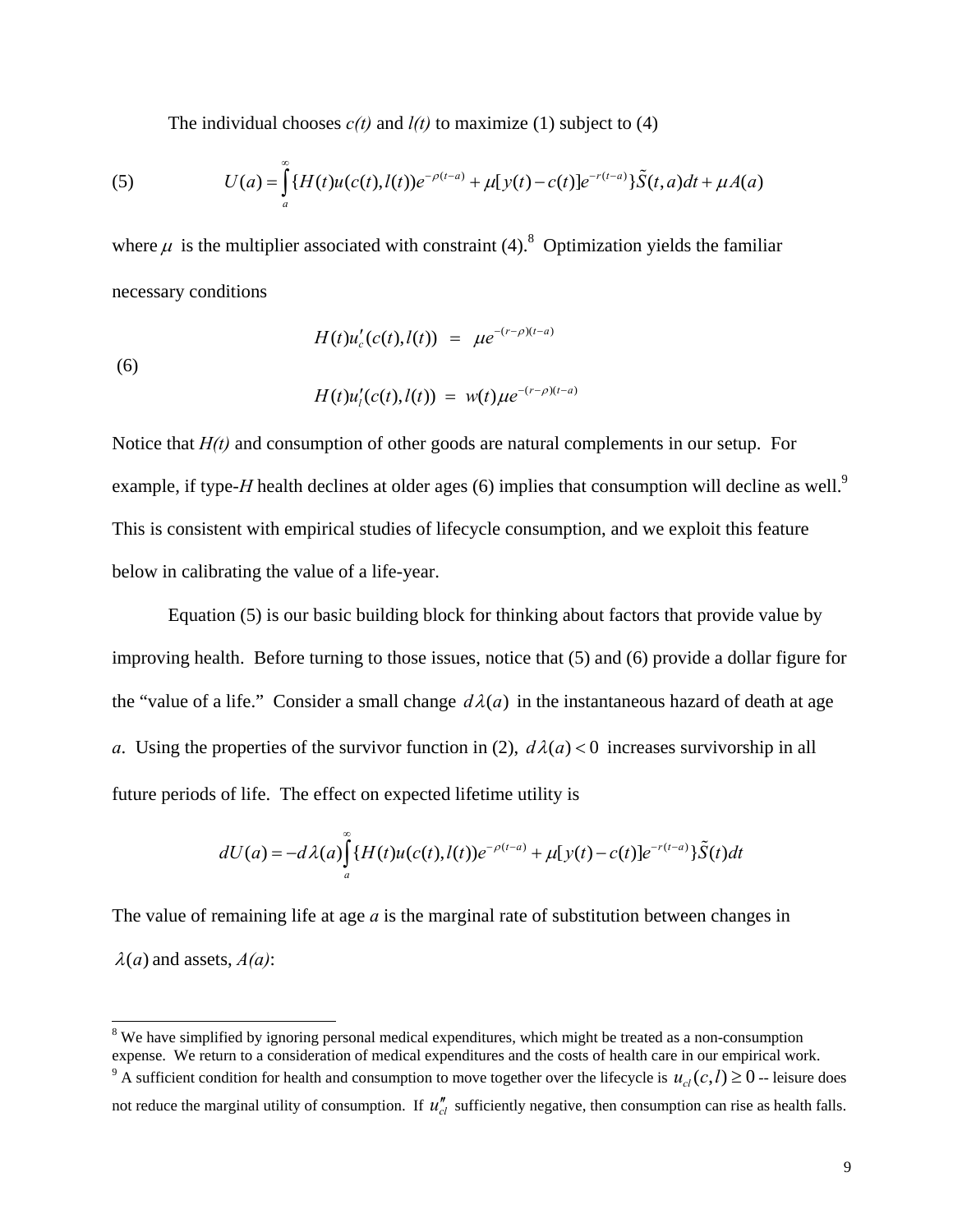The individual chooses *c(t)* and *l(t)* to maximize (1) subject to (4)

$$U(a)=\int_a^\infty \{H(t)u(c(t),l(t))e^{-\rho(t-a)}+\mu[y(t)-c(t)]e^{-r(t-a)}\}\tilde{S}(t,a)dt+\mu A(a) \tag{5}$$

where $\mu$ is the multiplier associated with constraint (4).[8] Optimization yields the familiar necessary conditions

$$\begin{aligned} H(t)u_c'(c(t),l(t)) &= \mu e^{-(r-\rho)(t-a)} \\ H(t)u_l'(c(t),l(t)) &= w(t)\mu e^{-(r-\rho)(t-a)} \end{aligned} \tag{6}$$

Notice that *H(t)* and consumption of other goods are natural complements in our setup. For example, if type-*H* health declines at older ages (6) implies that consumption will decline as well.[9] This is consistent with empirical studies of lifecycle consumption, and we exploit this feature below in calibrating the value of a life-year.

Equation (5) is our basic building block for thinking about factors that provide value by improving health. Before turning to those issues, notice that (5) and (6) provide a dollar figure for the "value of a life." Consider a small change $d\lambda(a)$ in the instantaneous hazard of death at age *a*. Using the properties of the survivor function in (2), $d\lambda(a)<0$ increases survivorship in all future periods of life. The effect on expected lifetime utility is

$$dU(a)=-d\lambda(a)\int_a^\infty \{H(t)u(c(t),l(t))e^{-\rho(t-a)}+\mu[y(t)-c(t)]e^{-r(t-a)}\}\tilde{S}(t)dt$$

The value of remaining life at age *a* is the marginal rate of substitution between changes in $\lambda(a)$ and assets, *A(a)*:

---

[8] We have simplified by ignoring personal medical expenditures, which might be treated as a non-consumption expense. We return to a consideration of medical expenditures and the costs of health care in our empirical work.

[9] A sufficient condition for health and consumption to move together over the lifecycle is $u_{cl}(c,l)\geq 0$ -- leisure does not reduce the marginal utility of consumption. If $u''_{cl}$ sufficiently negative, then consumption can rise as health falls.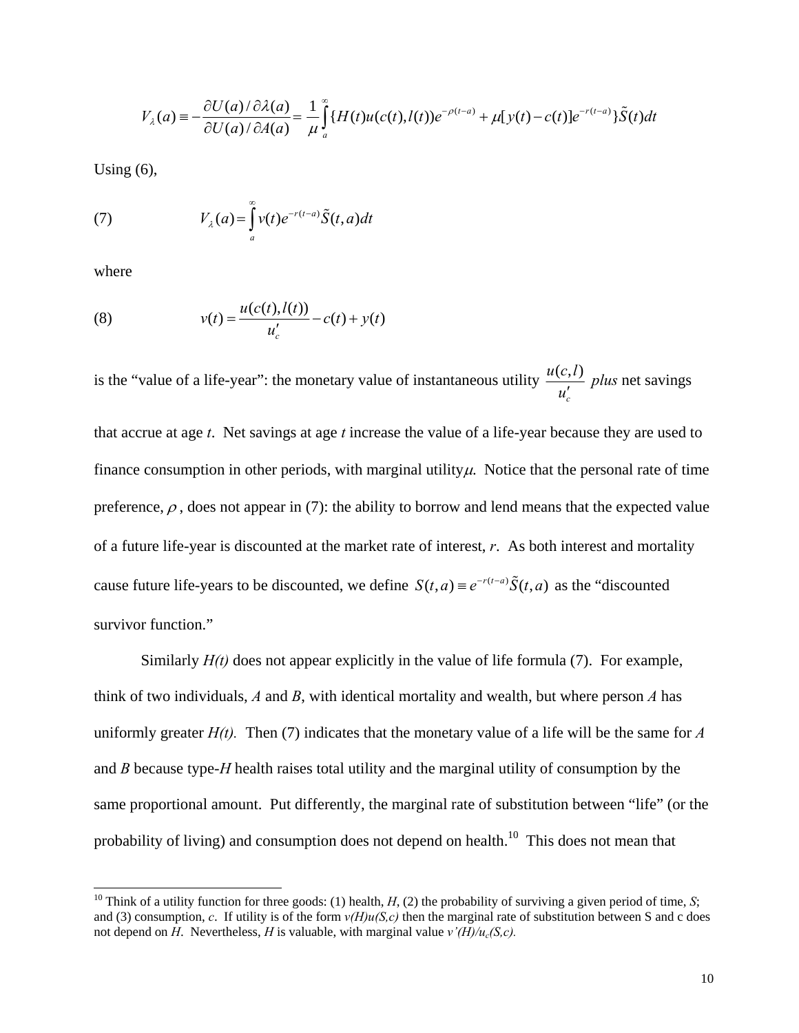$$V_\lambda(a) \equiv -\frac{\partial U(a)/\partial\lambda(a)}{\partial U(a)/\partial A(a)} = \frac{1}{\mu}\int_a^\infty \{H(t)u(c(t),l(t))e^{-\rho(t-a)} + \mu[y(t)-c(t)]e^{-r(t-a)}\}\tilde{S}(t)dt$$

Using (6),

$$V_\lambda(a) = \int_a^\infty v(t)e^{-r(t-a)}\tilde{S}(t,a)dt \tag{7}$$

where

$$v(t) = \frac{u(c(t),l(t))}{u_c'} - c(t) + y(t) \tag{8}$$

is the "value of a life-year": the monetary value of instantaneous utility $\frac{u(c,l)}{u_c'}$ *plus* net savings that accrue at age *t*. Net savings at age *t* increase the value of a life-year because they are used to finance consumption in other periods, with marginal utility $\mu$. Notice that the personal rate of time preference, $\rho$, does not appear in (7): the ability to borrow and lend means that the expected value of a future life-year is discounted at the market rate of interest, *r*. As both interest and mortality cause future life-years to be discounted, we define $S(t,a) \equiv e^{-r(t-a)}\tilde{S}(t,a)$ as the "discounted survivor function."

Similarly *H(t)* does not appear explicitly in the value of life formula (7). For example, think of two individuals, *A* and *B*, with identical mortality and wealth, but where person *A* has uniformly greater *H(t).* Then (7) indicates that the monetary value of a life will be the same for *A* and *B* because type-*H* health raises total utility and the marginal utility of consumption by the same proportional amount. Put differently, the marginal rate of substitution between "life" (or the probability of living) and consumption does not depend on health.[10] This does not mean that

[10] Think of a utility function for three goods: (1) health, *H*, (2) the probability of surviving a given period of time, *S*; and (3) consumption, *c*. If utility is of the form $v(H)u(S,c)$ then the marginal rate of substitution between S and c does not depend on *H*. Nevertheless, *H* is valuable, with marginal value $v'(H)/u_c(S,c)$.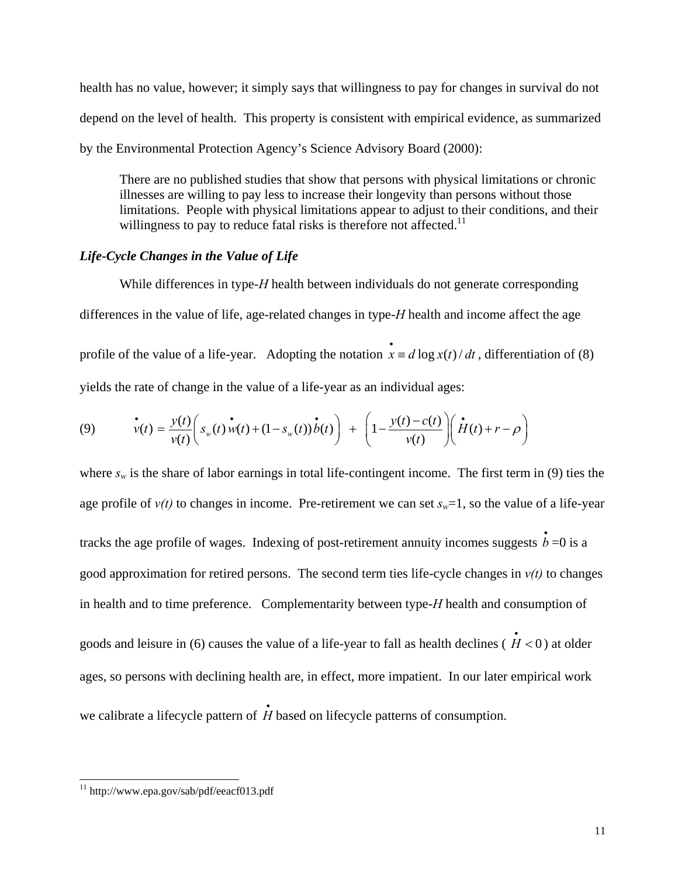health has no value, however; it simply says that willingness to pay for changes in survival do not depend on the level of health. This property is consistent with empirical evidence, as summarized by the Environmental Protection Agency's Science Advisory Board (2000):

> There are no published studies that show that persons with physical limitations or chronic illnesses are willing to pay less to increase their longevity than persons without those limitations. People with physical limitations appear to adjust to their conditions, and their willingness to pay to reduce fatal risks is therefore not affected.[11]

### *Life-Cycle Changes in the Value of Life*

While differences in type-*H* health between individuals do not generate corresponding differences in the value of life, age-related changes in type-*H* health and income affect the age profile of the value of a life-year. Adopting the notation $\overset{\bullet}{x} \equiv d \log x(t)/dt$, differentiation of (8) yields the rate of change in the value of a life-year as an individual ages:

$$\overset{\bullet}{v}(t) = \frac{y(t)}{v(t)}\left( s_w(t)\,\overset{\bullet}{w}(t) + (1 - s_w(t))\,\overset{\bullet}{b}(t) \right) \; + \; \left( 1 - \frac{y(t) - c(t)}{v(t)} \right)\left( \overset{\bullet}{H}(t) + r - \rho \right) \tag{9}$$

where $s_w$ is the share of labor earnings in total life-contingent income. The first term in (9) ties the age profile of $v(t)$ to changes in income. Pre-retirement we can set $s_w$=1, so the value of a life-year tracks the age profile of wages. Indexing of post-retirement annuity incomes suggests $\overset{\bullet}{b}$=0 is a good approximation for retired persons. The second term ties life-cycle changes in $v(t)$ to changes in health and to time preference. Complementarity between type-*H* health and consumption of goods and leisure in (6) causes the value of a life-year to fall as health declines ($\overset{\bullet}{H} < 0$) at older ages, so persons with declining health are, in effect, more impatient. In our later empirical work we calibrate a lifecycle pattern of $\overset{\bullet}{H}$ based on lifecycle patterns of consumption.

---

[11] http://www.epa.gov/sab/pdf/eeacf013.pdf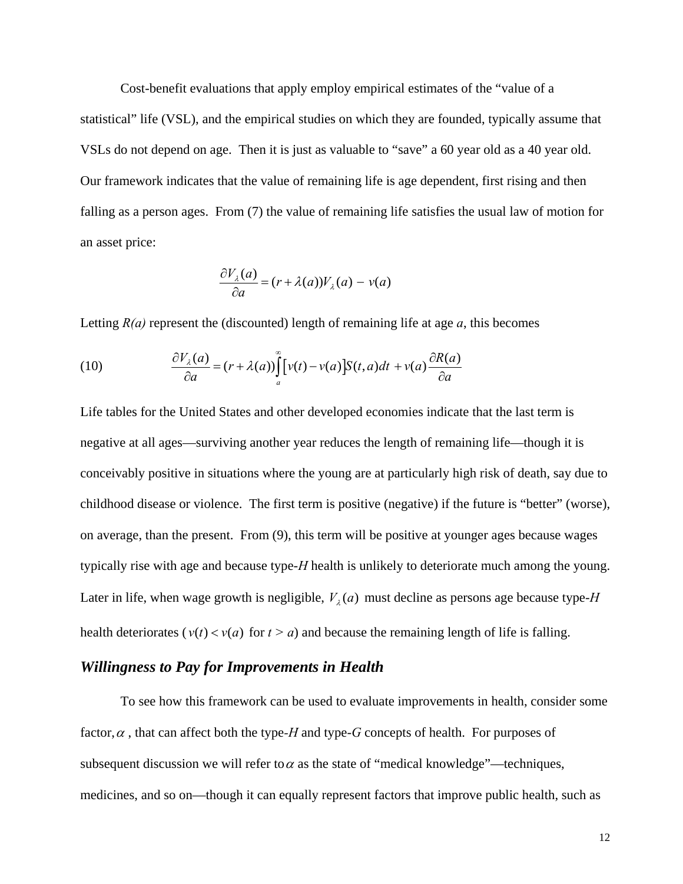Cost-benefit evaluations that apply employ empirical estimates of the "value of a statistical" life (VSL), and the empirical studies on which they are founded, typically assume that VSLs do not depend on age. Then it is just as valuable to "save" a 60 year old as a 40 year old. Our framework indicates that the value of remaining life is age dependent, first rising and then falling as a person ages. From (7) the value of remaining life satisfies the usual law of motion for an asset price:

$$\frac{\partial V_\lambda(a)}{\partial a} = (r + \lambda(a))V_\lambda(a) - v(a)$$

Letting *R(a)* represent the (discounted) length of remaining life at age *a*, this becomes

$$\frac{\partial V_\lambda(a)}{\partial a} = (r + \lambda(a))\int_a^\infty \left[v(t) - v(a)\right]S(t,a)dt + v(a)\frac{\partial R(a)}{\partial a} \tag{10}$$

Life tables for the United States and other developed economies indicate that the last term is negative at all ages—surviving another year reduces the length of remaining life—though it is conceivably positive in situations where the young are at particularly high risk of death, say due to childhood disease or violence. The first term is positive (negative) if the future is "better" (worse), on average, than the present. From (9), this term will be positive at younger ages because wages typically rise with age and because type-*H* health is unlikely to deteriorate much among the young. Later in life, when wage growth is negligible, $V_\lambda(a)$ must decline as persons age because type-*H* health deteriorates ($v(t) < v(a)$ for $t > a$) and because the remaining length of life is falling.

## *Willingness to Pay for Improvements in Health*

To see how this framework can be used to evaluate improvements in health, consider some factor, $\alpha$, that can affect both the type-*H* and type-*G* concepts of health. For purposes of subsequent discussion we will refer to $\alpha$ as the state of "medical knowledge"—techniques, medicines, and so on—though it can equally represent factors that improve public health, such as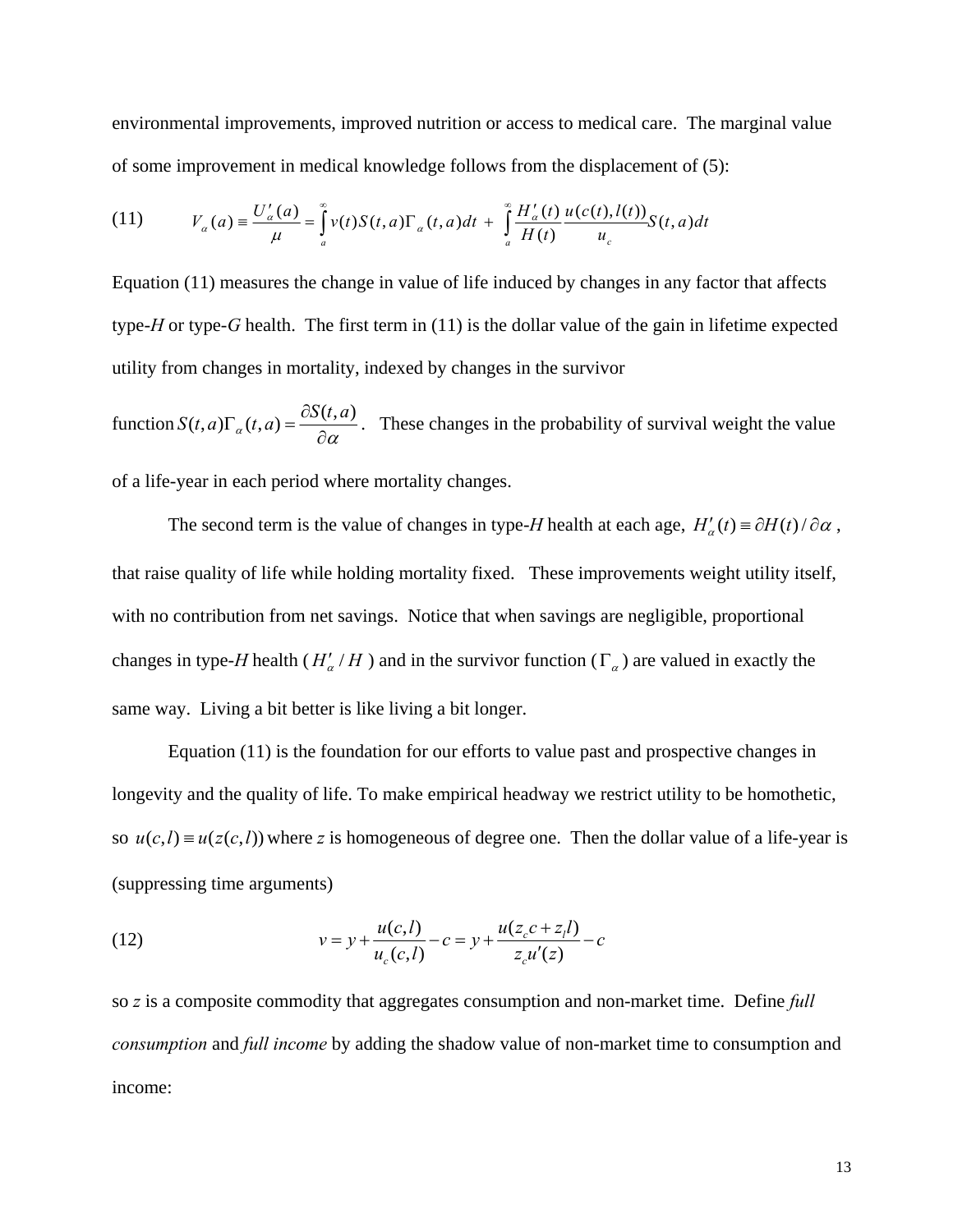environmental improvements, improved nutrition or access to medical care. The marginal value of some improvement in medical knowledge follows from the displacement of (5):

$$V_\alpha(a) \equiv \frac{U'_\alpha(a)}{\mu} = \int_a^\infty v(t)S(t,a)\Gamma_\alpha(t,a)dt + \int_a^\infty \frac{H'_\alpha(t)}{H(t)} \frac{u(c(t),l(t))}{u_c} S(t,a)dt \tag{11}$$

Equation (11) measures the change in value of life induced by changes in any factor that affects type-*H* or type-*G* health. The first term in (11) is the dollar value of the gain in lifetime expected utility from changes in mortality, indexed by changes in the survivor function $S(t,a)\Gamma_\alpha(t,a) = \dfrac{\partial S(t,a)}{\partial \alpha}$. These changes in the probability of survival weight the value of a life-year in each period where mortality changes.

The second term is the value of changes in type-*H* health at each age, $H'_\alpha(t) \equiv \partial H(t)/\partial\alpha$, that raise quality of life while holding mortality fixed. These improvements weight utility itself, with no contribution from net savings. Notice that when savings are negligible, proportional changes in type-*H* health ($H'_\alpha / H$) and in the survivor function ($\Gamma_\alpha$) are valued in exactly the same way. Living a bit better is like living a bit longer.

Equation (11) is the foundation for our efforts to value past and prospective changes in longevity and the quality of life. To make empirical headway we restrict utility to be homothetic, so $u(c,l) \equiv u(z(c,l))$ where *z* is homogeneous of degree one. Then the dollar value of a life-year is (suppressing time arguments)

$$v = y + \frac{u(c,l)}{u_c(c,l)} - c = y + \frac{u(z_c c + z_l l)}{z_c u'(z)} - c \tag{12}$$

so *z* is a composite commodity that aggregates consumption and non-market time. Define *full consumption* and *full income* by adding the shadow value of non-market time to consumption and income: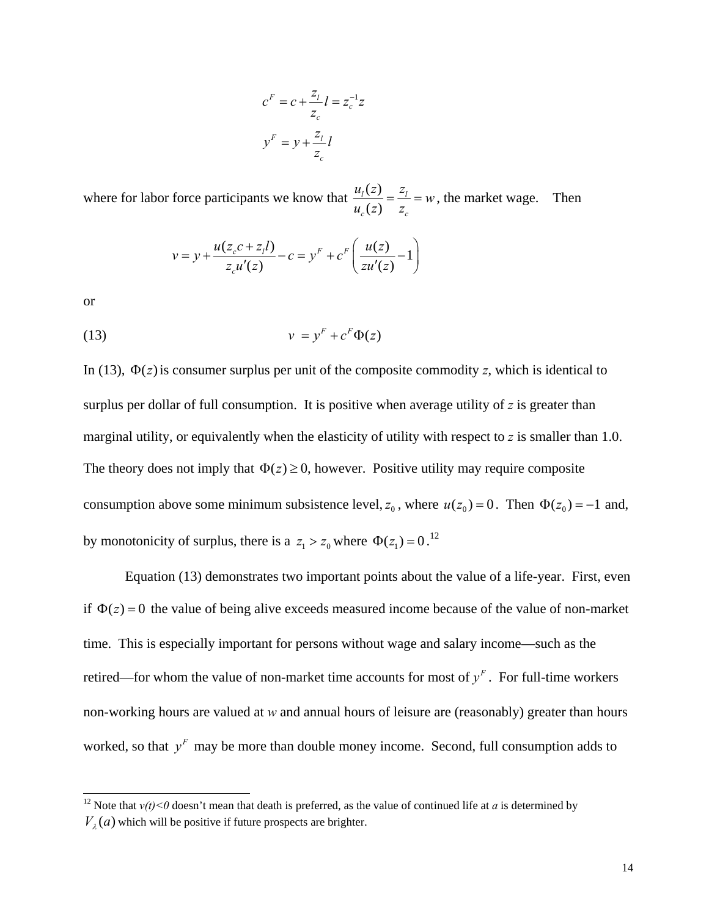$$c^F = c + \frac{z_l}{z_c} l = z_c^{-1} z$$

$$y^F = y + \frac{z_l}{z_c} l$$

where for labor force participants we know that $\frac{u_l(z)}{u_c(z)} = \frac{z_l}{z_c} = w$, the market wage. Then

$$v = y + \frac{u(z_c c + z_l l)}{z_c u'(z)} - c = y^F + c^F \left( \frac{u(z)}{z u'(z)} - 1 \right)$$

or

$$v = y^F + c^F \Phi(z) \tag{13}$$

In (13), $\Phi(z)$ is consumer surplus per unit of the composite commodity *z*, which is identical to surplus per dollar of full consumption. It is positive when average utility of *z* is greater than marginal utility, or equivalently when the elasticity of utility with respect to *z* is smaller than 1.0. The theory does not imply that $\Phi(z) \geq 0$, however. Positive utility may require composite consumption above some minimum subsistence level, $z_0$, where $u(z_0) = 0$. Then $\Phi(z_0) = -1$ and, by monotonicity of surplus, there is a $z_1 > z_0$ where $\Phi(z_1) = 0$.[12]

Equation (13) demonstrates two important points about the value of a life-year. First, even if $\Phi(z) = 0$ the value of being alive exceeds measured income because of the value of non-market time. This is especially important for persons without wage and salary income—such as the retired—for whom the value of non-market time accounts for most of $y^F$. For full-time workers non-working hours are valued at *w* and annual hours of leisure are (reasonably) greater than hours worked, so that $y^F$ may be more than double money income. Second, full consumption adds to

---

[12] Note that *v(t)<0* doesn't mean that death is preferred, as the value of continued life at *a* is determined by $V_\lambda(a)$ which will be positive if future prospects are brighter.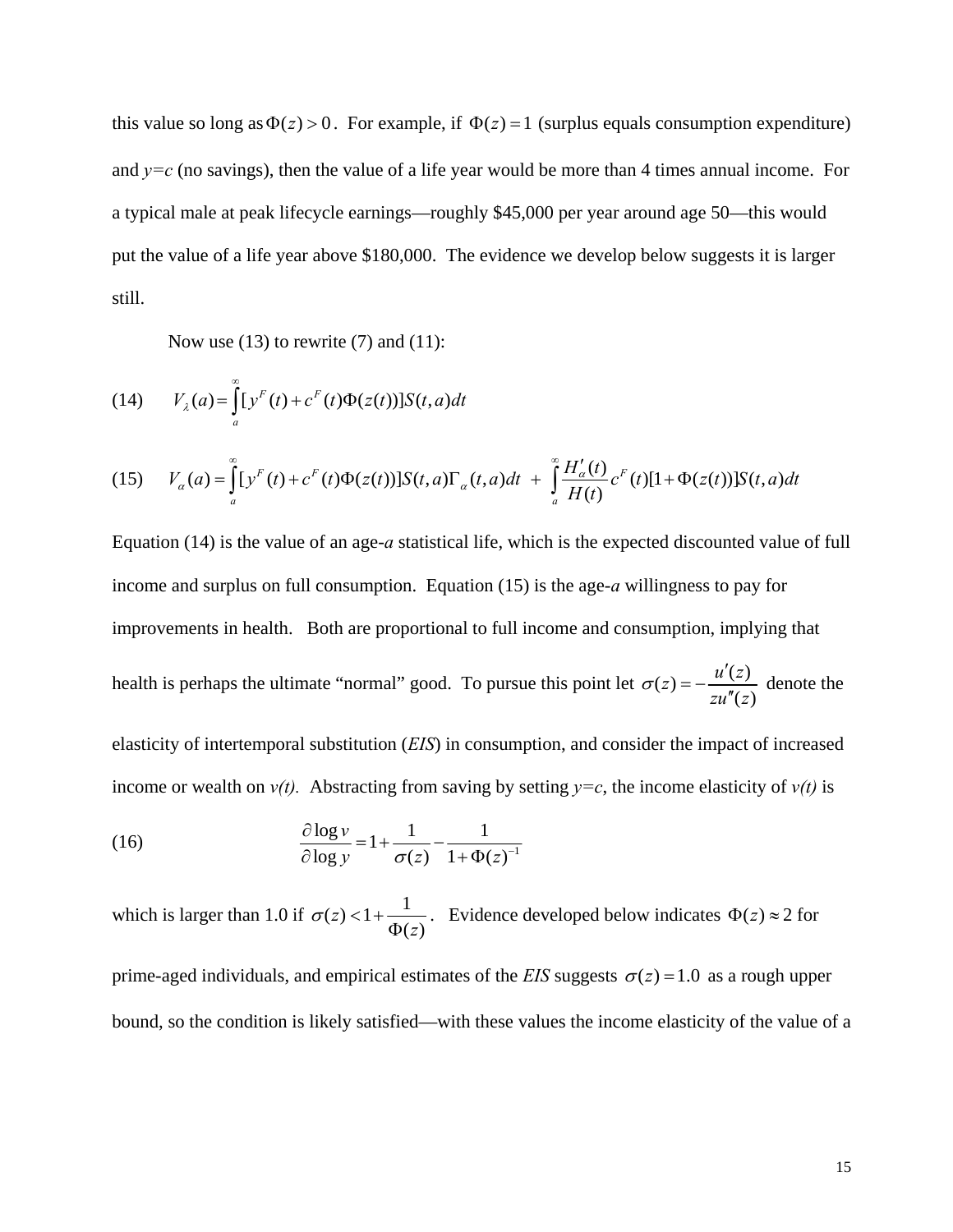this value so long as $\Phi(z) > 0$. For example, if $\Phi(z) = 1$ (surplus equals consumption expenditure) and *y=c* (no savings), then the value of a life year would be more than 4 times annual income. For a typical male at peak lifecycle earnings—roughly \$45,000 per year around age 50—this would put the value of a life year above \$180,000. The evidence we develop below suggests it is larger still.

Now use (13) to rewrite (7) and (11):

$$(14) \qquad V_{\lambda}(a) = \int_{a}^{\infty} [y^F(t) + c^F(t)\Phi(z(t))] S(t,a) dt$$

$$(15) \qquad V_{\alpha}(a) = \int_{a}^{\infty} [y^F(t) + c^F(t)\Phi(z(t))] S(t,a) \Gamma_{\alpha}(t,a) dt \; + \; \int_{a}^{\infty} \frac{H'_{\alpha}(t)}{H(t)} c^F(t)[1 + \Phi(z(t))] S(t,a) dt$$

Equation (14) is the value of an age-*a* statistical life, which is the expected discounted value of full income and surplus on full consumption. Equation (15) is the age-*a* willingness to pay for improvements in health. Both are proportional to full income and consumption, implying that health is perhaps the ultimate "normal" good. To pursue this point let $\sigma(z) = -\frac{u'(z)}{zu''(z)}$ denote the elasticity of intertemporal substitution (*EIS*) in consumption, and consider the impact of increased income or wealth on *v(t)*. Abstracting from saving by setting *y=c*, the income elasticity of *v(t)* is

$$(16) \qquad \frac{\partial \log v}{\partial \log y} = 1 + \frac{1}{\sigma(z)} - \frac{1}{1 + \Phi(z)^{-1}}$$

which is larger than 1.0 if $\sigma(z) < 1 + \frac{1}{\Phi(z)}$. Evidence developed below indicates $\Phi(z) \approx 2$ for prime-aged individuals, and empirical estimates of the *EIS* suggests $\sigma(z) = 1.0$ as a rough upper bound, so the condition is likely satisfied—with these values the income elasticity of the value of a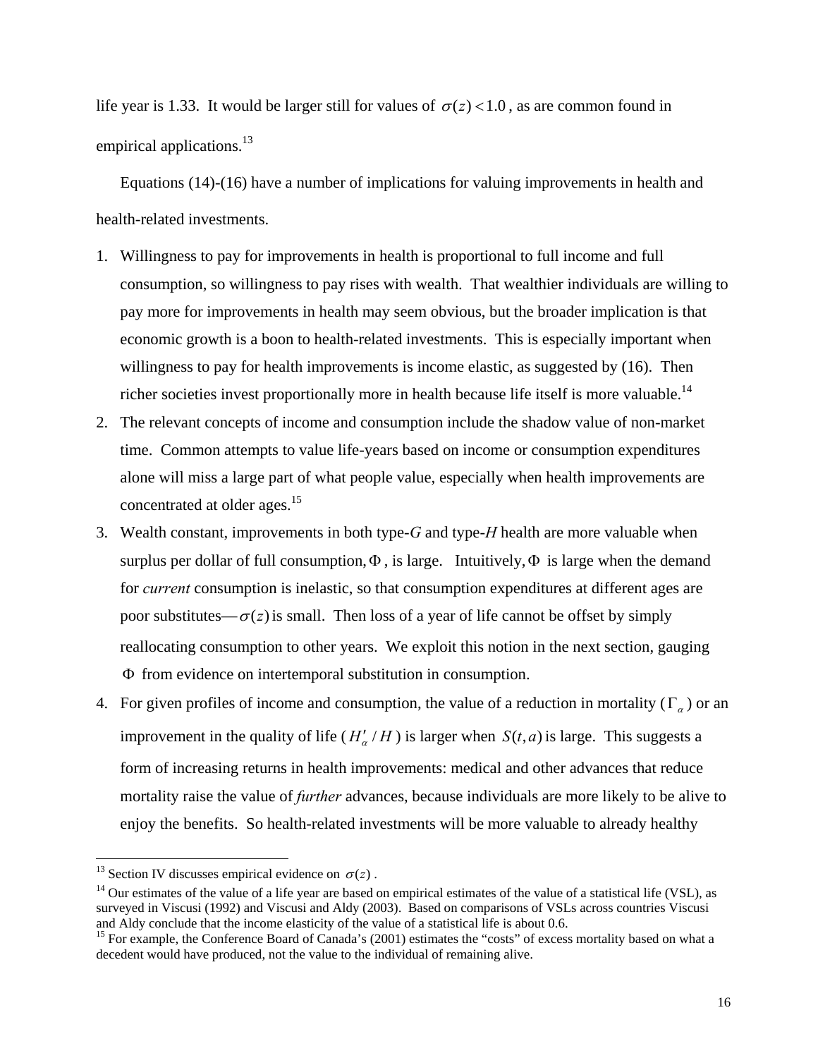life year is 1.33. It would be larger still for values of $\sigma(z) < 1.0$, as are common found in empirical applications.[13]

Equations (14)-(16) have a number of implications for valuing improvements in health and health-related investments.

1. Willingness to pay for improvements in health is proportional to full income and full consumption, so willingness to pay rises with wealth. That wealthier individuals are willing to pay more for improvements in health may seem obvious, but the broader implication is that economic growth is a boon to health-related investments. This is especially important when willingness to pay for health improvements is income elastic, as suggested by (16). Then richer societies invest proportionally more in health because life itself is more valuable.[14]
2. The relevant concepts of income and consumption include the shadow value of non-market time. Common attempts to value life-years based on income or consumption expenditures alone will miss a large part of what people value, especially when health improvements are concentrated at older ages.[15]
3. Wealth constant, improvements in both type-*G* and type-*H* health are more valuable when surplus per dollar of full consumption, $\Phi$, is large. Intuitively, $\Phi$ is large when the demand for *current* consumption is inelastic, so that consumption expenditures at different ages are poor substitutes—$\sigma(z)$ is small. Then loss of a year of life cannot be offset by simply reallocating consumption to other years. We exploit this notion in the next section, gauging $\Phi$ from evidence on intertemporal substitution in consumption.
4. For given profiles of income and consumption, the value of a reduction in mortality ($\Gamma_\alpha$) or an improvement in the quality of life ($H'_\alpha / H$) is larger when $S(t,a)$ is large. This suggests a form of increasing returns in health improvements: medical and other advances that reduce mortality raise the value of *further* advances, because individuals are more likely to be alive to enjoy the benefits. So health-related investments will be more valuable to already healthy

---

[13] Section IV discusses empirical evidence on $\sigma(z)$.

[14] Our estimates of the value of a life year are based on empirical estimates of the value of a statistical life (VSL), as surveyed in Viscusi (1992) and Viscusi and Aldy (2003). Based on comparisons of VSLs across countries Viscusi and Aldy conclude that the income elasticity of the value of a statistical life is about 0.6.

[15] For example, the Conference Board of Canada's (2001) estimates the "costs" of excess mortality based on what a decedent would have produced, not the value to the individual of remaining alive.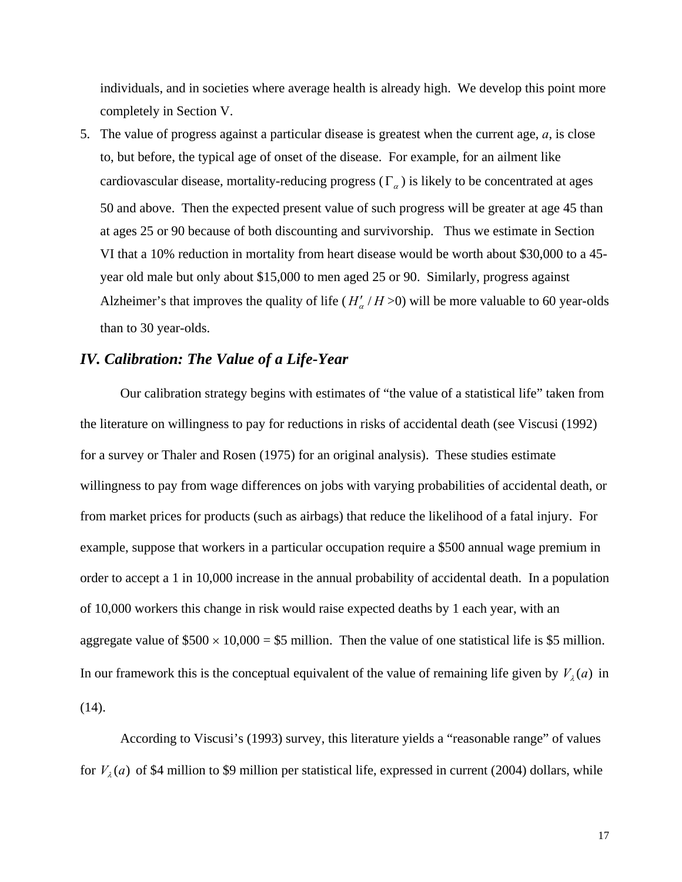individuals, and in societies where average health is already high. We develop this point more completely in Section V.

5. The value of progress against a particular disease is greatest when the current age, *a*, is close to, but before, the typical age of onset of the disease. For example, for an ailment like cardiovascular disease, mortality-reducing progress ($\Gamma_{\alpha}$) is likely to be concentrated at ages 50 and above. Then the expected present value of such progress will be greater at age 45 than at ages 25 or 90 because of both discounting and survivorship. Thus we estimate in Section VI that a 10% reduction in mortality from heart disease would be worth about $30,000 to a 45-year old male but only about $15,000 to men aged 25 or 90. Similarly, progress against Alzheimer's that improves the quality of life ($H'_{\alpha} / H$ >0) will be more valuable to 60 year-olds than to 30 year-olds.

## *IV. Calibration: The Value of a Life-Year*

Our calibration strategy begins with estimates of "the value of a statistical life" taken from the literature on willingness to pay for reductions in risks of accidental death (see Viscusi (1992) for a survey or Thaler and Rosen (1975) for an original analysis). These studies estimate willingness to pay from wage differences on jobs with varying probabilities of accidental death, or from market prices for products (such as airbags) that reduce the likelihood of a fatal injury. For example, suppose that workers in a particular occupation require a $500 annual wage premium in order to accept a 1 in 10,000 increase in the annual probability of accidental death. In a population of 10,000 workers this change in risk would raise expected deaths by 1 each year, with an aggregate value of $\$500 \times 10{,}000$ = $5 million. Then the value of one statistical life is $5 million. In our framework this is the conceptual equivalent of the value of remaining life given by $V_{\lambda}(a)$ in (14).

According to Viscusi's (1993) survey, this literature yields a "reasonable range" of values for $V_{\lambda}(a)$ of $4 million to $9 million per statistical life, expressed in current (2004) dollars, while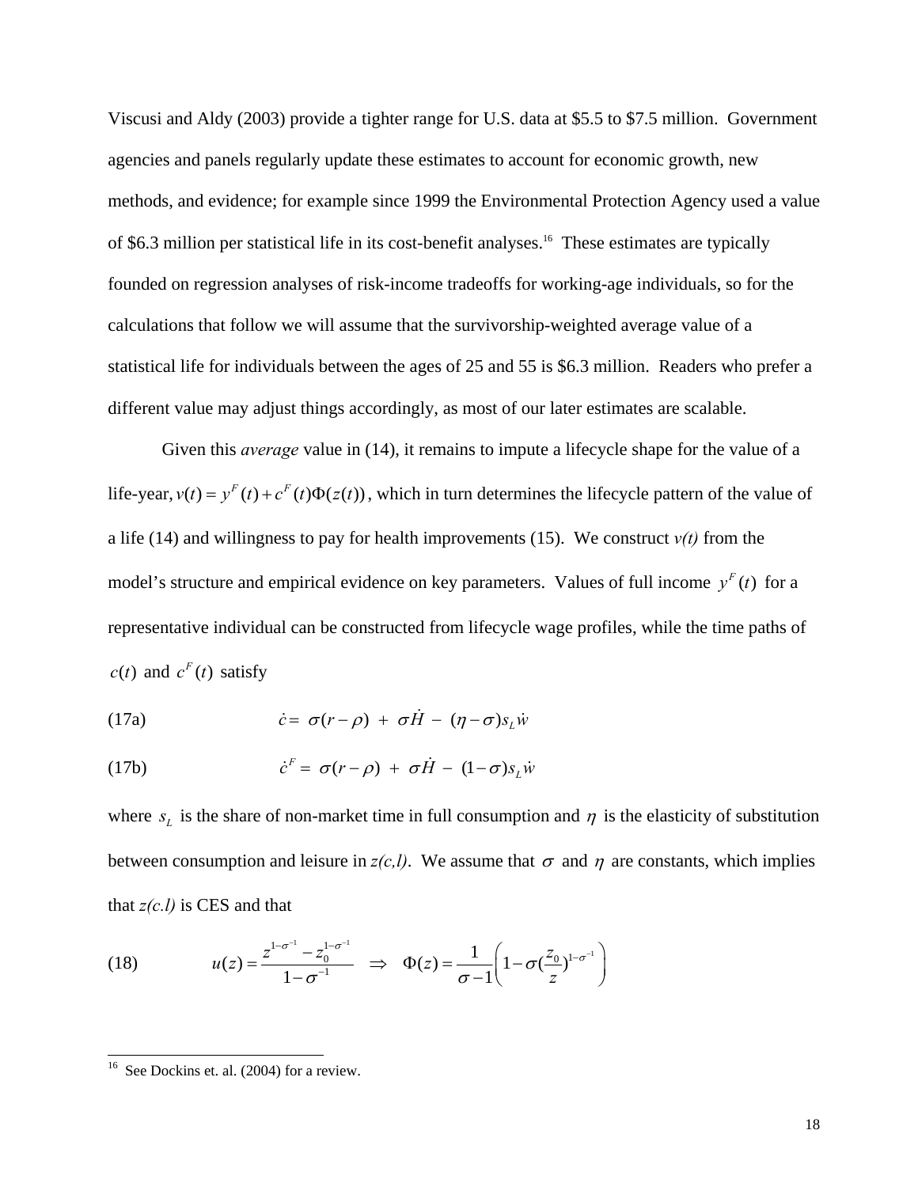Viscusi and Aldy (2003) provide a tighter range for U.S. data at \$5.5 to \$7.5 million. Government agencies and panels regularly update these estimates to account for economic growth, new methods, and evidence; for example since 1999 the Environmental Protection Agency used a value of \$6.3 million per statistical life in its cost-benefit analyses.[16] These estimates are typically founded on regression analyses of risk-income tradeoffs for working-age individuals, so for the calculations that follow we will assume that the survivorship-weighted average value of a statistical life for individuals between the ages of 25 and 55 is \$6.3 million. Readers who prefer a different value may adjust things accordingly, as most of our later estimates are scalable.

Given this *average* value in (14), it remains to impute a lifecycle shape for the value of a life-year, $v(t) = y^F(t) + c^F(t)\Phi(z(t))$, which in turn determines the lifecycle pattern of the value of a life (14) and willingness to pay for health improvements (15). We construct *v(t)* from the model's structure and empirical evidence on key parameters. Values of full income $y^F(t)$ for a representative individual can be constructed from lifecycle wage profiles, while the time paths of $c(t)$ and $c^F(t)$ satisfy

$$\text{(17a)} \qquad \dot{c} = \sigma(r-\rho) + \sigma\dot{H} - (\eta-\sigma)s_L\dot{w}$$

$$\text{(17b)} \qquad \dot{c}^F = \sigma(r-\rho) + \sigma\dot{H} - (1-\sigma)s_L\dot{w}$$

where $s_L$ is the share of non-market time in full consumption and $\eta$ is the elasticity of substitution between consumption and leisure in *z(c,l)*. We assume that $\sigma$ and $\eta$ are constants, which implies that *z(c.l)* is CES and that

$$\text{(18)} \qquad u(z) = \frac{z^{1-\sigma^{-1}} - z_0^{1-\sigma^{-1}}}{1-\sigma^{-1}} \quad \Rightarrow \quad \Phi(z) = \frac{1}{\sigma-1}\left(1-\sigma\left(\frac{z_0}{z}\right)^{1-\sigma^{-1}}\right)$$

---

[16] See Dockins et. al. (2004) for a review.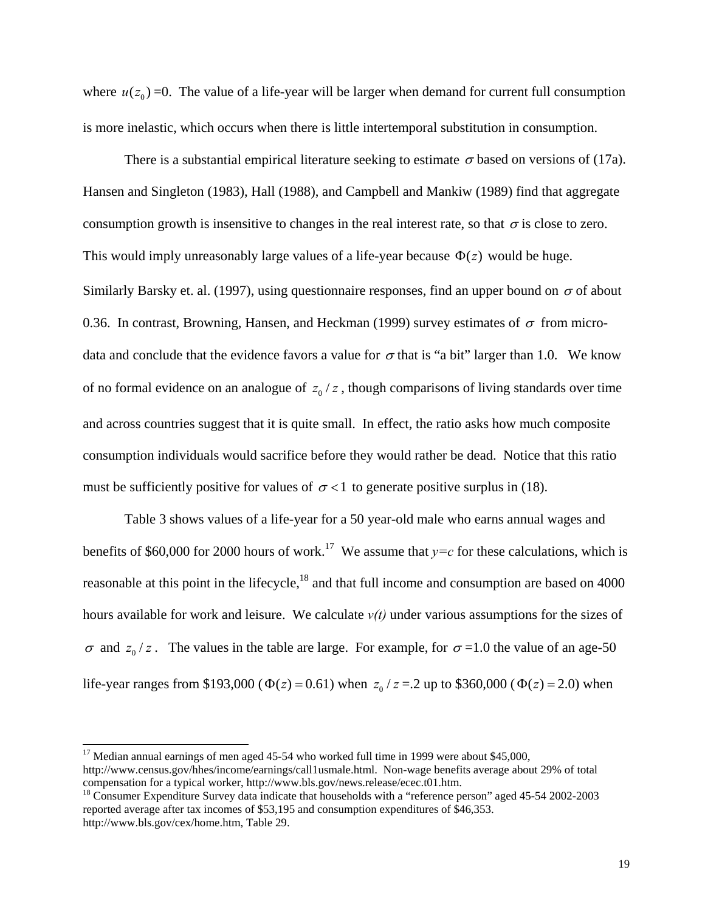where $u(z_0) = 0$. The value of a life-year will be larger when demand for current full consumption is more inelastic, which occurs when there is little intertemporal substitution in consumption.

There is a substantial empirical literature seeking to estimate $\sigma$ based on versions of (17a). Hansen and Singleton (1983), Hall (1988), and Campbell and Mankiw (1989) find that aggregate consumption growth is insensitive to changes in the real interest rate, so that $\sigma$ is close to zero. This would imply unreasonably large values of a life-year because $\Phi(z)$ would be huge. Similarly Barsky et. al. (1997), using questionnaire responses, find an upper bound on $\sigma$ of about 0.36. In contrast, Browning, Hansen, and Heckman (1999) survey estimates of $\sigma$ from micro-data and conclude that the evidence favors a value for $\sigma$ that is "a bit" larger than 1.0. We know of no formal evidence on an analogue of $z_0 / z$, though comparisons of living standards over time and across countries suggest that it is quite small. In effect, the ratio asks how much composite consumption individuals would sacrifice before they would rather be dead. Notice that this ratio must be sufficiently positive for values of $\sigma < 1$ to generate positive surplus in (18).

Table 3 shows values of a life-year for a 50 year-old male who earns annual wages and benefits of \$60,000 for 2000 hours of work.[17] We assume that *y=c* for these calculations, which is reasonable at this point in the lifecycle,[18] and that full income and consumption are based on 4000 hours available for work and leisure. We calculate *v(t)* under various assumptions for the sizes of $\sigma$ and $z_0 / z$. The values in the table are large. For example, for $\sigma$ =1.0 the value of an age-50 life-year ranges from \$193,000 ($\Phi(z) = 0.61$) when $z_0 / z$ =.2 up to \$360,000 ($\Phi(z) = 2.0$) when

---

[17] Median annual earnings of men aged 45-54 who worked full time in 1999 were about \$45,000, http://www.census.gov/hhes/income/earnings/call1usmale.html. Non-wage benefits average about 29% of total compensation for a typical worker, http://www.bls.gov/news.release/ecec.t01.htm.

[18] Consumer Expenditure Survey data indicate that households with a "reference person" aged 45-54 2002-2003 reported average after tax incomes of \$53,195 and consumption expenditures of \$46,353. http://www.bls.gov/cex/home.htm, Table 29.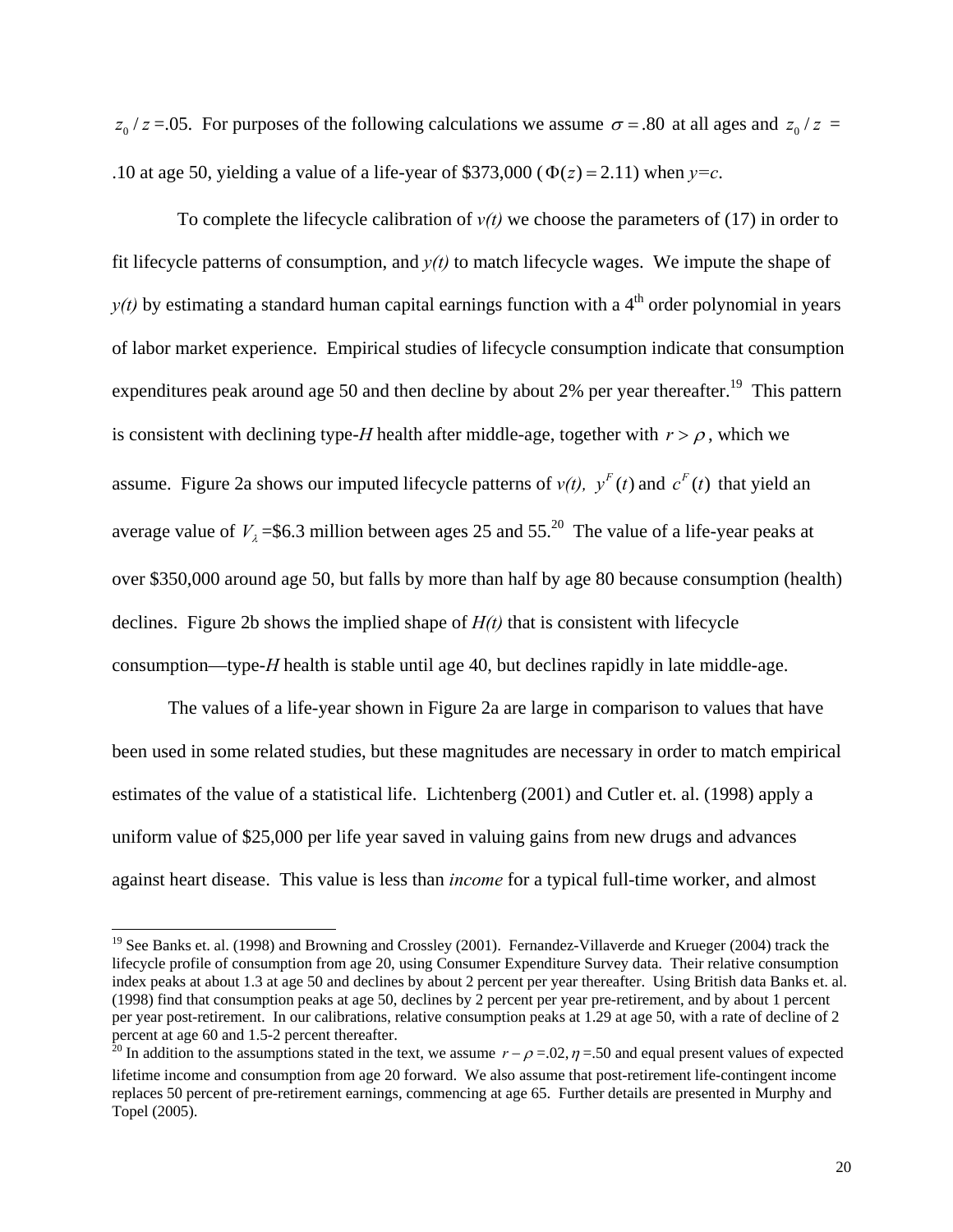$z_0 / z$ =.05. For purposes of the following calculations we assume $\sigma = .80$ at all ages and $z_0 / z$ = .10 at age 50, yielding a value of a life-year of \$373,000 ($\Phi(z) = 2.11$) when *y=c*.

To complete the lifecycle calibration of *v(t)* we choose the parameters of (17) in order to fit lifecycle patterns of consumption, and *y(t)* to match lifecycle wages. We impute the shape of *y(t)* by estimating a standard human capital earnings function with a 4th order polynomial in years of labor market experience. Empirical studies of lifecycle consumption indicate that consumption expenditures peak around age 50 and then decline by about 2% per year thereafter.[19] This pattern is consistent with declining type-*H* health after middle-age, together with $r > \rho$, which we assume. Figure 2a shows our imputed lifecycle patterns of *v(t),* $y^F(t)$ and $c^F(t)$ that yield an average value of $V_\lambda$ =\$6.3 million between ages 25 and 55.[20] The value of a life-year peaks at over \$350,000 around age 50, but falls by more than half by age 80 because consumption (health) declines. Figure 2b shows the implied shape of *H(t)* that is consistent with lifecycle consumption—type-*H* health is stable until age 40, but declines rapidly in late middle-age.

The values of a life-year shown in Figure 2a are large in comparison to values that have been used in some related studies, but these magnitudes are necessary in order to match empirical estimates of the value of a statistical life. Lichtenberg (2001) and Cutler et. al. (1998) apply a uniform value of \$25,000 per life year saved in valuing gains from new drugs and advances against heart disease. This value is less than *income* for a typical full-time worker, and almost

---

[19] See Banks et. al. (1998) and Browning and Crossley (2001). Fernandez-Villaverde and Krueger (2004) track the lifecycle profile of consumption from age 20, using Consumer Expenditure Survey data. Their relative consumption index peaks at about 1.3 at age 50 and declines by about 2 percent per year thereafter. Using British data Banks et. al. (1998) find that consumption peaks at age 50, declines by 2 percent per year pre-retirement, and by about 1 percent per year post-retirement. In our calibrations, relative consumption peaks at 1.29 at age 50, with a rate of decline of 2 percent at age 60 and 1.5-2 percent thereafter.

[20] In addition to the assumptions stated in the text, we assume $r - \rho$ =.02, $\eta$ =.50 and equal present values of expected lifetime income and consumption from age 20 forward. We also assume that post-retirement life-contingent income replaces 50 percent of pre-retirement earnings, commencing at age 65. Further details are presented in Murphy and Topel (2005).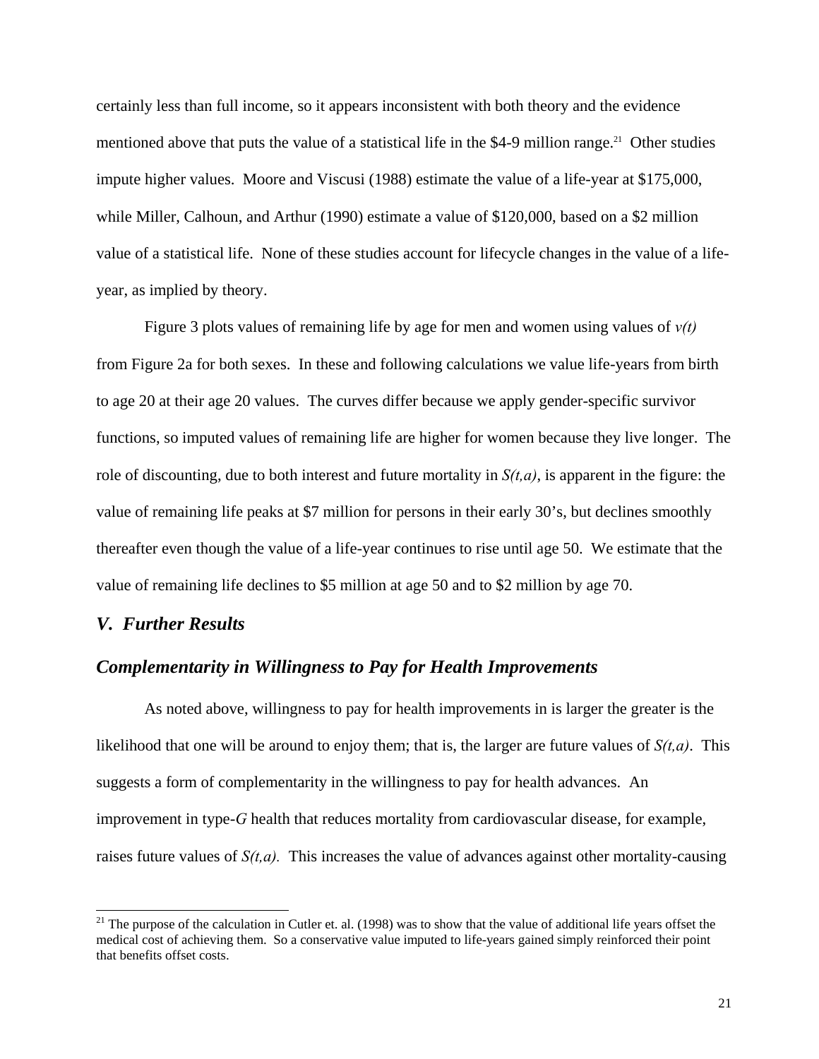certainly less than full income, so it appears inconsistent with both theory and the evidence mentioned above that puts the value of a statistical life in the \$4-9 million range.[21] Other studies impute higher values. Moore and Viscusi (1988) estimate the value of a life-year at \$175,000, while Miller, Calhoun, and Arthur (1990) estimate a value of \$120,000, based on a \$2 million value of a statistical life. None of these studies account for lifecycle changes in the value of a life-year, as implied by theory.

Figure 3 plots values of remaining life by age for men and women using values of $v(t)$ from Figure 2a for both sexes. In these and following calculations we value life-years from birth to age 20 at their age 20 values. The curves differ because we apply gender-specific survivor functions, so imputed values of remaining life are higher for women because they live longer. The role of discounting, due to both interest and future mortality in $S(t,a)$, is apparent in the figure: the value of remaining life peaks at \$7 million for persons in their early 30's, but declines smoothly thereafter even though the value of a life-year continues to rise until age 50. We estimate that the value of remaining life declines to \$5 million at age 50 and to \$2 million by age 70.

## *V. Further Results*

## *Complementarity in Willingness to Pay for Health Improvements*

As noted above, willingness to pay for health improvements in is larger the greater is the likelihood that one will be around to enjoy them; that is, the larger are future values of $S(t,a)$. This suggests a form of complementarity in the willingness to pay for health advances. An improvement in type-$G$ health that reduces mortality from cardiovascular disease, for example, raises future values of $S(t,a)$. This increases the value of advances against other mortality-causing

---

[21] The purpose of the calculation in Cutler et. al. (1998) was to show that the value of additional life years offset the medical cost of achieving them. So a conservative value imputed to life-years gained simply reinforced their point that benefits offset costs.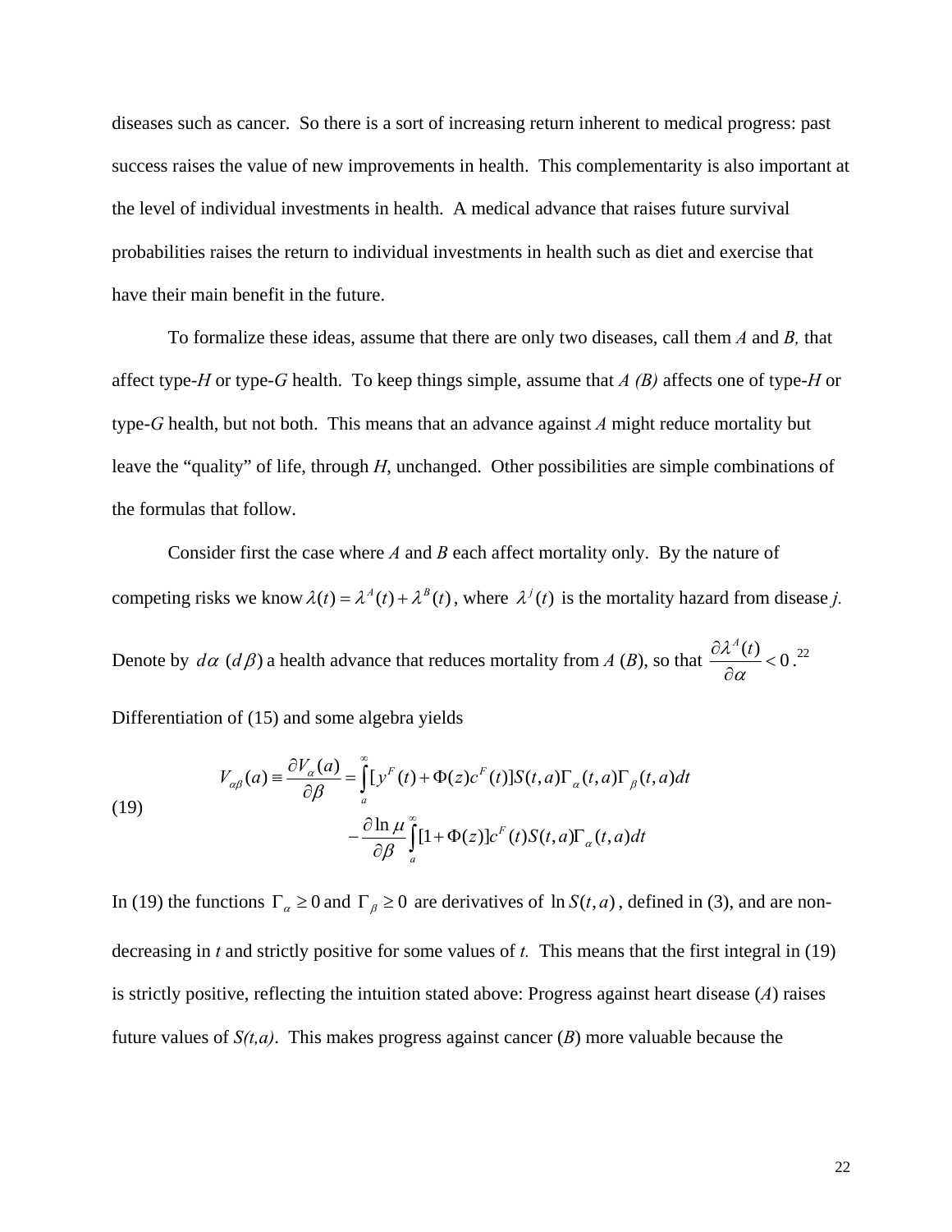diseases such as cancer. So there is a sort of increasing return inherent to medical progress: past success raises the value of new improvements in health. This complementarity is also important at the level of individual investments in health. A medical advance that raises future survival probabilities raises the return to individual investments in health such as diet and exercise that have their main benefit in the future.

To formalize these ideas, assume that there are only two diseases, call them *A* and *B,* that affect type-*H* or type-*G* health. To keep things simple, assume that *A (B)* affects one of type-*H* or type-*G* health, but not both. This means that an advance against *A* might reduce mortality but leave the "quality" of life, through *H*, unchanged. Other possibilities are simple combinations of the formulas that follow.

Consider first the case where *A* and *B* each affect mortality only. By the nature of competing risks we know $\lambda(t) = \lambda^A(t) + \lambda^B(t)$, where $\lambda^j(t)$ is the mortality hazard from disease *j.* Denote by $d\alpha$ $(d\beta)$ a health advance that reduces mortality from *A* (*B*), so that $\frac{\partial \lambda^A(t)}{\partial \alpha} < 0$.[22] Differentiation of (15) and some algebra yields

$$
(19) \qquad
\begin{aligned}
V_{\alpha\beta}(a) \equiv \frac{\partial V_\alpha(a)}{\partial \beta} &= \int_a^\infty [y^F(t) + \Phi(z)c^F(t)]S(t,a)\Gamma_\alpha(t,a)\Gamma_\beta(t,a)dt \\
&\quad - \frac{\partial \ln \mu}{\partial \beta}\int_a^\infty [1+\Phi(z)]c^F(t)S(t,a)\Gamma_\alpha(t,a)dt
\end{aligned}
$$

In (19) the functions $\Gamma_\alpha \geq 0$ and $\Gamma_\beta \geq 0$ are derivatives of $\ln S(t,a)$, defined in (3), and are non-decreasing in *t* and strictly positive for some values of *t.* This means that the first integral in (19) is strictly positive, reflecting the intuition stated above: Progress against heart disease (*A*) raises future values of *S(t,a)*. This makes progress against cancer (*B*) more valuable because the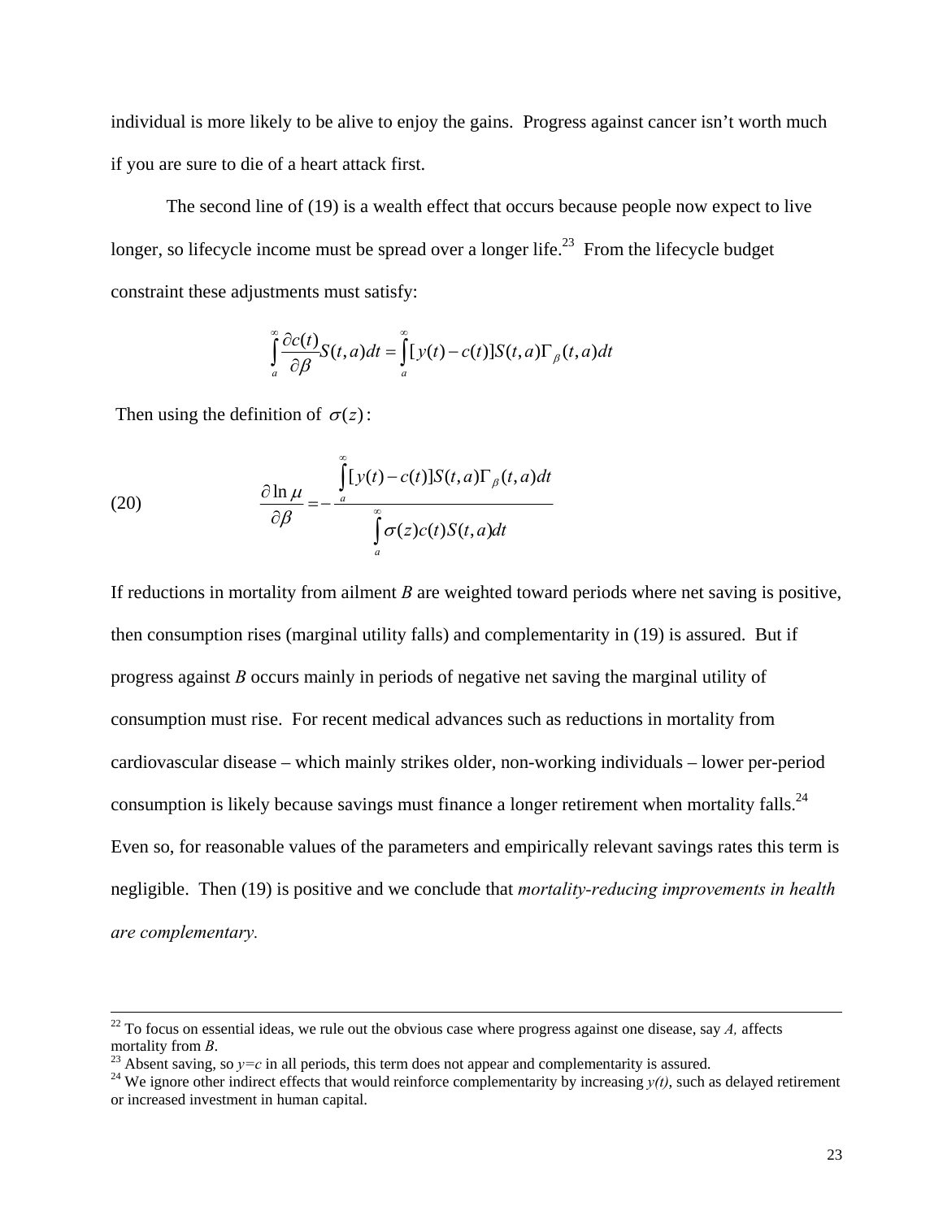individual is more likely to be alive to enjoy the gains. Progress against cancer isn't worth much if you are sure to die of a heart attack first.

The second line of (19) is a wealth effect that occurs because people now expect to live longer, so lifecycle income must be spread over a longer life.[23] From the lifecycle budget constraint these adjustments must satisfy:

$$\int_a^\infty \frac{\partial c(t)}{\partial \beta} S(t,a)dt = \int_a^\infty [y(t) - c(t)] S(t,a) \Gamma_\beta (t,a) dt$$

Then using the definition of $\sigma(z)$:

$$\frac{\partial \ln \mu}{\partial \beta} = -\frac{\int_a^\infty [y(t) - c(t)] S(t,a) \Gamma_\beta (t,a) dt}{\int_a^\infty \sigma(z) c(t) S(t,a) dt} \tag{20}$$

If reductions in mortality from ailment *B* are weighted toward periods where net saving is positive, then consumption rises (marginal utility falls) and complementarity in (19) is assured. But if progress against *B* occurs mainly in periods of negative net saving the marginal utility of consumption must rise. For recent medical advances such as reductions in mortality from cardiovascular disease – which mainly strikes older, non-working individuals – lower per-period consumption is likely because savings must finance a longer retirement when mortality falls.[24] Even so, for reasonable values of the parameters and empirically relevant savings rates this term is negligible. Then (19) is positive and we conclude that *mortality-reducing improvements in health are complementary.*

---

[22] To focus on essential ideas, we rule out the obvious case where progress against one disease, say *A,* affects mortality from *B*.

[23] Absent saving, so $y=c$ in all periods, this term does not appear and complementarity is assured.

[24] We ignore other indirect effects that would reinforce complementarity by increasing $y(t)$, such as delayed retirement or increased investment in human capital.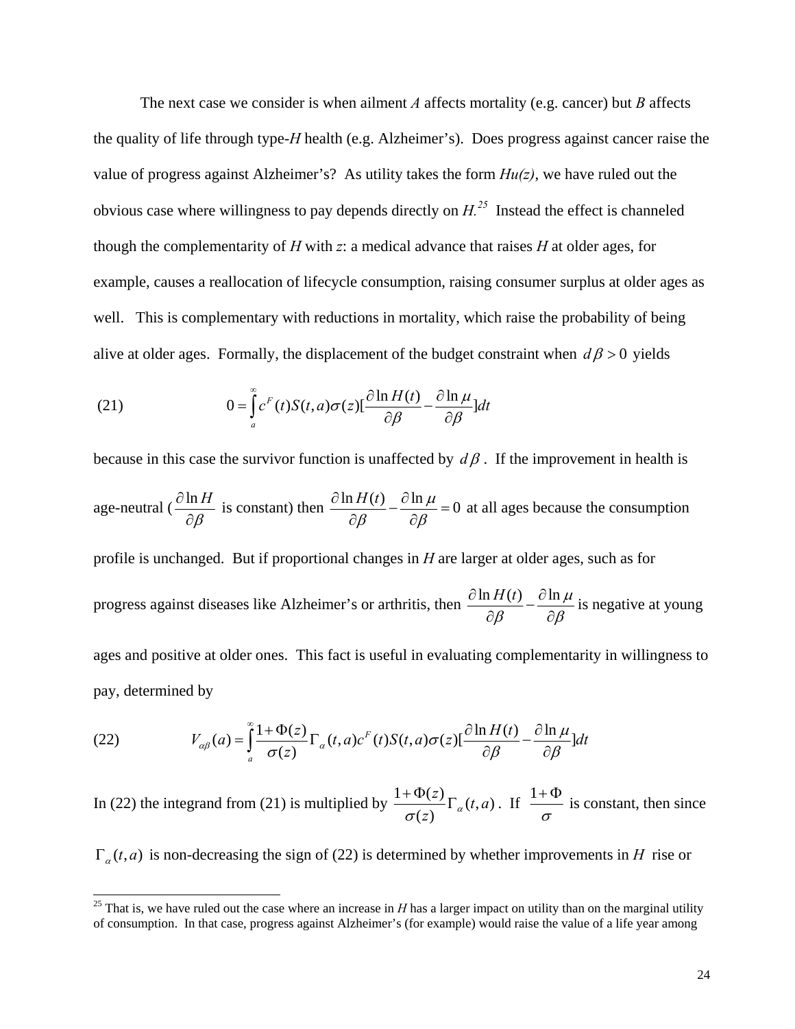The next case we consider is when ailment $A$ affects mortality (e.g. cancer) but $B$ affects the quality of life through type-$H$ health (e.g. Alzheimer's). Does progress against cancer raise the value of progress against Alzheimer's? As utility takes the form $Hu(z)$, we have ruled out the obvious case where willingness to pay depends directly on $H$.[25] Instead the effect is channeled though the complementarity of $H$ with $z$: a medical advance that raises $H$ at older ages, for example, causes a reallocation of lifecycle consumption, raising consumer surplus at older ages as well. This is complementary with reductions in mortality, which raise the probability of being alive at older ages. Formally, the displacement of the budget constraint when $d\beta > 0$ yields

$$(21) \qquad 0 = \int_a^\infty c^F(t)S(t,a)\sigma(z)[\frac{\partial \ln H(t)}{\partial \beta} - \frac{\partial \ln \mu}{\partial \beta}]dt$$

because in this case the survivor function is unaffected by $d\beta$. If the improvement in health is age-neutral ($\frac{\partial \ln H}{\partial \beta}$ is constant) then $\frac{\partial \ln H(t)}{\partial \beta} - \frac{\partial \ln \mu}{\partial \beta} = 0$ at all ages because the consumption profile is unchanged. But if proportional changes in $H$ are larger at older ages, such as for progress against diseases like Alzheimer's or arthritis, then $\frac{\partial \ln H(t)}{\partial \beta} - \frac{\partial \ln \mu}{\partial \beta}$ is negative at young ages and positive at older ones. This fact is useful in evaluating complementarity in willingness to pay, determined by

$$(22) \qquad V_{\alpha\beta}(a) = \int_a^\infty \frac{1+\Phi(z)}{\sigma(z)}\Gamma_\alpha(t,a)c^F(t)S(t,a)\sigma(z)[\frac{\partial \ln H(t)}{\partial \beta} - \frac{\partial \ln \mu}{\partial \beta}]dt$$

In (22) the integrand from (21) is multiplied by $\frac{1+\Phi(z)}{\sigma(z)}\Gamma_\alpha(t,a)$. If $\frac{1+\Phi}{\sigma}$ is constant, then since $\Gamma_\alpha(t,a)$ is non-decreasing the sign of (22) is determined by whether improvements in $H$ rise or

[25] That is, we have ruled out the case where an increase in $H$ has a larger impact on utility than on the marginal utility of consumption. In that case, progress against Alzheimer's (for example) would raise the value of a life year among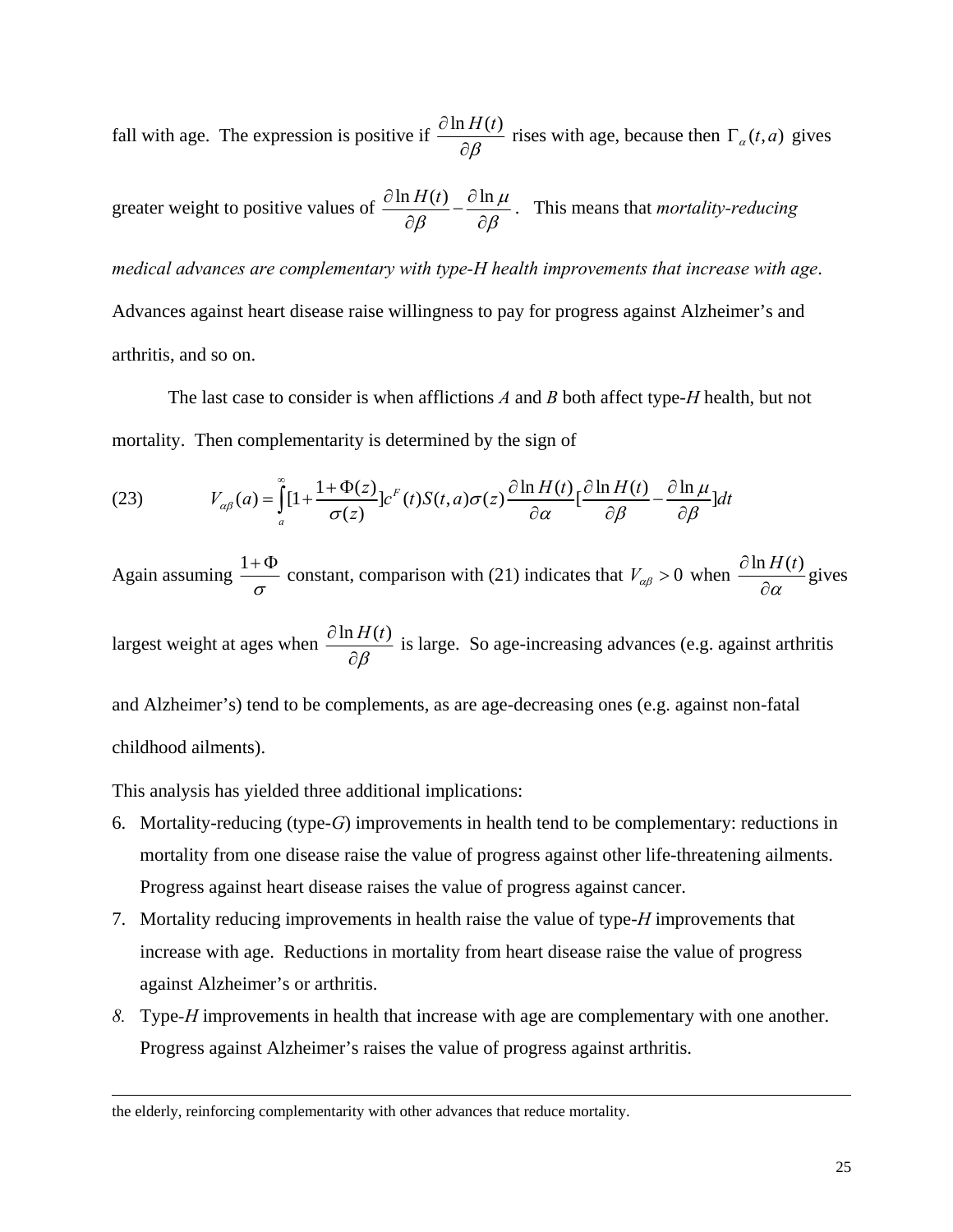fall with age. The expression is positive if $\frac{\partial \ln H(t)}{\partial \beta}$ rises with age, because then $\Gamma_{\alpha}(t,a)$ gives greater weight to positive values of $\frac{\partial \ln H(t)}{\partial \beta} - \frac{\partial \ln \mu}{\partial \beta}$. This means that *mortality-reducing medical advances are complementary with type-H health improvements that increase with age*. Advances against heart disease raise willingness to pay for progress against Alzheimer's and arthritis, and so on.

The last case to consider is when afflictions *A* and *B* both affect type-*H* health, but not mortality. Then complementarity is determined by the sign of

$$V_{\alpha\beta}(a) = \int_{a}^{\infty} [1 + \frac{1+\Phi(z)}{\sigma(z)}] c^{F}(t) S(t,a) \sigma(z) \frac{\partial \ln H(t)}{\partial \alpha} [\frac{\partial \ln H(t)}{\partial \beta} - \frac{\partial \ln \mu}{\partial \beta}] dt \tag{23}$$

Again assuming $\frac{1+\Phi}{\sigma}$ constant, comparison with (21) indicates that $V_{\alpha\beta} > 0$ when $\frac{\partial \ln H(t)}{\partial \alpha}$ gives largest weight at ages when $\frac{\partial \ln H(t)}{\partial \beta}$ is large. So age-increasing advances (e.g. against arthritis and Alzheimer's) tend to be complements, as are age-decreasing ones (e.g. against non-fatal childhood ailments).

This analysis has yielded three additional implications:

6. Mortality-reducing (type-*G*) improvements in health tend to be complementary: reductions in mortality from one disease raise the value of progress against other life-threatening ailments. Progress against heart disease raises the value of progress against cancer.
7. Mortality reducing improvements in health raise the value of type-*H* improvements that increase with age. Reductions in mortality from heart disease raise the value of progress against Alzheimer's or arthritis.
8. Type-*H* improvements in health that increase with age are complementary with one another. Progress against Alzheimer's raises the value of progress against arthritis.

the elderly, reinforcing complementarity with other advances that reduce mortality.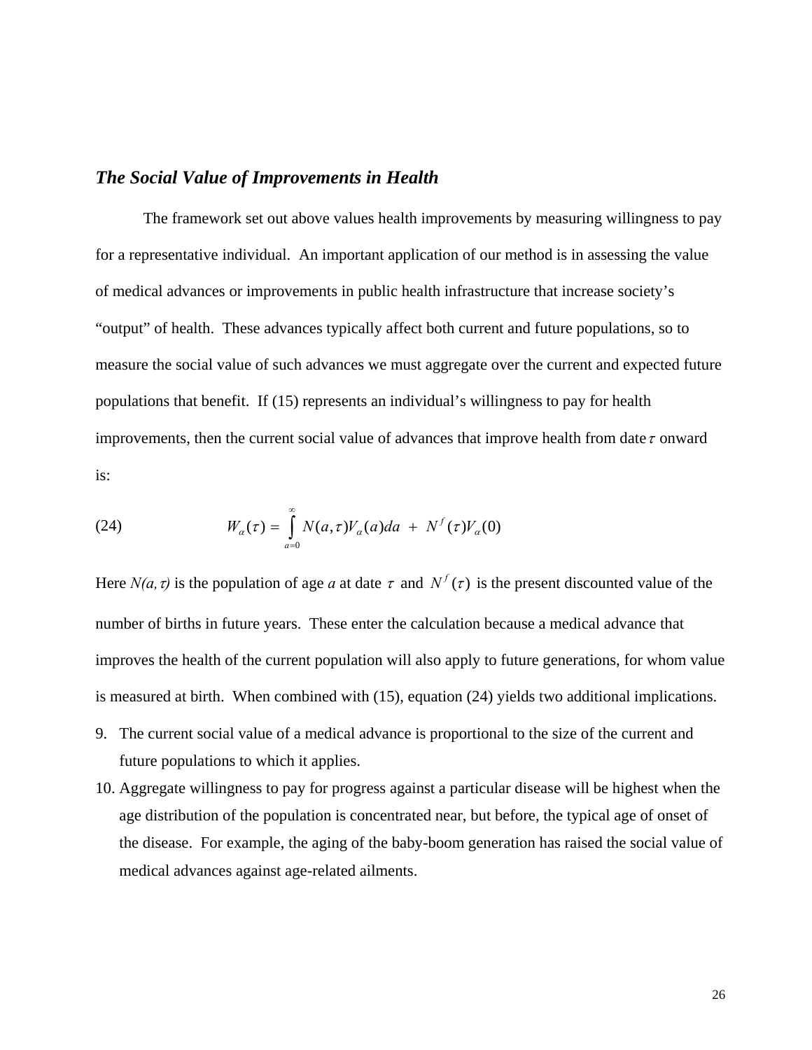### ***The Social Value of Improvements in Health***

The framework set out above values health improvements by measuring willingness to pay for a representative individual. An important application of our method is in assessing the value of medical advances or improvements in public health infrastructure that increase society's "output" of health. These advances typically affect both current and future populations, so to measure the social value of such advances we must aggregate over the current and expected future populations that benefit. If (15) represents an individual's willingness to pay for health improvements, then the current social value of advances that improve health from date $\tau$ onward is:

$$W_\alpha(\tau) = \int_{a=0}^{\infty} N(a,\tau)V_\alpha(a)da \; + \; N^f(\tau)V_\alpha(0) \tag{24}$$

Here $N(a,\tau)$ is the population of age $a$ at date $\tau$ and $N^f(\tau)$ is the present discounted value of the number of births in future years. These enter the calculation because a medical advance that improves the health of the current population will also apply to future generations, for whom value is measured at birth. When combined with (15), equation (24) yields two additional implications.

9. The current social value of a medical advance is proportional to the size of the current and future populations to which it applies.
10. Aggregate willingness to pay for progress against a particular disease will be highest when the age distribution of the population is concentrated near, but before, the typical age of onset of the disease. For example, the aging of the baby-boom generation has raised the social value of medical advances against age-related ailments.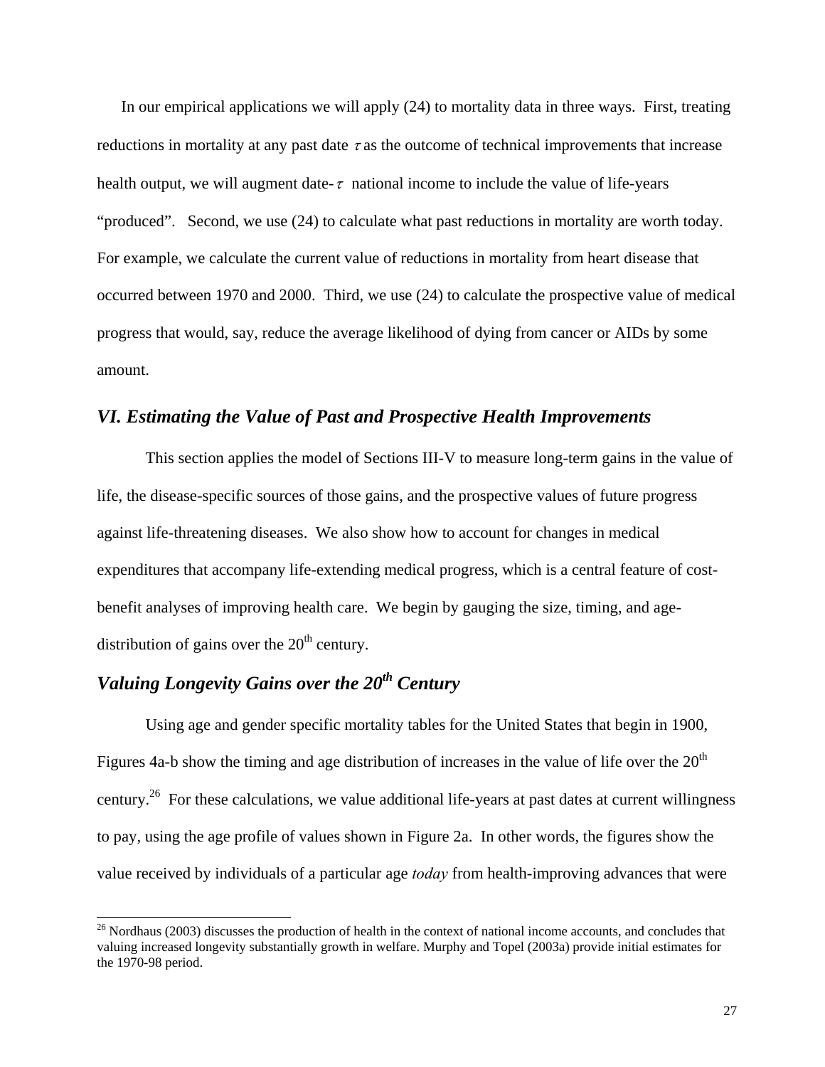In our empirical applications we will apply (24) to mortality data in three ways. First, treating reductions in mortality at any past date $\tau$ as the outcome of technical improvements that increase health output, we will augment date-$\tau$ national income to include the value of life-years "produced". Second, we use (24) to calculate what past reductions in mortality are worth today. For example, we calculate the current value of reductions in mortality from heart disease that occurred between 1970 and 2000. Third, we use (24) to calculate the prospective value of medical progress that would, say, reduce the average likelihood of dying from cancer or AIDs by some amount.

## *VI. Estimating the Value of Past and Prospective Health Improvements*

This section applies the model of Sections III-V to measure long-term gains in the value of life, the disease-specific sources of those gains, and the prospective values of future progress against life-threatening diseases. We also show how to account for changes in medical expenditures that accompany life-extending medical progress, which is a central feature of cost-benefit analyses of improving health care. We begin by gauging the size, timing, and age-distribution of gains over the 20th century.

### *Valuing Longevity Gains over the 20th Century*

Using age and gender specific mortality tables for the United States that begin in 1900, Figures 4a-b show the timing and age distribution of increases in the value of life over the 20th century.[26] For these calculations, we value additional life-years at past dates at current willingness to pay, using the age profile of values shown in Figure 2a. In other words, the figures show the value received by individuals of a particular age *today* from health-improving advances that were

[26] Nordhaus (2003) discusses the production of health in the context of national income accounts, and concludes that valuing increased longevity substantially growth in welfare. Murphy and Topel (2003a) provide initial estimates for the 1970-98 period.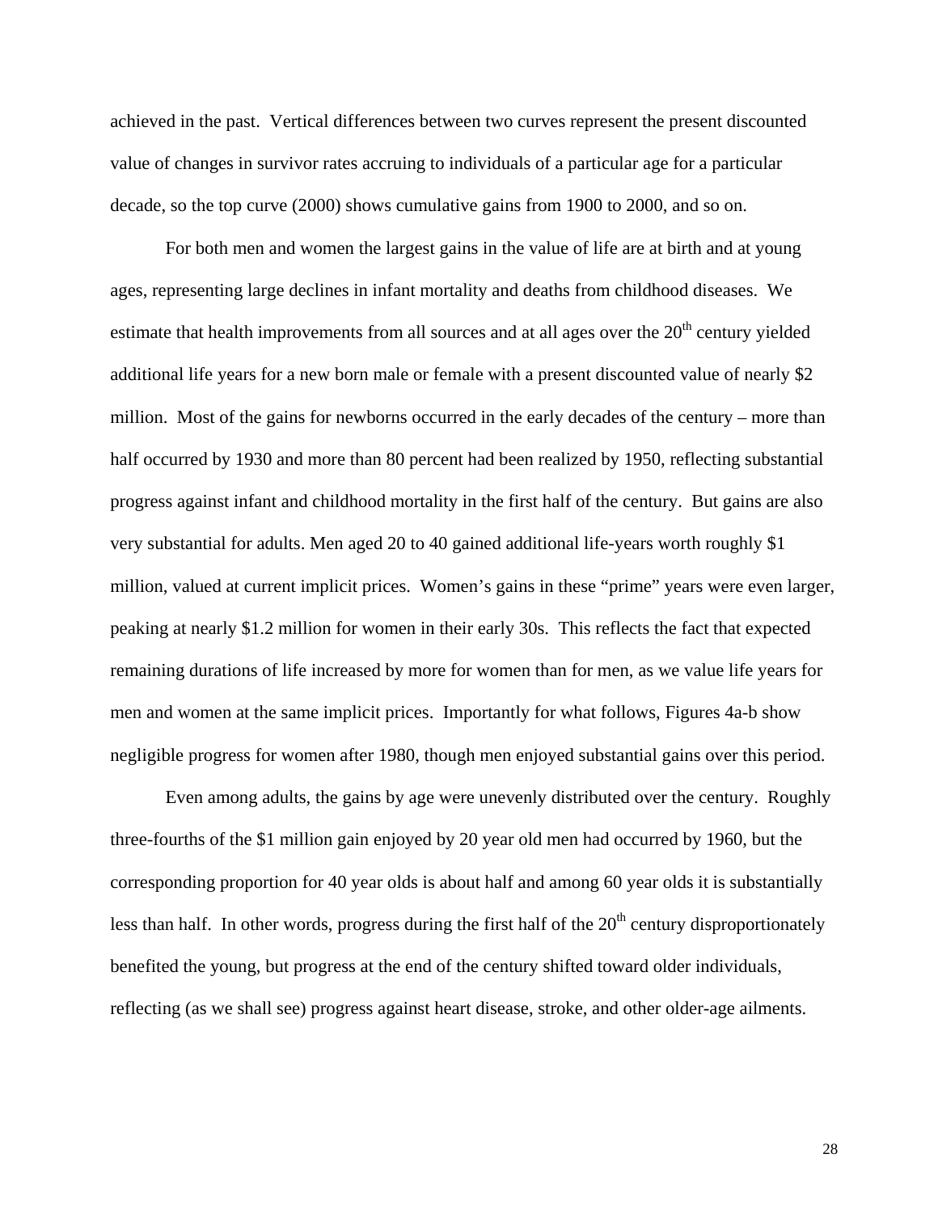achieved in the past. Vertical differences between two curves represent the present discounted value of changes in survivor rates accruing to individuals of a particular age for a particular decade, so the top curve (2000) shows cumulative gains from 1900 to 2000, and so on.

For both men and women the largest gains in the value of life are at birth and at young ages, representing large declines in infant mortality and deaths from childhood diseases. We estimate that health improvements from all sources and at all ages over the $20^{th}$ century yielded additional life years for a new born male or female with a present discounted value of nearly \$2 million. Most of the gains for newborns occurred in the early decades of the century – more than half occurred by 1930 and more than 80 percent had been realized by 1950, reflecting substantial progress against infant and childhood mortality in the first half of the century. But gains are also very substantial for adults. Men aged 20 to 40 gained additional life-years worth roughly \$1 million, valued at current implicit prices. Women's gains in these "prime" years were even larger, peaking at nearly \$1.2 million for women in their early 30s. This reflects the fact that expected remaining durations of life increased by more for women than for men, as we value life years for men and women at the same implicit prices. Importantly for what follows, Figures 4a-b show negligible progress for women after 1980, though men enjoyed substantial gains over this period.

Even among adults, the gains by age were unevenly distributed over the century. Roughly three-fourths of the \$1 million gain enjoyed by 20 year old men had occurred by 1960, but the corresponding proportion for 40 year olds is about half and among 60 year olds it is substantially less than half. In other words, progress during the first half of the $20^{th}$ century disproportionately benefited the young, but progress at the end of the century shifted toward older individuals, reflecting (as we shall see) progress against heart disease, stroke, and other older-age ailments.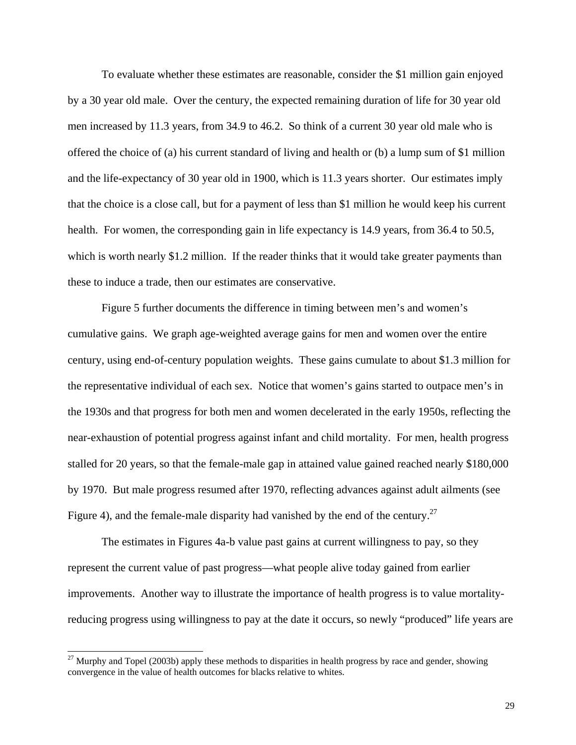To evaluate whether these estimates are reasonable, consider the $1 million gain enjoyed by a 30 year old male. Over the century, the expected remaining duration of life for 30 year old men increased by 11.3 years, from 34.9 to 46.2. So think of a current 30 year old male who is offered the choice of (a) his current standard of living and health or (b) a lump sum of $1 million and the life-expectancy of 30 year old in 1900, which is 11.3 years shorter. Our estimates imply that the choice is a close call, but for a payment of less than $1 million he would keep his current health. For women, the corresponding gain in life expectancy is 14.9 years, from 36.4 to 50.5, which is worth nearly $1.2 million. If the reader thinks that it would take greater payments than these to induce a trade, then our estimates are conservative.

Figure 5 further documents the difference in timing between men's and women's cumulative gains. We graph age-weighted average gains for men and women over the entire century, using end-of-century population weights. These gains cumulate to about $1.3 million for the representative individual of each sex. Notice that women's gains started to outpace men's in the 1930s and that progress for both men and women decelerated in the early 1950s, reflecting the near-exhaustion of potential progress against infant and child mortality. For men, health progress stalled for 20 years, so that the female-male gap in attained value gained reached nearly $180,000 by 1970. But male progress resumed after 1970, reflecting advances against adult ailments (see Figure 4), and the female-male disparity had vanished by the end of the century.[27]

The estimates in Figures 4a-b value past gains at current willingness to pay, so they represent the current value of past progress—what people alive today gained from earlier improvements. Another way to illustrate the importance of health progress is to value mortality-reducing progress using willingness to pay at the date it occurs, so newly "produced" life years are

[27] Murphy and Topel (2003b) apply these methods to disparities in health progress by race and gender, showing convergence in the value of health outcomes for blacks relative to whites.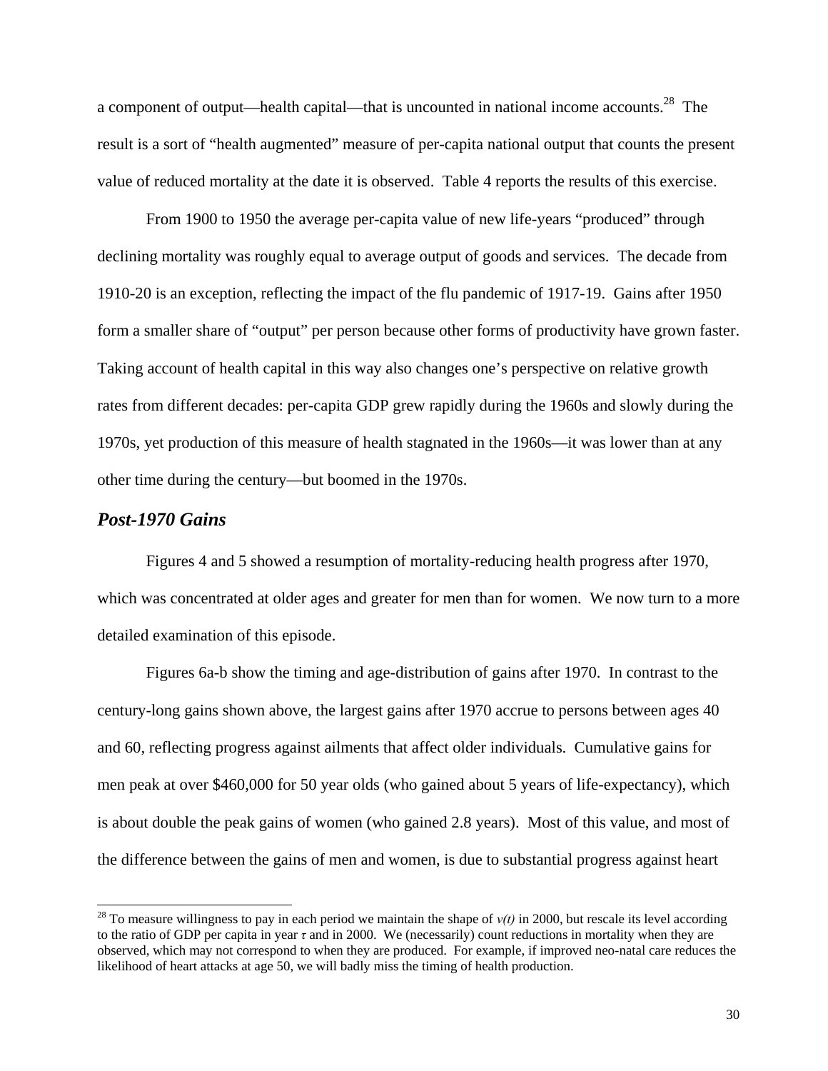a component of output—health capital—that is uncounted in national income accounts.[28] The result is a sort of "health augmented" measure of per-capita national output that counts the present value of reduced mortality at the date it is observed. Table 4 reports the results of this exercise.

From 1900 to 1950 the average per-capita value of new life-years "produced" through declining mortality was roughly equal to average output of goods and services. The decade from 1910-20 is an exception, reflecting the impact of the flu pandemic of 1917-19. Gains after 1950 form a smaller share of "output" per person because other forms of productivity have grown faster. Taking account of health capital in this way also changes one's perspective on relative growth rates from different decades: per-capita GDP grew rapidly during the 1960s and slowly during the 1970s, yet production of this measure of health stagnated in the 1960s—it was lower than at any other time during the century—but boomed in the 1970s.

### *Post-1970 Gains*

Figures 4 and 5 showed a resumption of mortality-reducing health progress after 1970, which was concentrated at older ages and greater for men than for women. We now turn to a more detailed examination of this episode.

Figures 6a-b show the timing and age-distribution of gains after 1970. In contrast to the century-long gains shown above, the largest gains after 1970 accrue to persons between ages 40 and 60, reflecting progress against ailments that affect older individuals. Cumulative gains for men peak at over \$460,000 for 50 year olds (who gained about 5 years of life-expectancy), which is about double the peak gains of women (who gained 2.8 years). Most of this value, and most of the difference between the gains of men and women, is due to substantial progress against heart

---

[28] To measure willingness to pay in each period we maintain the shape of $v(t)$ in 2000, but rescale its level according to the ratio of GDP per capita in year $\tau$ and in 2000. We (necessarily) count reductions in mortality when they are observed, which may not correspond to when they are produced. For example, if improved neo-natal care reduces the likelihood of heart attacks at age 50, we will badly miss the timing of health production.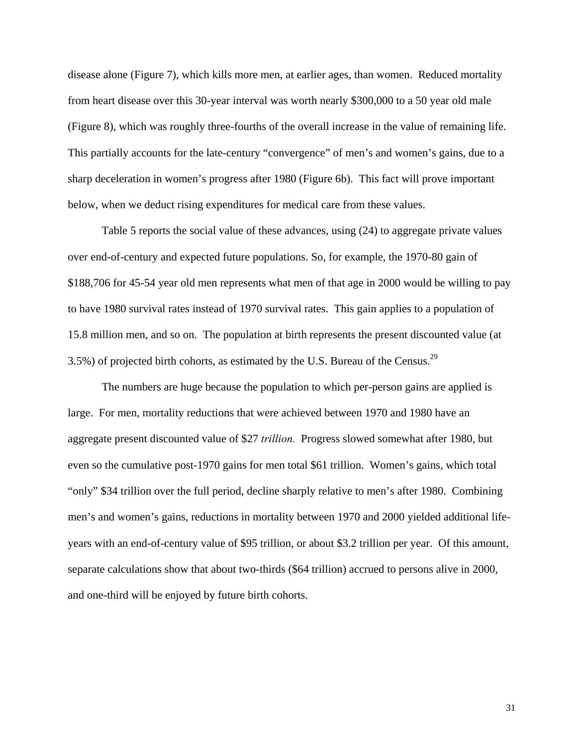disease alone (Figure 7), which kills more men, at earlier ages, than women. Reduced mortality from heart disease over this 30-year interval was worth nearly $300,000 to a 50 year old male (Figure 8), which was roughly three-fourths of the overall increase in the value of remaining life. This partially accounts for the late-century "convergence" of men's and women's gains, due to a sharp deceleration in women's progress after 1980 (Figure 6b). This fact will prove important below, when we deduct rising expenditures for medical care from these values.

Table 5 reports the social value of these advances, using (24) to aggregate private values over end-of-century and expected future populations. So, for example, the 1970-80 gain of $188,706 for 45-54 year old men represents what men of that age in 2000 would be willing to pay to have 1980 survival rates instead of 1970 survival rates. This gain applies to a population of 15.8 million men, and so on. The population at birth represents the present discounted value (at 3.5%) of projected birth cohorts, as estimated by the U.S. Bureau of the Census.[29]

The numbers are huge because the population to which per-person gains are applied is large. For men, mortality reductions that were achieved between 1970 and 1980 have an aggregate present discounted value of $27 *trillion.* Progress slowed somewhat after 1980, but even so the cumulative post-1970 gains for men total $61 trillion. Women's gains, which total "only" $34 trillion over the full period, decline sharply relative to men's after 1980. Combining men's and women's gains, reductions in mortality between 1970 and 2000 yielded additional life-years with an end-of-century value of $95 trillion, or about $3.2 trillion per year. Of this amount, separate calculations show that about two-thirds ($64 trillion) accrued to persons alive in 2000, and one-third will be enjoyed by future birth cohorts.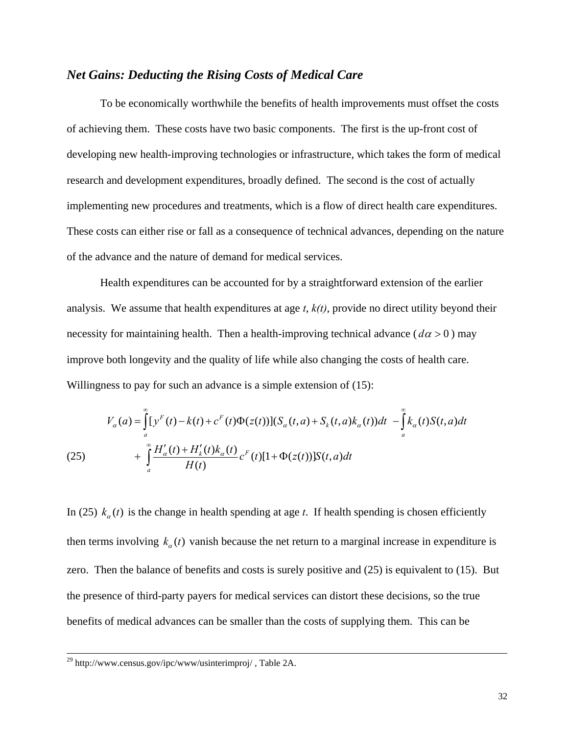### *Net Gains: Deducting the Rising Costs of Medical Care*

To be economically worthwhile the benefits of health improvements must offset the costs of achieving them. These costs have two basic components. The first is the up-front cost of developing new health-improving technologies or infrastructure, which takes the form of medical research and development expenditures, broadly defined. The second is the cost of actually implementing new procedures and treatments, which is a flow of direct health care expenditures. These costs can either rise or fall as a consequence of technical advances, depending on the nature of the advance and the nature of demand for medical services.

Health expenditures can be accounted for by a straightforward extension of the earlier analysis. We assume that health expenditures at age *t*, *k(t)*, provide no direct utility beyond their necessity for maintaining health. Then a health-improving technical advance ( $d\alpha > 0$ ) may improve both longevity and the quality of life while also changing the costs of health care. Willingness to pay for such an advance is a simple extension of (15):

$$
\begin{aligned}
V_\alpha(a) = & \int_a^\infty [y^F(t) - k(t) + c^F(t)\Phi(z(t))](S_\alpha(t,a) + S_k(t,a)k_\alpha(t))dt \; - \int_a^\infty k_\alpha(t)S(t,a)dt \\
& + \int_a^\infty \frac{H'_\alpha(t) + H'_k(t)k_\alpha(t)}{H(t)} c^F(t)[1+\Phi(z(t))]S(t,a)dt
\end{aligned}
\tag{25}
$$

In (25) $k_\alpha(t)$ is the change in health spending at age *t*. If health spending is chosen efficiently then terms involving $k_\alpha(t)$ vanish because the net return to a marginal increase in expenditure is zero. Then the balance of benefits and costs is surely positive and (25) is equivalent to (15). But the presence of third-party payers for medical services can distort these decisions, so the true benefits of medical advances can be smaller than the costs of supplying them. This can be

---

[29] http://www.census.gov/ipc/www/usinterimproj/ , Table 2A.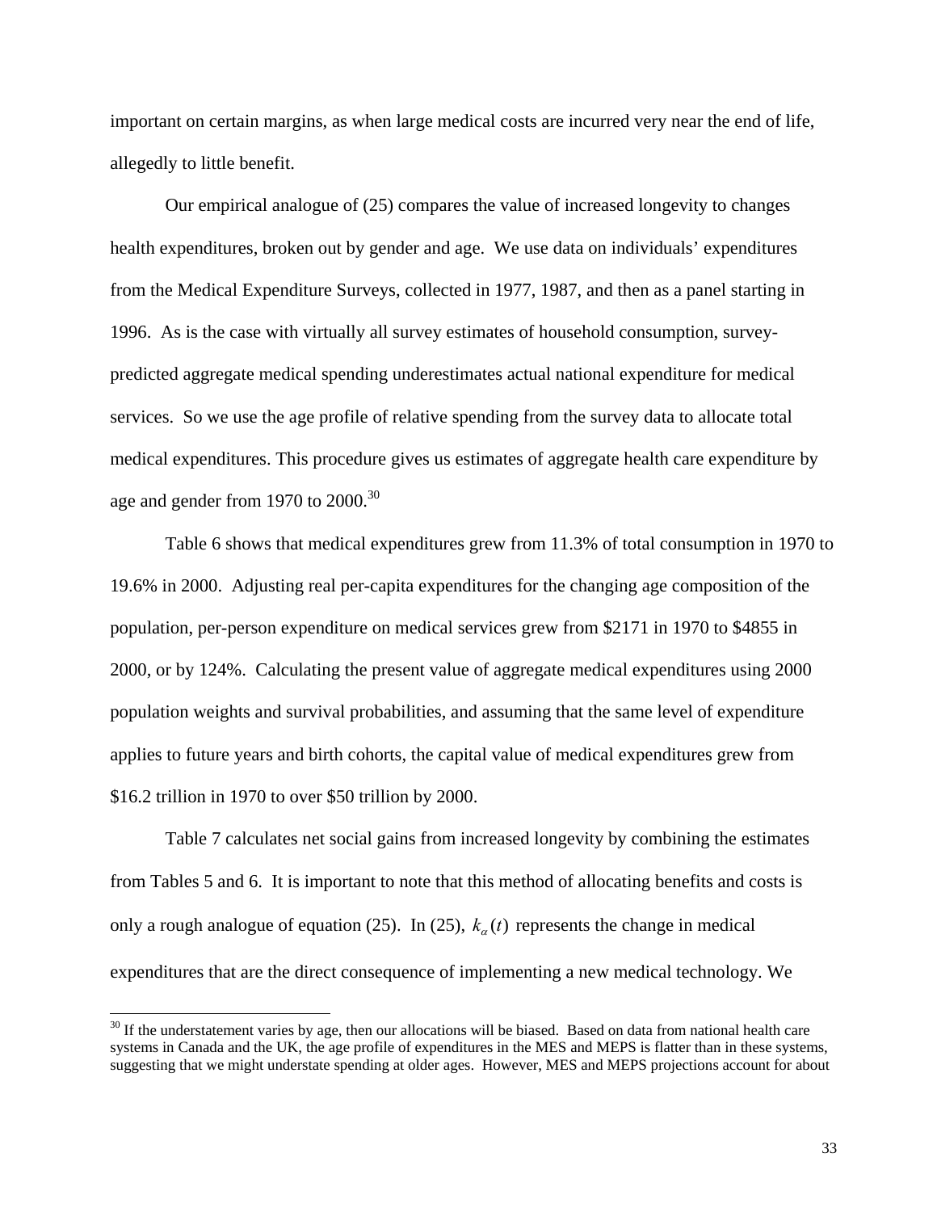important on certain margins, as when large medical costs are incurred very near the end of life, allegedly to little benefit.

Our empirical analogue of (25) compares the value of increased longevity to changes health expenditures, broken out by gender and age. We use data on individuals' expenditures from the Medical Expenditure Surveys, collected in 1977, 1987, and then as a panel starting in 1996. As is the case with virtually all survey estimates of household consumption, survey-predicted aggregate medical spending underestimates actual national expenditure for medical services. So we use the age profile of relative spending from the survey data to allocate total medical expenditures. This procedure gives us estimates of aggregate health care expenditure by age and gender from 1970 to 2000.[30]

Table 6 shows that medical expenditures grew from 11.3% of total consumption in 1970 to 19.6% in 2000. Adjusting real per-capita expenditures for the changing age composition of the population, per-person expenditure on medical services grew from $2171 in 1970 to $4855 in 2000, or by 124%. Calculating the present value of aggregate medical expenditures using 2000 population weights and survival probabilities, and assuming that the same level of expenditure applies to future years and birth cohorts, the capital value of medical expenditures grew from $16.2 trillion in 1970 to over $50 trillion by 2000.

Table 7 calculates net social gains from increased longevity by combining the estimates from Tables 5 and 6. It is important to note that this method of allocating benefits and costs is only a rough analogue of equation (25). In (25), $k_{\alpha}(t)$ represents the change in medical expenditures that are the direct consequence of implementing a new medical technology. We

[30] If the understatement varies by age, then our allocations will be biased. Based on data from national health care systems in Canada and the UK, the age profile of expenditures in the MES and MEPS is flatter than in these systems, suggesting that we might understate spending at older ages. However, MES and MEPS projections account for about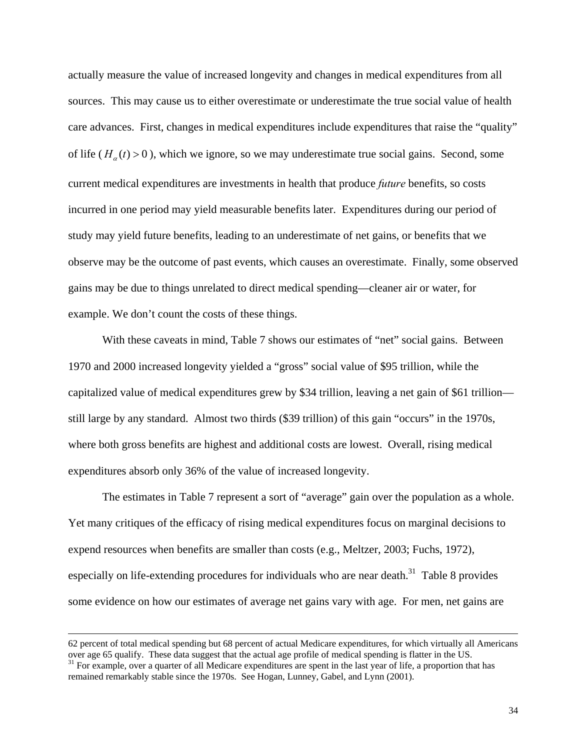actually measure the value of increased longevity and changes in medical expenditures from all sources. This may cause us to either overestimate or underestimate the true social value of health care advances. First, changes in medical expenditures include expenditures that raise the "quality" of life ($H_{\alpha}(t) > 0$), which we ignore, so we may underestimate true social gains. Second, some current medical expenditures are investments in health that produce *future* benefits, so costs incurred in one period may yield measurable benefits later. Expenditures during our period of study may yield future benefits, leading to an underestimate of net gains, or benefits that we observe may be the outcome of past events, which causes an overestimate. Finally, some observed gains may be due to things unrelated to direct medical spending—cleaner air or water, for example. We don't count the costs of these things.

With these caveats in mind, Table 7 shows our estimates of "net" social gains. Between 1970 and 2000 increased longevity yielded a "gross" social value of \$95 trillion, while the capitalized value of medical expenditures grew by \$34 trillion, leaving a net gain of \$61 trillion—still large by any standard. Almost two thirds (\$39 trillion) of this gain "occurs" in the 1970s, where both gross benefits are highest and additional costs are lowest. Overall, rising medical expenditures absorb only 36% of the value of increased longevity.

The estimates in Table 7 represent a sort of "average" gain over the population as a whole. Yet many critiques of the efficacy of rising medical expenditures focus on marginal decisions to expend resources when benefits are smaller than costs (e.g., Meltzer, 2003; Fuchs, 1972), especially on life-extending procedures for individuals who are near death.[31] Table 8 provides some evidence on how our estimates of average net gains vary with age. For men, net gains are

---

62 percent of total medical spending but 68 percent of actual Medicare expenditures, for which virtually all Americans over age 65 qualify. These data suggest that the actual age profile of medical spending is flatter in the US.

[31] For example, over a quarter of all Medicare expenditures are spent in the last year of life, a proportion that has remained remarkably stable since the 1970s. See Hogan, Lunney, Gabel, and Lynn (2001).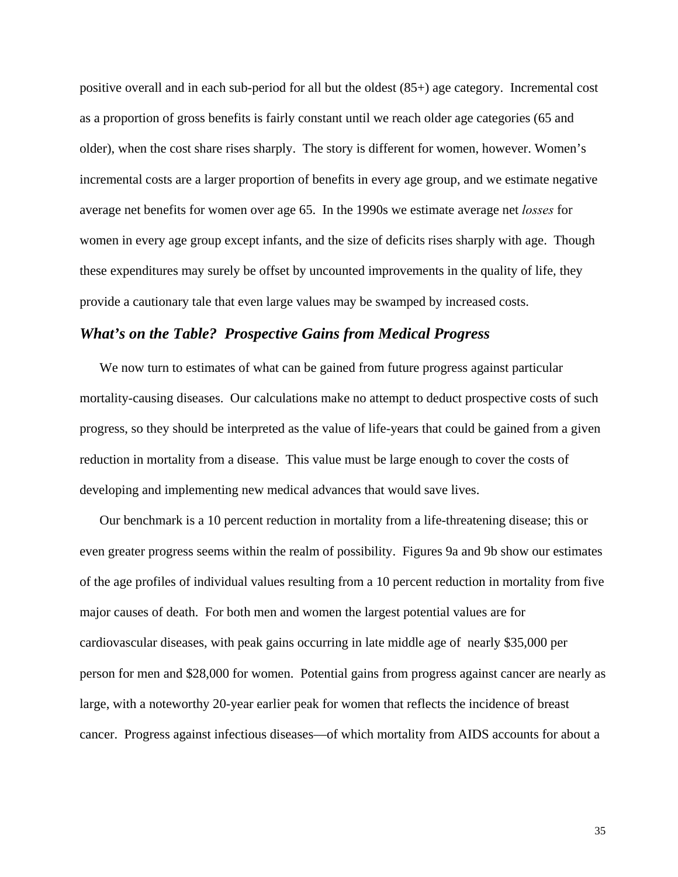positive overall and in each sub-period for all but the oldest (85+) age category. Incremental cost as a proportion of gross benefits is fairly constant until we reach older age categories (65 and older), when the cost share rises sharply. The story is different for women, however. Women's incremental costs are a larger proportion of benefits in every age group, and we estimate negative average net benefits for women over age 65. In the 1990s we estimate average net *losses* for women in every age group except infants, and the size of deficits rises sharply with age. Though these expenditures may surely be offset by uncounted improvements in the quality of life, they provide a cautionary tale that even large values may be swamped by increased costs.

## *What's on the Table? Prospective Gains from Medical Progress*

We now turn to estimates of what can be gained from future progress against particular mortality-causing diseases. Our calculations make no attempt to deduct prospective costs of such progress, so they should be interpreted as the value of life-years that could be gained from a given reduction in mortality from a disease. This value must be large enough to cover the costs of developing and implementing new medical advances that would save lives.

Our benchmark is a 10 percent reduction in mortality from a life-threatening disease; this or even greater progress seems within the realm of possibility. Figures 9a and 9b show our estimates of the age profiles of individual values resulting from a 10 percent reduction in mortality from five major causes of death. For both men and women the largest potential values are for cardiovascular diseases, with peak gains occurring in late middle age of nearly $35,000 per person for men and $28,000 for women. Potential gains from progress against cancer are nearly as large, with a noteworthy 20-year earlier peak for women that reflects the incidence of breast cancer. Progress against infectious diseases—of which mortality from AIDS accounts for about a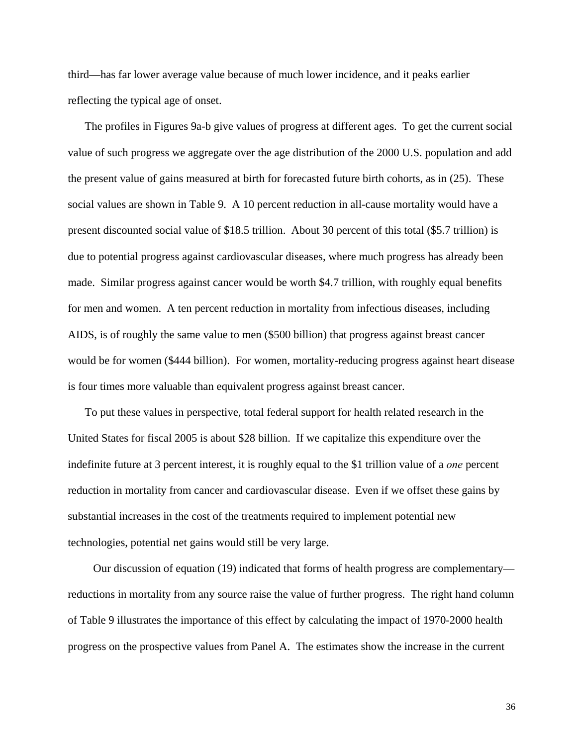third—has far lower average value because of much lower incidence, and it peaks earlier reflecting the typical age of onset.

The profiles in Figures 9a-b give values of progress at different ages. To get the current social value of such progress we aggregate over the age distribution of the 2000 U.S. population and add the present value of gains measured at birth for forecasted future birth cohorts, as in (25). These social values are shown in Table 9. A 10 percent reduction in all-cause mortality would have a present discounted social value of $18.5 trillion. About 30 percent of this total ($5.7 trillion) is due to potential progress against cardiovascular diseases, where much progress has already been made. Similar progress against cancer would be worth $4.7 trillion, with roughly equal benefits for men and women. A ten percent reduction in mortality from infectious diseases, including AIDS, is of roughly the same value to men ($500 billion) that progress against breast cancer would be for women ($444 billion). For women, mortality-reducing progress against heart disease is four times more valuable than equivalent progress against breast cancer.

To put these values in perspective, total federal support for health related research in the United States for fiscal 2005 is about $28 billion. If we capitalize this expenditure over the indefinite future at 3 percent interest, it is roughly equal to the $1 trillion value of a *one* percent reduction in mortality from cancer and cardiovascular disease. Even if we offset these gains by substantial increases in the cost of the treatments required to implement potential new technologies, potential net gains would still be very large.

Our discussion of equation (19) indicated that forms of health progress are complementary—reductions in mortality from any source raise the value of further progress. The right hand column of Table 9 illustrates the importance of this effect by calculating the impact of 1970-2000 health progress on the prospective values from Panel A. The estimates show the increase in the current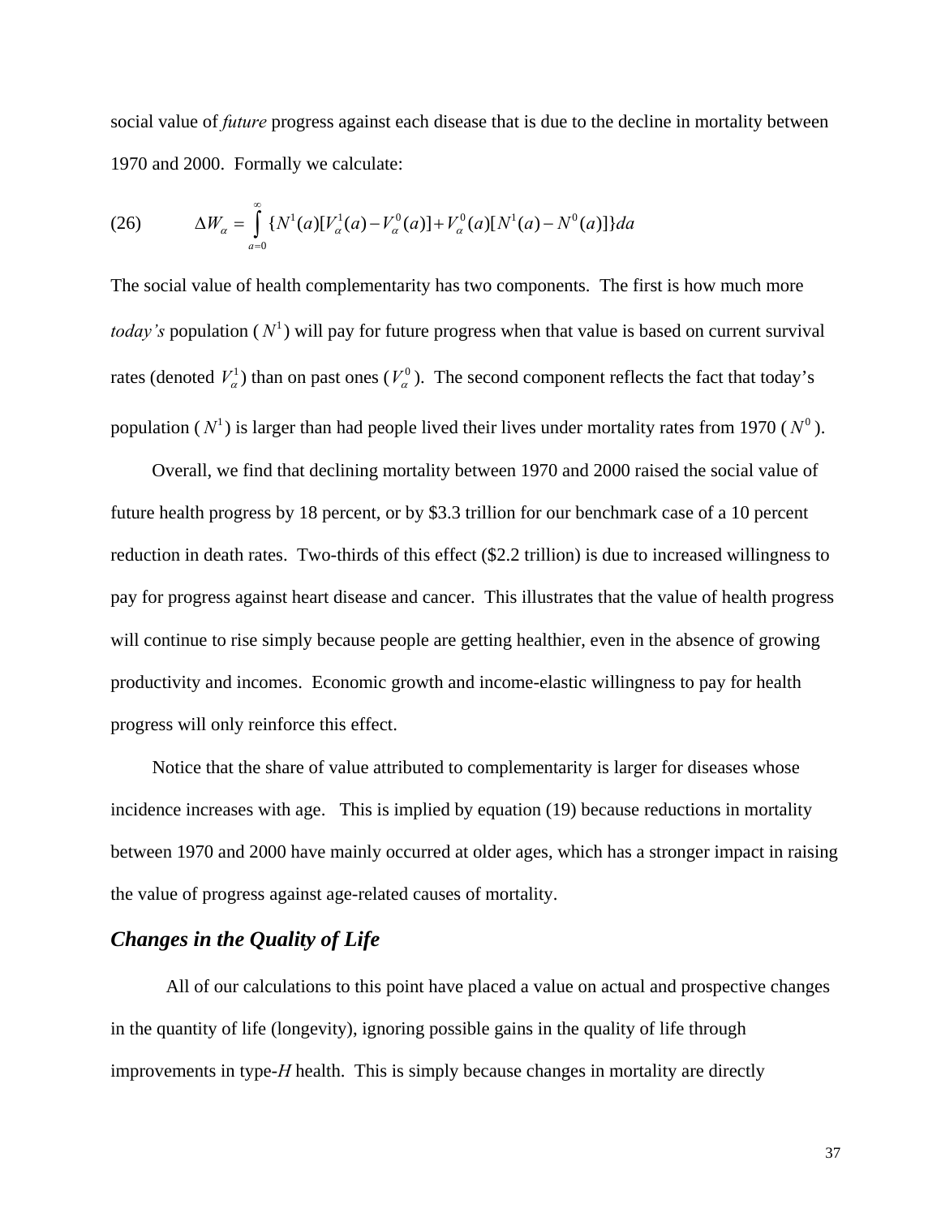social value of *future* progress against each disease that is due to the decline in mortality between 1970 and 2000. Formally we calculate:

$$(26) \qquad \Delta W_{\alpha} = \int_{a=0}^{\infty} \{N^1(a)[V_{\alpha}^1(a) - V_{\alpha}^0(a)] + V_{\alpha}^0(a)[N^1(a) - N^0(a)]\} da$$

The social value of health complementarity has two components. The first is how much more *today's* population ($N^1$) will pay for future progress when that value is based on current survival rates (denoted $V_{\alpha}^1$) than on past ones ($V_{\alpha}^0$). The second component reflects the fact that today's population ($N^1$) is larger than had people lived their lives under mortality rates from 1970 ($N^0$).

Overall, we find that declining mortality between 1970 and 2000 raised the social value of future health progress by 18 percent, or by \$3.3 trillion for our benchmark case of a 10 percent reduction in death rates. Two-thirds of this effect (\$2.2 trillion) is due to increased willingness to pay for progress against heart disease and cancer. This illustrates that the value of health progress will continue to rise simply because people are getting healthier, even in the absence of growing productivity and incomes. Economic growth and income-elastic willingness to pay for health progress will only reinforce this effect.

Notice that the share of value attributed to complementarity is larger for diseases whose incidence increases with age. This is implied by equation (19) because reductions in mortality between 1970 and 2000 have mainly occurred at older ages, which has a stronger impact in raising the value of progress against age-related causes of mortality.

### *Changes in the Quality of Life*

All of our calculations to this point have placed a value on actual and prospective changes in the quantity of life (longevity), ignoring possible gains in the quality of life through improvements in type-*H* health. This is simply because changes in mortality are directly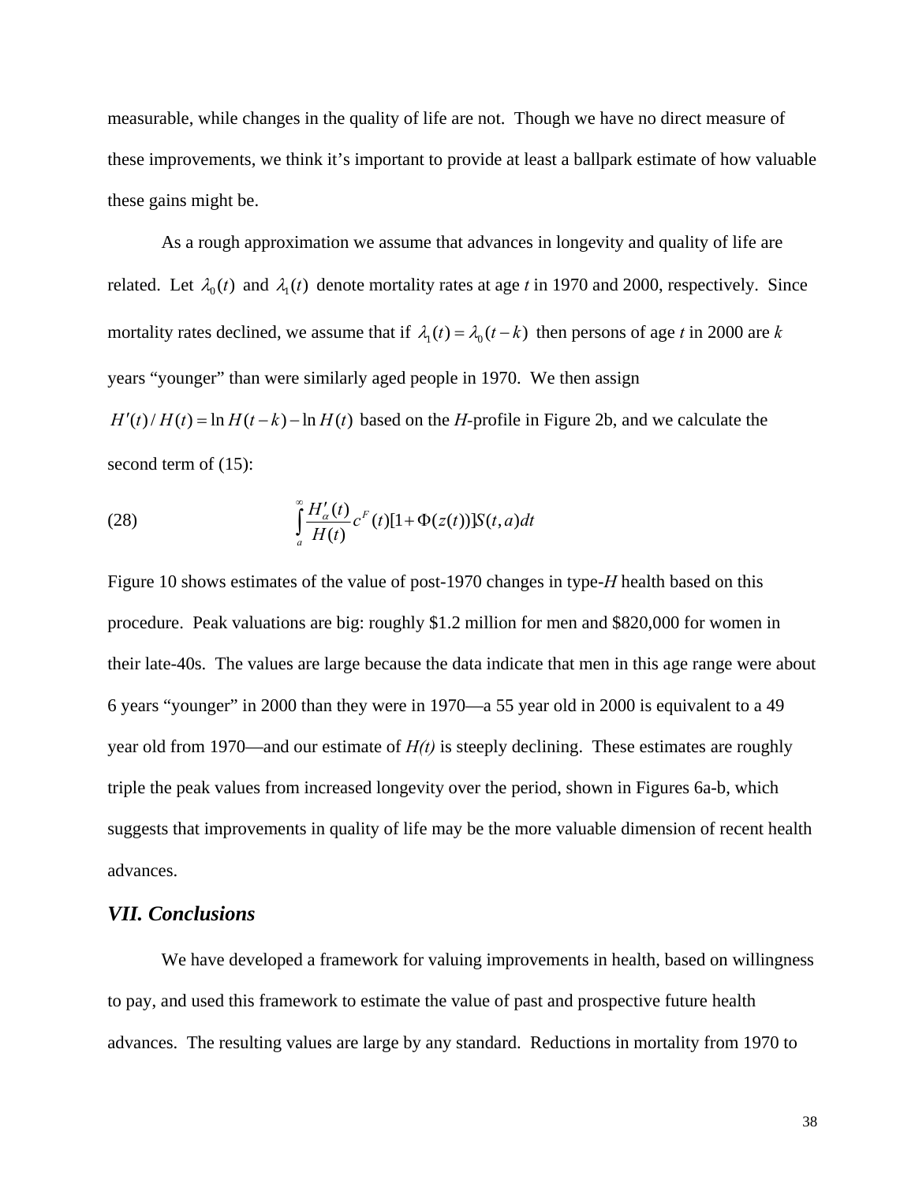measurable, while changes in the quality of life are not. Though we have no direct measure of these improvements, we think it's important to provide at least a ballpark estimate of how valuable these gains might be.

As a rough approximation we assume that advances in longevity and quality of life are related. Let $\lambda_0(t)$ and $\lambda_1(t)$ denote mortality rates at age *t* in 1970 and 2000, respectively. Since mortality rates declined, we assume that if $\lambda_1(t) = \lambda_0(t-k)$ then persons of age *t* in 2000 are *k* years "younger" than were similarly aged people in 1970. We then assign $H'(t)/H(t) = \ln H(t-k) - \ln H(t)$ based on the *H*-profile in Figure 2b, and we calculate the second term of (15):

$$\text{(28)} \qquad \int_a^{\infty} \frac{H'_\alpha(t)}{H(t)} c^F(t)[1+\Phi(z(t))]S(t,a)dt$$

Figure 10 shows estimates of the value of post-1970 changes in type-*H* health based on this procedure. Peak valuations are big: roughly \$1.2 million for men and \$820,000 for women in their late-40s. The values are large because the data indicate that men in this age range were about 6 years "younger" in 2000 than they were in 1970—a 55 year old in 2000 is equivalent to a 49 year old from 1970—and our estimate of *H(t)* is steeply declining. These estimates are roughly triple the peak values from increased longevity over the period, shown in Figures 6a-b, which suggests that improvements in quality of life may be the more valuable dimension of recent health advances.

## *VII. Conclusions*

We have developed a framework for valuing improvements in health, based on willingness to pay, and used this framework to estimate the value of past and prospective future health advances. The resulting values are large by any standard. Reductions in mortality from 1970 to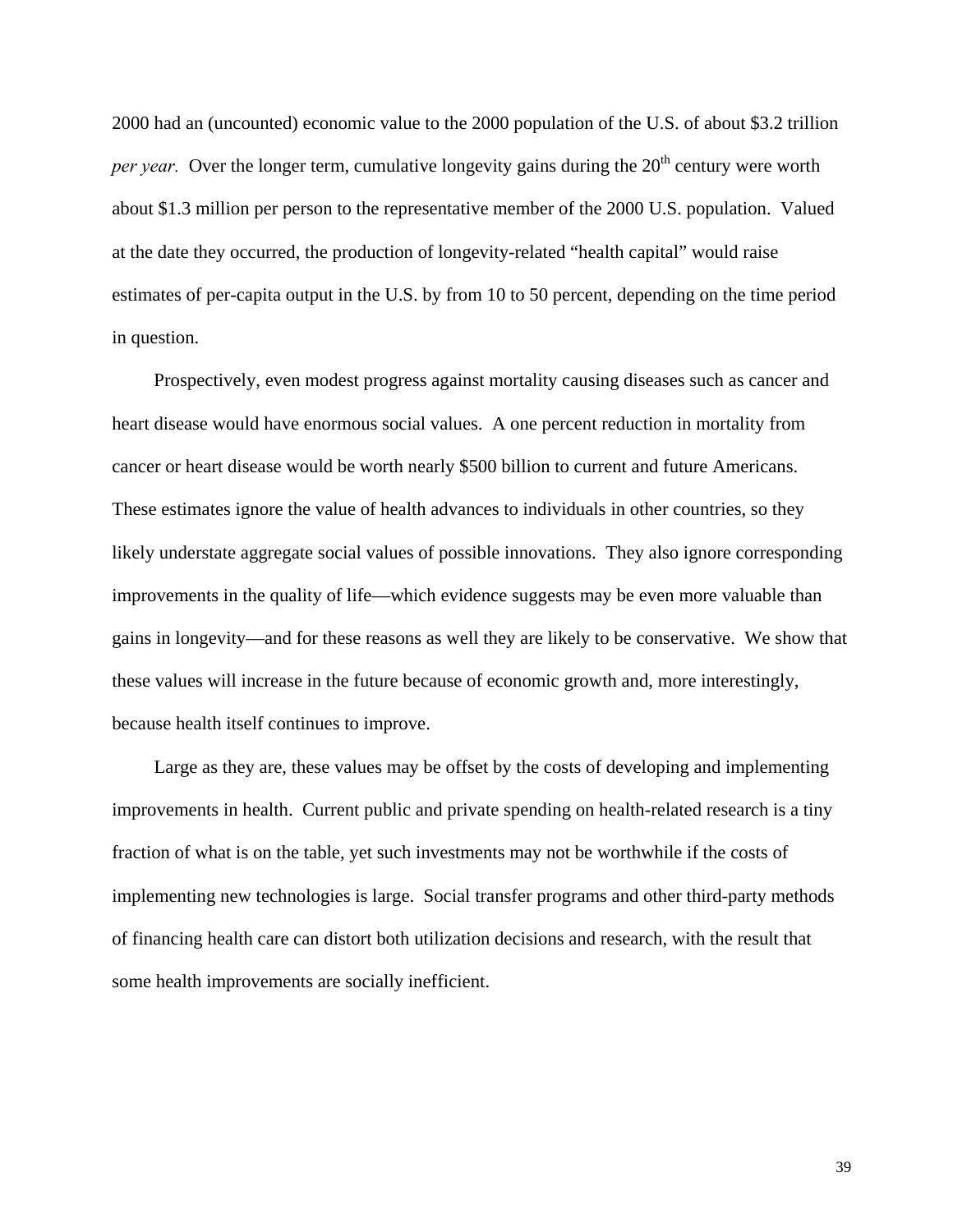2000 had an (uncounted) economic value to the 2000 population of the U.S. of about $3.2 trillion *per year.* Over the longer term, cumulative longevity gains during the 20th century were worth about $1.3 million per person to the representative member of the 2000 U.S. population. Valued at the date they occurred, the production of longevity-related "health capital" would raise estimates of per-capita output in the U.S. by from 10 to 50 percent, depending on the time period in question.

Prospectively, even modest progress against mortality causing diseases such as cancer and heart disease would have enormous social values. A one percent reduction in mortality from cancer or heart disease would be worth nearly $500 billion to current and future Americans. These estimates ignore the value of health advances to individuals in other countries, so they likely understate aggregate social values of possible innovations. They also ignore corresponding improvements in the quality of life—which evidence suggests may be even more valuable than gains in longevity—and for these reasons as well they are likely to be conservative. We show that these values will increase in the future because of economic growth and, more interestingly, because health itself continues to improve.

Large as they are, these values may be offset by the costs of developing and implementing improvements in health. Current public and private spending on health-related research is a tiny fraction of what is on the table, yet such investments may not be worthwhile if the costs of implementing new technologies is large. Social transfer programs and other third-party methods of financing health care can distort both utilization decisions and research, with the result that some health improvements are socially inefficient.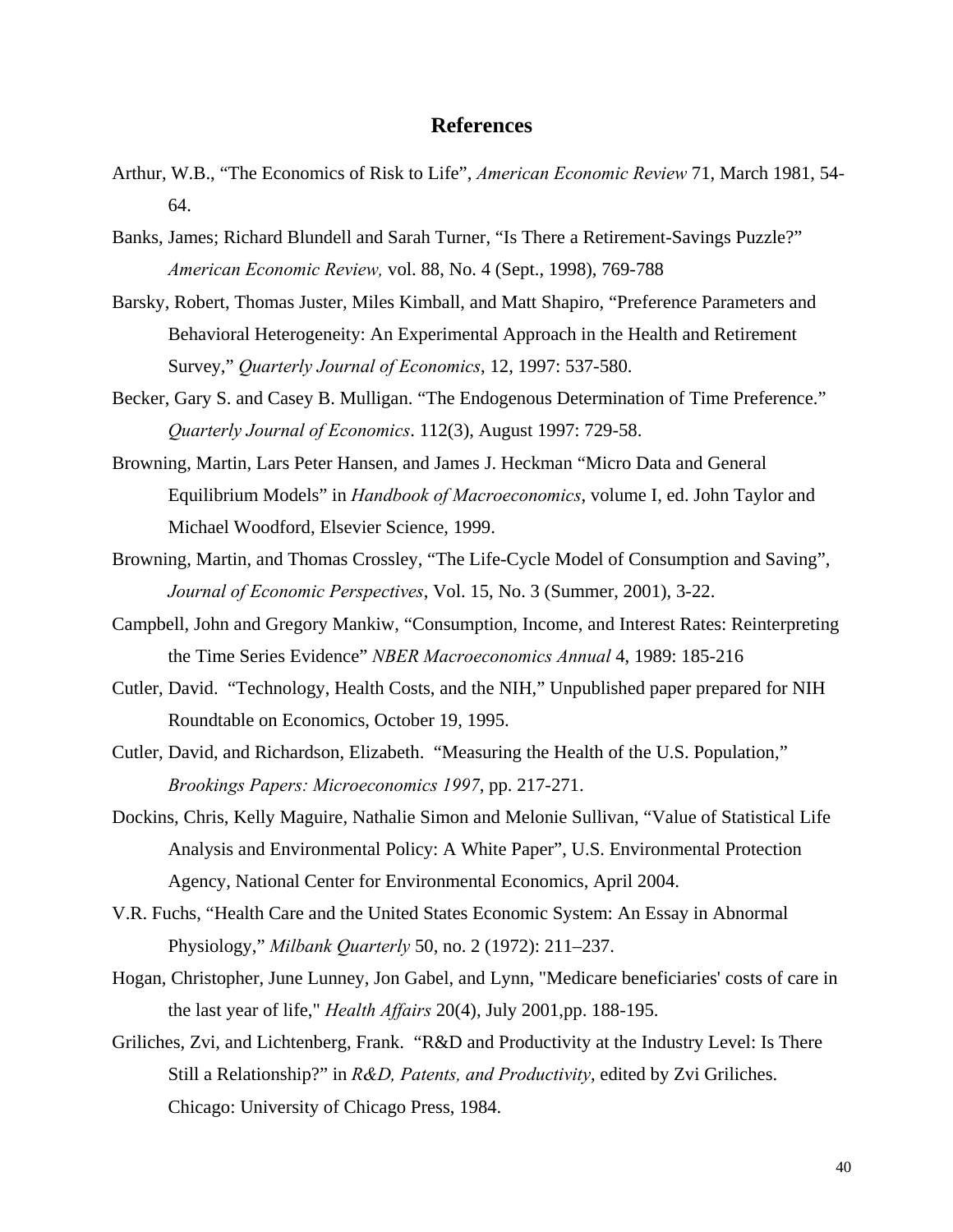## References

Arthur, W.B., "The Economics of Risk to Life", *American Economic Review* 71, March 1981, 54-64.

Banks, James; Richard Blundell and Sarah Turner, "Is There a Retirement-Savings Puzzle?" *American Economic Review,* vol. 88, No. 4 (Sept., 1998), 769-788

Barsky, Robert, Thomas Juster, Miles Kimball, and Matt Shapiro, "Preference Parameters and Behavioral Heterogeneity: An Experimental Approach in the Health and Retirement Survey," *Quarterly Journal of Economics*, 12, 1997: 537-580.

Becker, Gary S. and Casey B. Mulligan. "The Endogenous Determination of Time Preference." *Quarterly Journal of Economics*. 112(3), August 1997: 729-58.

Browning, Martin, Lars Peter Hansen, and James J. Heckman "Micro Data and General Equilibrium Models" in *Handbook of Macroeconomics*, volume I, ed. John Taylor and Michael Woodford, Elsevier Science, 1999.

Browning, Martin, and Thomas Crossley, "The Life-Cycle Model of Consumption and Saving", *Journal of Economic Perspectives*, Vol. 15, No. 3 (Summer, 2001), 3-22.

Campbell, John and Gregory Mankiw, "Consumption, Income, and Interest Rates: Reinterpreting the Time Series Evidence" *NBER Macroeconomics Annual* 4, 1989: 185-216

Cutler, David. "Technology, Health Costs, and the NIH," Unpublished paper prepared for NIH Roundtable on Economics, October 19, 1995.

Cutler, David, and Richardson, Elizabeth. "Measuring the Health of the U.S. Population," *Brookings Papers: Microeconomics 1997*, pp. 217-271.

Dockins, Chris, Kelly Maguire, Nathalie Simon and Melonie Sullivan, "Value of Statistical Life Analysis and Environmental Policy: A White Paper", U.S. Environmental Protection Agency, National Center for Environmental Economics, April 2004.

V.R. Fuchs, "Health Care and the United States Economic System: An Essay in Abnormal Physiology," *Milbank Quarterly* 50, no. 2 (1972): 211–237.

Hogan, Christopher, June Lunney, Jon Gabel, and Lynn, "Medicare beneficiaries' costs of care in the last year of life," *Health Affairs* 20(4), July 2001,pp. 188-195.

Griliches, Zvi, and Lichtenberg, Frank. "R&D and Productivity at the Industry Level: Is There Still a Relationship?" in *R&D, Patents, and Productivity*, edited by Zvi Griliches. Chicago: University of Chicago Press, 1984.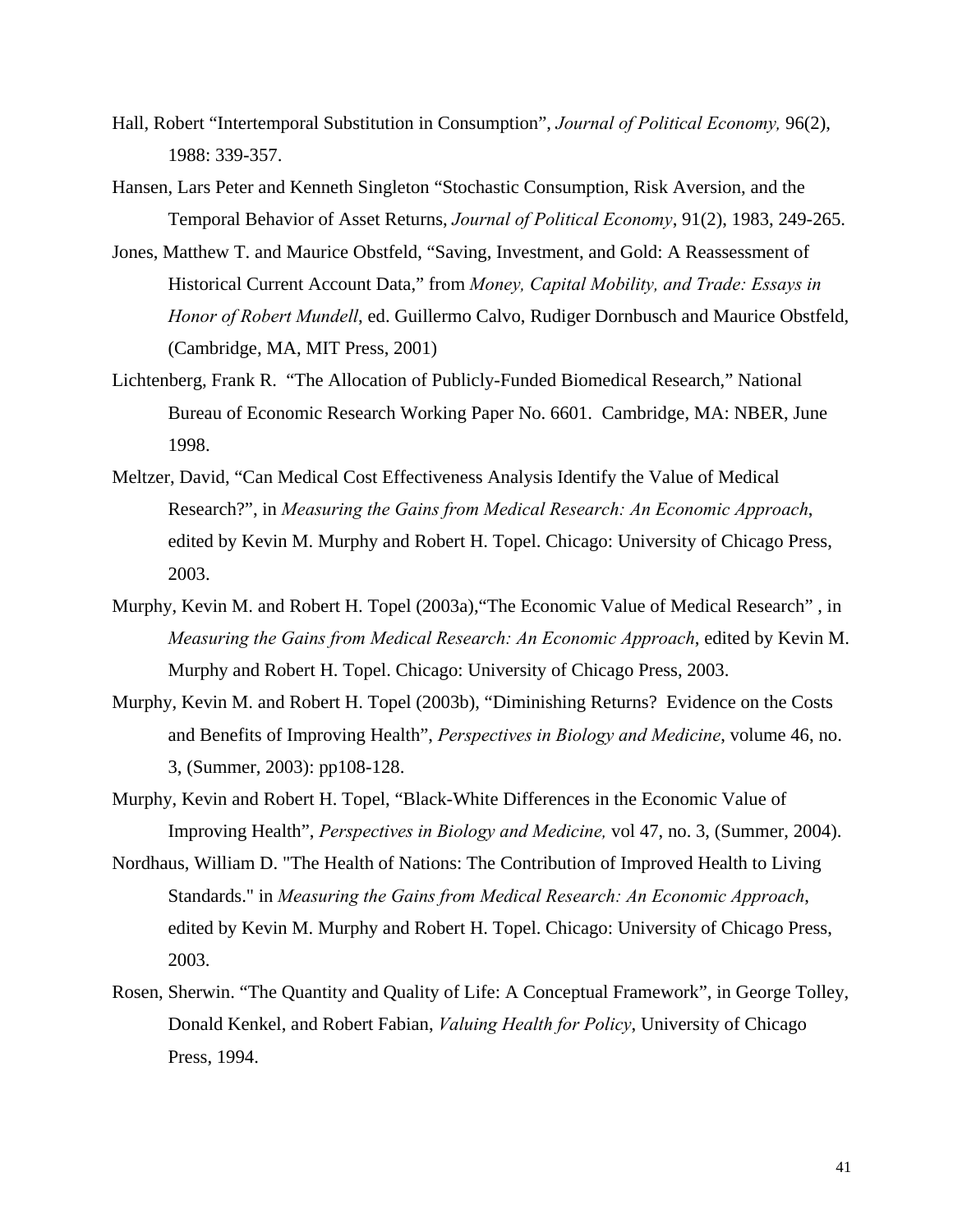Hall, Robert “Intertemporal Substitution in Consumption”, *Journal of Political Economy,* 96(2), 1988: 339-357.

Hansen, Lars Peter and Kenneth Singleton “Stochastic Consumption, Risk Aversion, and the Temporal Behavior of Asset Returns, *Journal of Political Economy*, 91(2), 1983, 249-265.

Jones, Matthew T. and Maurice Obstfeld, “Saving, Investment, and Gold: A Reassessment of Historical Current Account Data,” from *Money, Capital Mobility, and Trade: Essays in Honor of Robert Mundell*, ed. Guillermo Calvo, Rudiger Dornbusch and Maurice Obstfeld, (Cambridge, MA, MIT Press, 2001)

Lichtenberg, Frank R. “The Allocation of Publicly-Funded Biomedical Research,” National Bureau of Economic Research Working Paper No. 6601. Cambridge, MA: NBER, June 1998.

Meltzer, David, “Can Medical Cost Effectiveness Analysis Identify the Value of Medical Research?”, in *Measuring the Gains from Medical Research: An Economic Approach*, edited by Kevin M. Murphy and Robert H. Topel. Chicago: University of Chicago Press, 2003.

Murphy, Kevin M. and Robert H. Topel (2003a),“The Economic Value of Medical Research” , in *Measuring the Gains from Medical Research: An Economic Approach*, edited by Kevin M. Murphy and Robert H. Topel. Chicago: University of Chicago Press, 2003.

Murphy, Kevin M. and Robert H. Topel (2003b), “Diminishing Returns? Evidence on the Costs and Benefits of Improving Health”, *Perspectives in Biology and Medicine*, volume 46, no. 3, (Summer, 2003): pp108-128.

Murphy, Kevin and Robert H. Topel, “Black-White Differences in the Economic Value of Improving Health”, *Perspectives in Biology and Medicine,* vol 47, no. 3, (Summer, 2004).

Nordhaus, William D. "The Health of Nations: The Contribution of Improved Health to Living Standards." in *Measuring the Gains from Medical Research: An Economic Approach*, edited by Kevin M. Murphy and Robert H. Topel. Chicago: University of Chicago Press, 2003.

Rosen, Sherwin. “The Quantity and Quality of Life: A Conceptual Framework”, in George Tolley, Donald Kenkel, and Robert Fabian, *Valuing Health for Policy*, University of Chicago Press, 1994.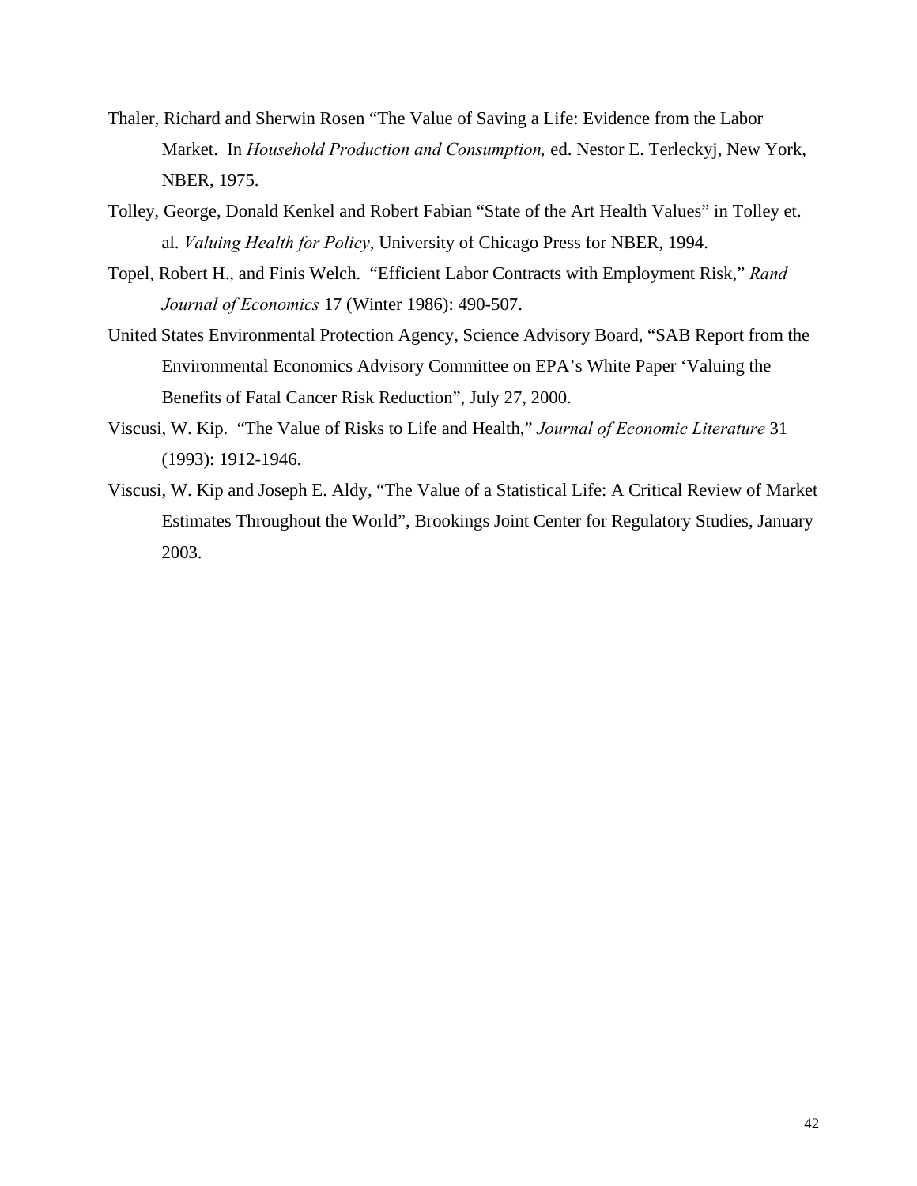Thaler, Richard and Sherwin Rosen "The Value of Saving a Life: Evidence from the Labor Market. In *Household Production and Consumption,* ed. Nestor E. Terleckyj, New York, NBER, 1975.

Tolley, George, Donald Kenkel and Robert Fabian "State of the Art Health Values" in Tolley et. al. *Valuing Health for Policy*, University of Chicago Press for NBER, 1994.

Topel, Robert H., and Finis Welch. "Efficient Labor Contracts with Employment Risk," *Rand Journal of Economics* 17 (Winter 1986): 490-507.

United States Environmental Protection Agency, Science Advisory Board, "SAB Report from the Environmental Economics Advisory Committee on EPA's White Paper 'Valuing the Benefits of Fatal Cancer Risk Reduction", July 27, 2000.

Viscusi, W. Kip. "The Value of Risks to Life and Health," *Journal of Economic Literature* 31 (1993): 1912-1946.

Viscusi, W. Kip and Joseph E. Aldy, "The Value of a Statistical Life: A Critical Review of Market Estimates Throughout the World", Brookings Joint Center for Regulatory Studies, January 2003.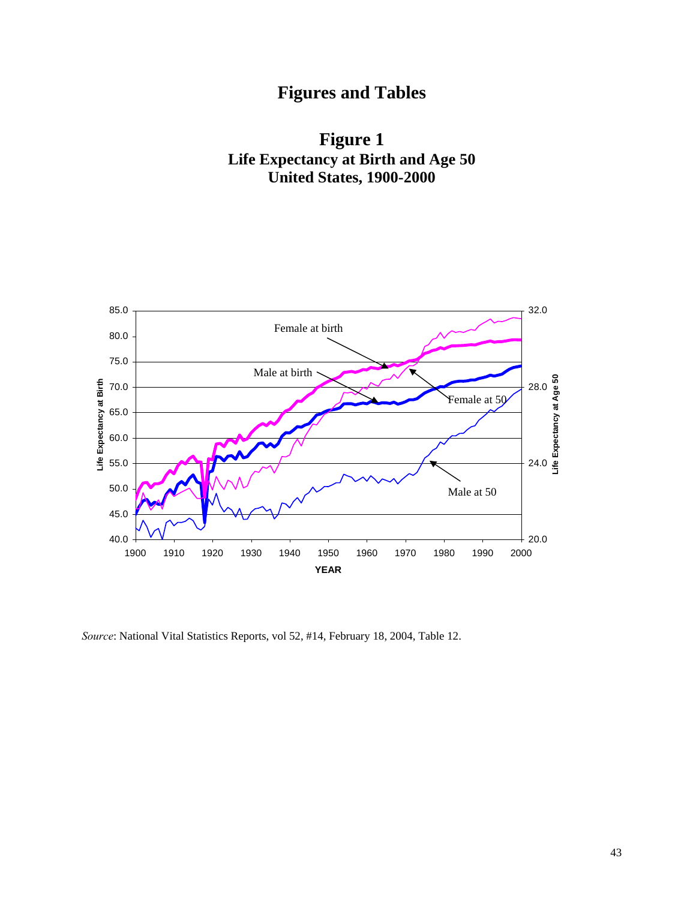# Figures and Tables

## Figure 1
## Life Expectancy at Birth and Age 50
## United States, 1900-2000

*Source*: National Vital Statistics Reports, vol 52, #14, February 18, 2004, Table 12.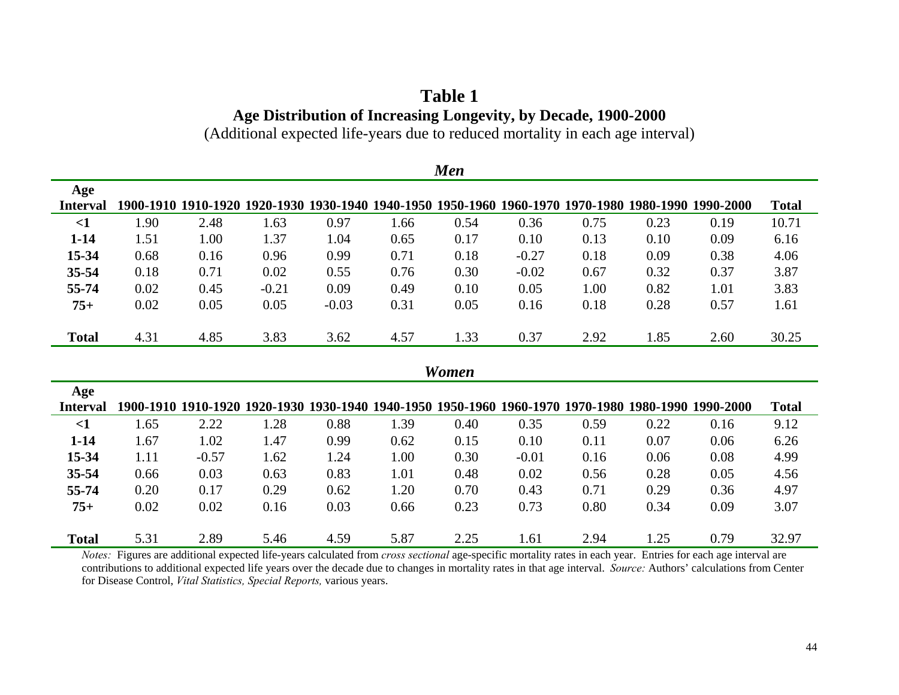# Table 1

## Age Distribution of Increasing Longevity, by Decade, 1900-2000

(Additional expected life-years due to reduced mortality in each age interval)

### *Men*

| Age Interval | 1900-1910 | 1910-1920 | 1920-1930 | 1930-1940 | 1940-1950 | 1950-1960 | 1960-1970 | 1970-1980 | 1980-1990 | 1990-2000 | Total |
|---|---|---|---|---|---|---|---|---|---|---|---|
| **<1** | 1.90 | 2.48 | 1.63 | 0.97 | 1.66 | 0.54 | 0.36 | 0.75 | 0.23 | 0.19 | 10.71 |
| **1-14** | 1.51 | 1.00 | 1.37 | 1.04 | 0.65 | 0.17 | 0.10 | 0.13 | 0.10 | 0.09 | 6.16 |
| **15-34** | 0.68 | 0.16 | 0.96 | 0.99 | 0.71 | 0.18 | -0.27 | 0.18 | 0.09 | 0.38 | 4.06 |
| **35-54** | 0.18 | 0.71 | 0.02 | 0.55 | 0.76 | 0.30 | -0.02 | 0.67 | 0.32 | 0.37 | 3.87 |
| **55-74** | 0.02 | 0.45 | -0.21 | 0.09 | 0.49 | 0.10 | 0.05 | 1.00 | 0.82 | 1.01 | 3.83 |
| **75+** | 0.02 | 0.05 | 0.05 | -0.03 | 0.31 | 0.05 | 0.16 | 0.18 | 0.28 | 0.57 | 1.61 |
| **Total** | 4.31 | 4.85 | 3.83 | 3.62 | 4.57 | 1.33 | 0.37 | 2.92 | 1.85 | 2.60 | 30.25 |

### *Women*

| Age Interval | 1900-1910 | 1910-1920 | 1920-1930 | 1930-1940 | 1940-1950 | 1950-1960 | 1960-1970 | 1970-1980 | 1980-1990 | 1990-2000 | Total |
|---|---|---|---|---|---|---|---|---|---|---|---|
| **<1** | 1.65 | 2.22 | 1.28 | 0.88 | 1.39 | 0.40 | 0.35 | 0.59 | 0.22 | 0.16 | 9.12 |
| **1-14** | 1.67 | 1.02 | 1.47 | 0.99 | 0.62 | 0.15 | 0.10 | 0.11 | 0.07 | 0.06 | 6.26 |
| **15-34** | 1.11 | -0.57 | 1.62 | 1.24 | 1.00 | 0.30 | -0.01 | 0.16 | 0.06 | 0.08 | 4.99 |
| **35-54** | 0.66 | 0.03 | 0.63 | 0.83 | 1.01 | 0.48 | 0.02 | 0.56 | 0.28 | 0.05 | 4.56 |
| **55-74** | 0.20 | 0.17 | 0.29 | 0.62 | 1.20 | 0.70 | 0.43 | 0.71 | 0.29 | 0.36 | 4.97 |
| **75+** | 0.02 | 0.02 | 0.16 | 0.03 | 0.66 | 0.23 | 0.73 | 0.80 | 0.34 | 0.09 | 3.07 |
| **Total** | 5.31 | 2.89 | 5.46 | 4.59 | 5.87 | 2.25 | 1.61 | 2.94 | 1.25 | 0.79 | 32.97 |

*Notes:* Figures are additional expected life-years calculated from *cross sectional* age-specific mortality rates in each year. Entries for each age interval are contributions to additional expected life years over the decade due to changes in mortality rates in that age interval. *Source:* Authors' calculations from Center for Disease Control, *Vital Statistics, Special Reports,* various years.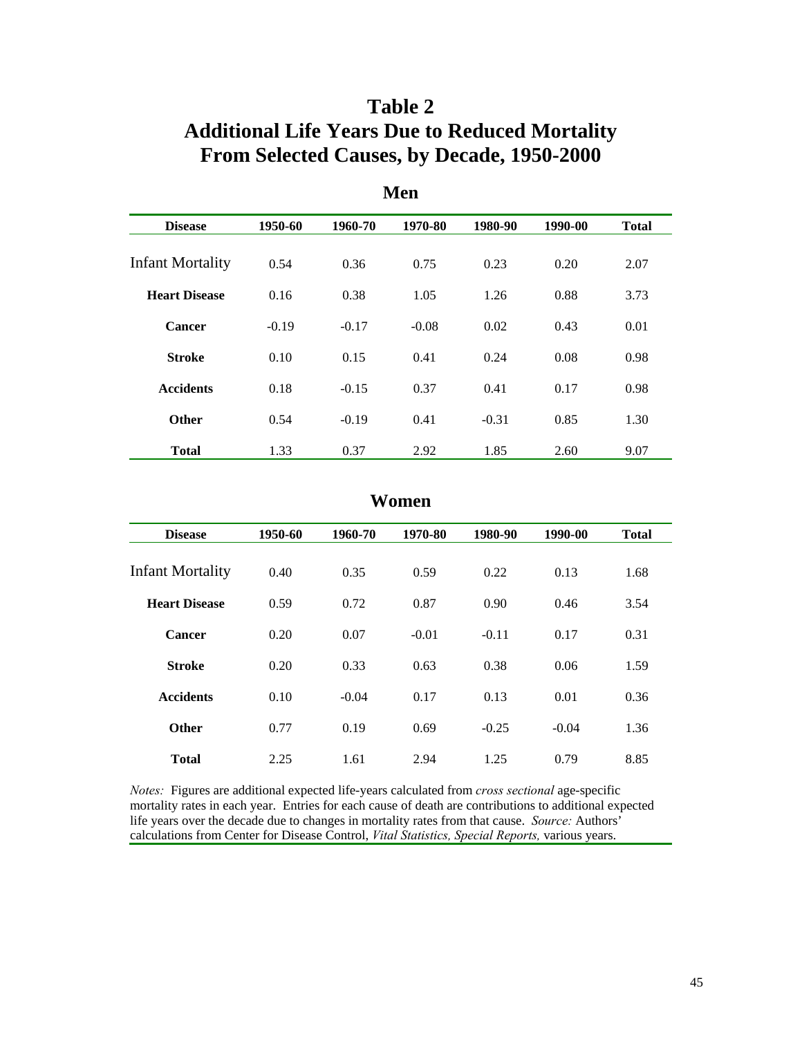# Table 2
# Additional Life Years Due to Reduced Mortality From Selected Causes, by Decade, 1950-2000

## Men

| Disease | 1950-60 | 1960-70 | 1970-80 | 1980-90 | 1990-00 | Total |
|---|---|---|---|---|---|---|
| Infant Mortality | 0.54 | 0.36 | 0.75 | 0.23 | 0.20 | 2.07 |
| **Heart Disease** | 0.16 | 0.38 | 1.05 | 1.26 | 0.88 | 3.73 |
| **Cancer** | -0.19 | -0.17 | -0.08 | 0.02 | 0.43 | 0.01 |
| **Stroke** | 0.10 | 0.15 | 0.41 | 0.24 | 0.08 | 0.98 |
| **Accidents** | 0.18 | -0.15 | 0.37 | 0.41 | 0.17 | 0.98 |
| **Other** | 0.54 | -0.19 | 0.41 | -0.31 | 0.85 | 1.30 |
| **Total** | 1.33 | 0.37 | 2.92 | 1.85 | 2.60 | 9.07 |

## Women

| Disease | 1950-60 | 1960-70 | 1970-80 | 1980-90 | 1990-00 | Total |
|---|---|---|---|---|---|---|
| Infant Mortality | 0.40 | 0.35 | 0.59 | 0.22 | 0.13 | 1.68 |
| **Heart Disease** | 0.59 | 0.72 | 0.87 | 0.90 | 0.46 | 3.54 |
| **Cancer** | 0.20 | 0.07 | -0.01 | -0.11 | 0.17 | 0.31 |
| **Stroke** | 0.20 | 0.33 | 0.63 | 0.38 | 0.06 | 1.59 |
| **Accidents** | 0.10 | -0.04 | 0.17 | 0.13 | 0.01 | 0.36 |
| **Other** | 0.77 | 0.19 | 0.69 | -0.25 | -0.04 | 1.36 |
| **Total** | 2.25 | 1.61 | 2.94 | 1.25 | 0.79 | 8.85 |

*Notes:* Figures are additional expected life-years calculated from *cross sectional* age-specific mortality rates in each year. Entries for each cause of death are contributions to additional expected life years over the decade due to changes in mortality rates from that cause. *Source:* Authors' calculations from Center for Disease Control, *Vital Statistics, Special Reports,* various years.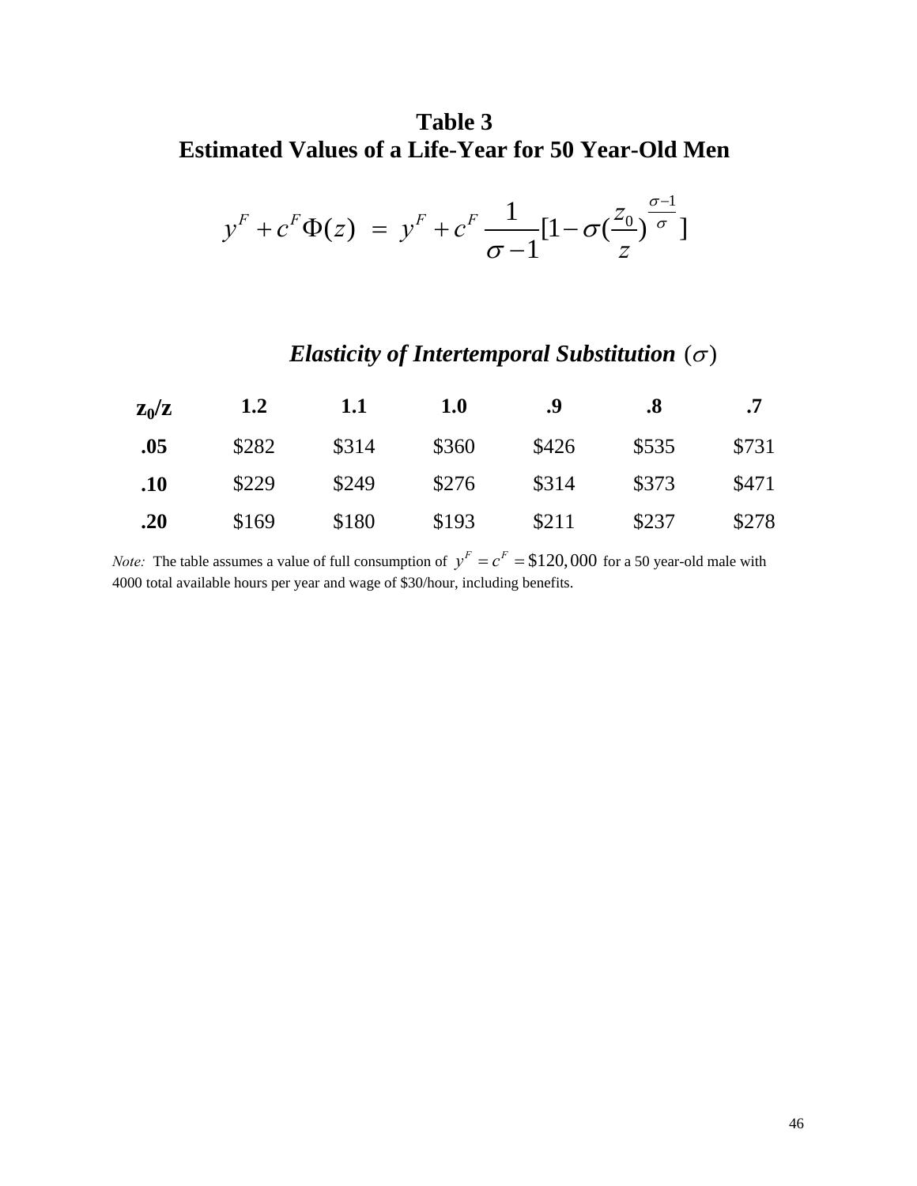# Table 3
# Estimated Values of a Life-Year for 50 Year-Old Men

$$y^F + c^F \Phi(z) \;=\; y^F + c^F \frac{1}{\sigma - 1}[1 - \sigma(\frac{z_0}{z})^{\frac{\sigma-1}{\sigma}}]$$

***Elasticity of Intertemporal Substitution*** $(\sigma)$

| $z_0/z$ | 1.2 | 1.1 | 1.0 | .9 | .8 | .7 |
|---|---|---|---|---|---|---|
| **.05** | $282 | $314 | $360 | $426 | $535 | $731 |
| **.10** | $229 | $249 | $276 | $314 | $373 | $471 |
| **.20** | $169 | $180 | $193 | $211 | $237 | $278 |

*Note:* The table assumes a value of full consumption of $y^F = c^F = \$120,000$ for a 50 year-old male with 4000 total available hours per year and wage of $30/hour, including benefits.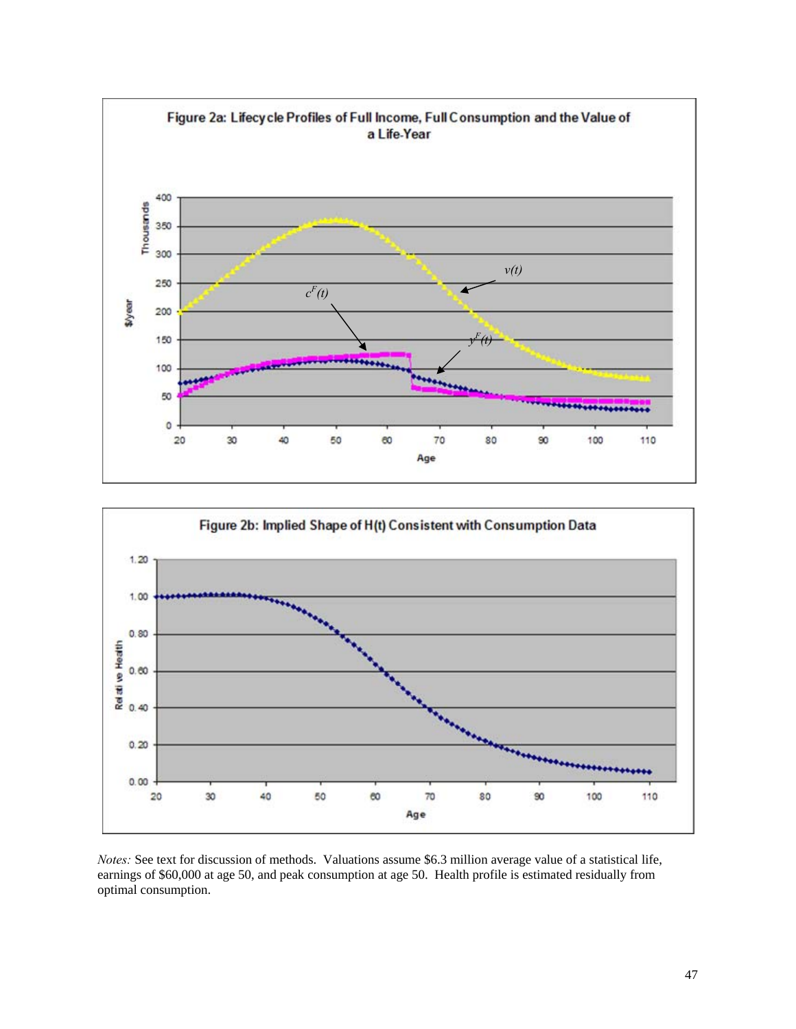Figure 2a: Lifecycle Profiles of Full Income, Full Consumption and the Value of a Life-Year

Figure 2b: Implied Shape of H(t) Consistent with Consumption Data

*Notes:* See text for discussion of methods. Valuations assume \$6.3 million average value of a statistical life, earnings of \$60,000 at age 50, and peak consumption at age 50. Health profile is estimated residually from optimal consumption.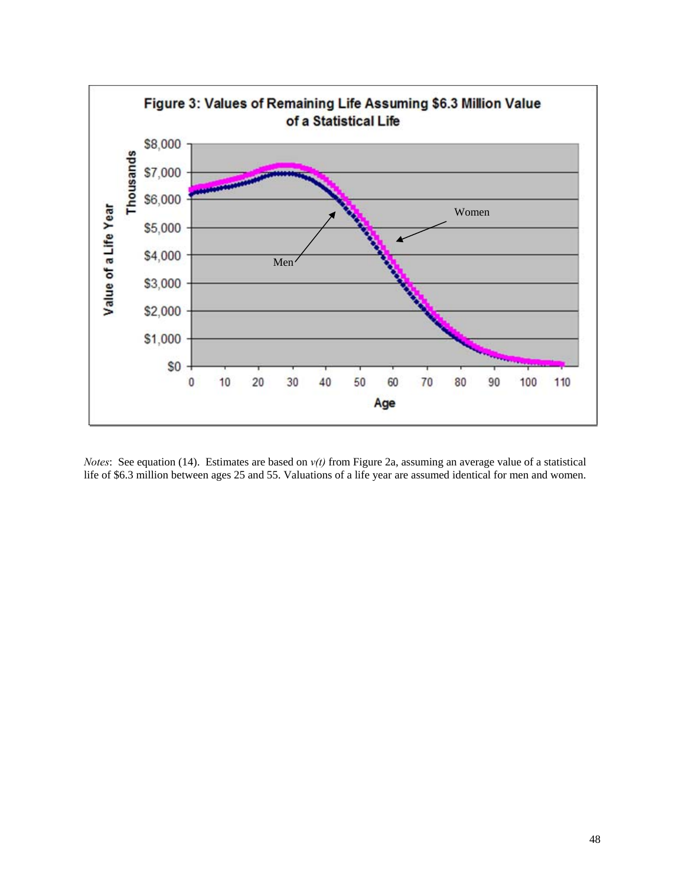**Figure 3: Values of Remaining Life Assuming \$6.3 Million Value of a Statistical Life**

*Notes*: See equation (14). Estimates are based on *v(t)* from Figure 2a, assuming an average value of a statistical life of \$6.3 million between ages 25 and 55. Valuations of a life year are assumed identical for men and women.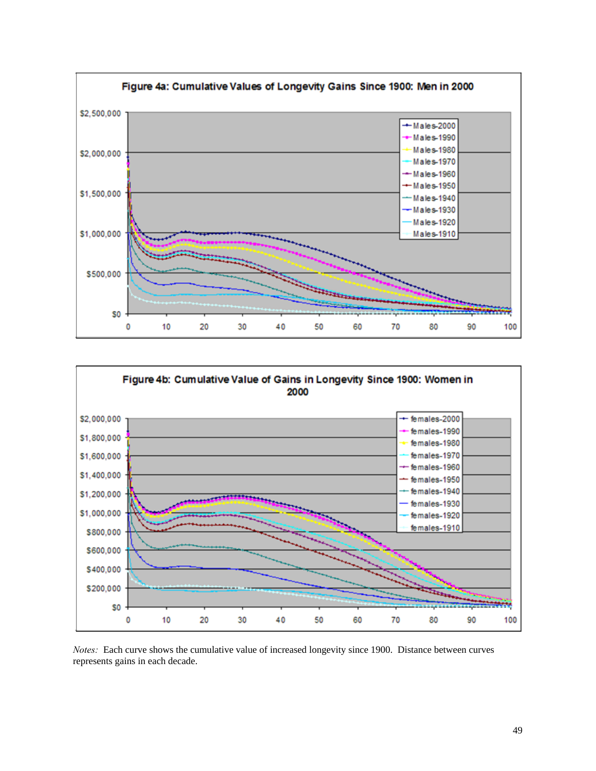Figure 4a: Cumulative Values of Longevity Gains Since 1900: Men in 2000

Figure 4b: Cumulative Value of Gains in Longevity Since 1900: Women in 2000

*Notes:* Each curve shows the cumulative value of increased longevity since 1900. Distance between curves represents gains in each decade.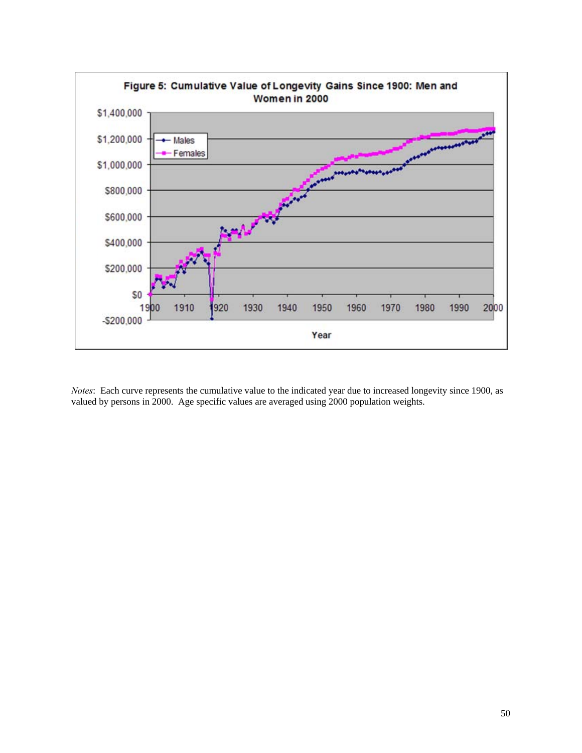Figure 5: Cumulative Value of Longevity Gains Since 1900: Men and Women in 2000

*Notes*: Each curve represents the cumulative value to the indicated year due to increased longevity since 1900, as valued by persons in 2000. Age specific values are averaged using 2000 population weights.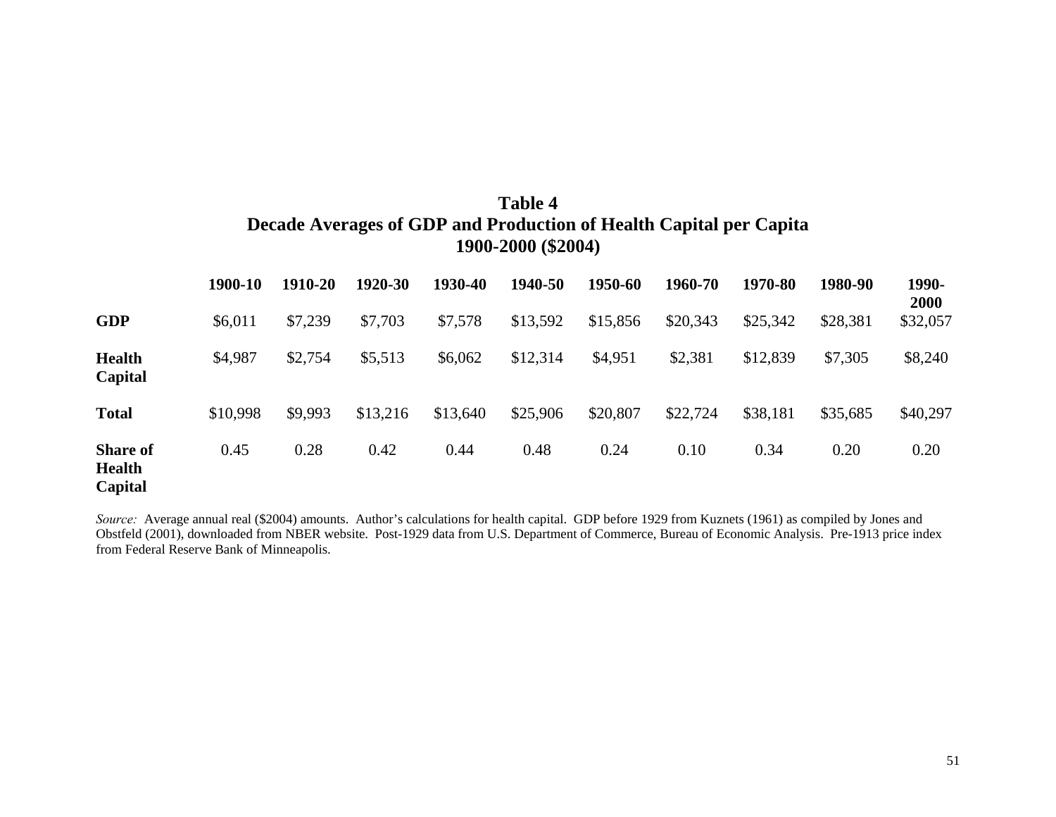**Table 4**
**Decade Averages of GDP and Production of Health Capital per Capita**
**1900-2000 ($2004)**

| | **1900-10** | **1910-20** | **1920-30** | **1930-40** | **1940-50** | **1950-60** | **1960-70** | **1970-80** | **1980-90** | **1990-2000** |
|---|---|---|---|---|---|---|---|---|---|---|
| **GDP** | $6,011 | $7,239 | $7,703 | $7,578 | $13,592 | $15,856 | $20,343 | $25,342 | $28,381 | $32,057 |
| **Health Capital** | $4,987 | $2,754 | $5,513 | $6,062 | $12,314 | $4,951 | $2,381 | $12,839 | $7,305 | $8,240 |
| **Total** | $10,998 | $9,993 | $13,216 | $13,640 | $25,906 | $20,807 | $22,724 | $38,181 | $35,685 | $40,297 |
| **Share of Health Capital** | 0.45 | 0.28 | 0.42 | 0.44 | 0.48 | 0.24 | 0.10 | 0.34 | 0.20 | 0.20 |

*Source:* Average annual real ($2004) amounts. Author's calculations for health capital. GDP before 1929 from Kuznets (1961) as compiled by Jones and Obstfeld (2001), downloaded from NBER website. Post-1929 data from U.S. Department of Commerce, Bureau of Economic Analysis. Pre-1913 price index from Federal Reserve Bank of Minneapolis.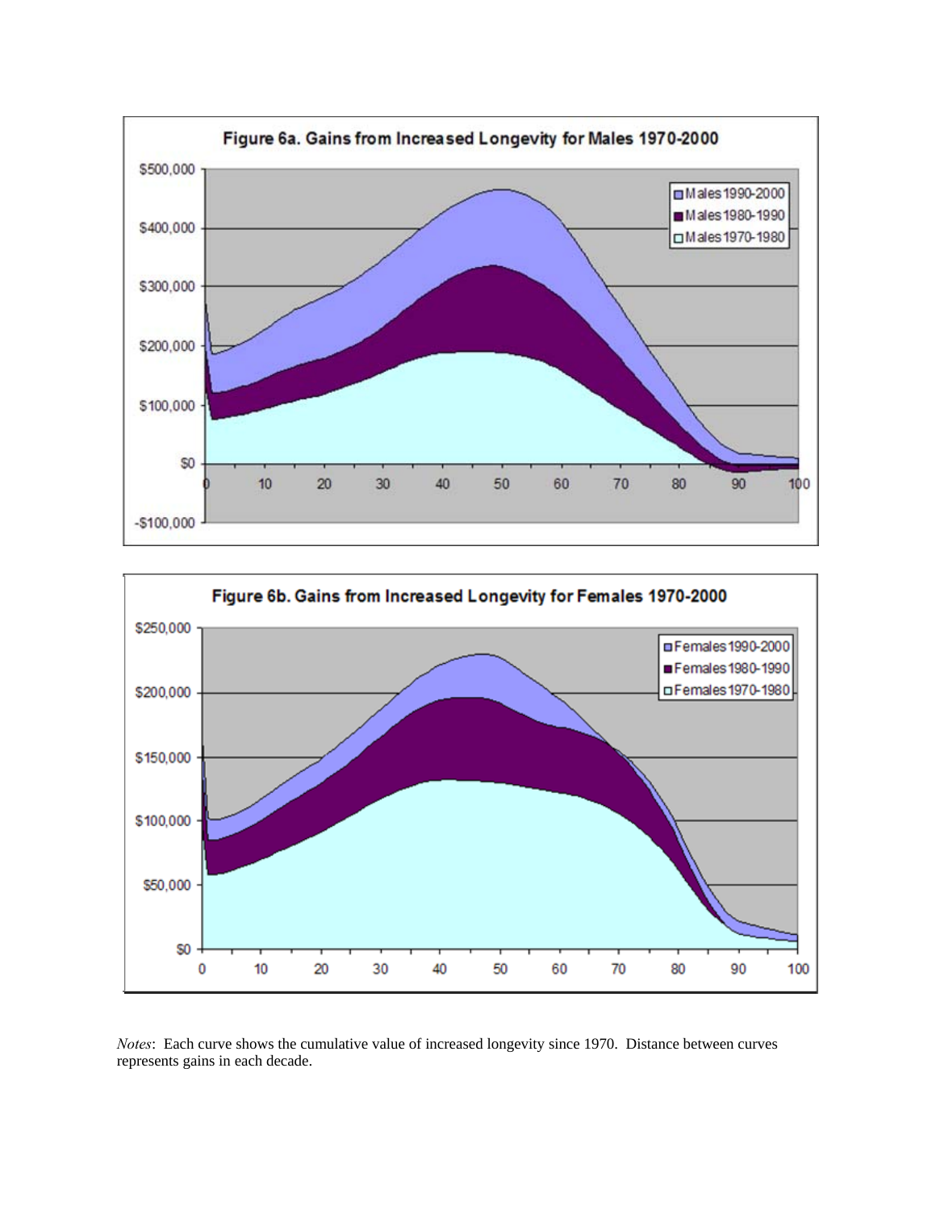**Figure 6a. Gains from Increased Longevity for Males 1970-2000**

**Figure 6b. Gains from Increased Longevity for Females 1970-2000**

*Notes*: Each curve shows the cumulative value of increased longevity since 1970. Distance between curves represents gains in each decade.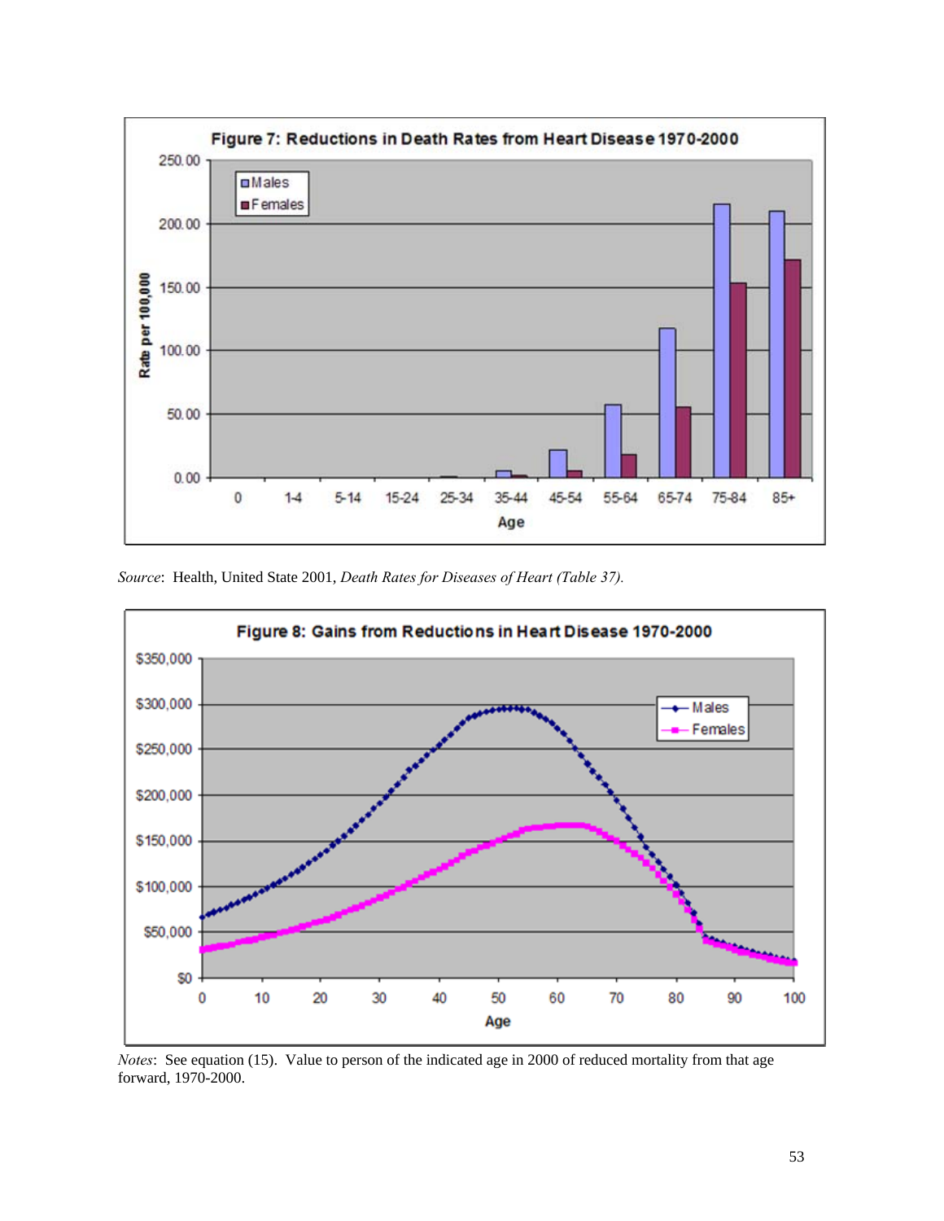**Figure 7: Reductions in Death Rates from Heart Disease 1970-2000**

*Source*: Health, United State 2001, *Death Rates for Diseases of Heart (Table 37).*

**Figure 8: Gains from Reductions in Heart Disease 1970-2000**

*Notes*: See equation (15). Value to person of the indicated age in 2000 of reduced mortality from that age forward, 1970-2000.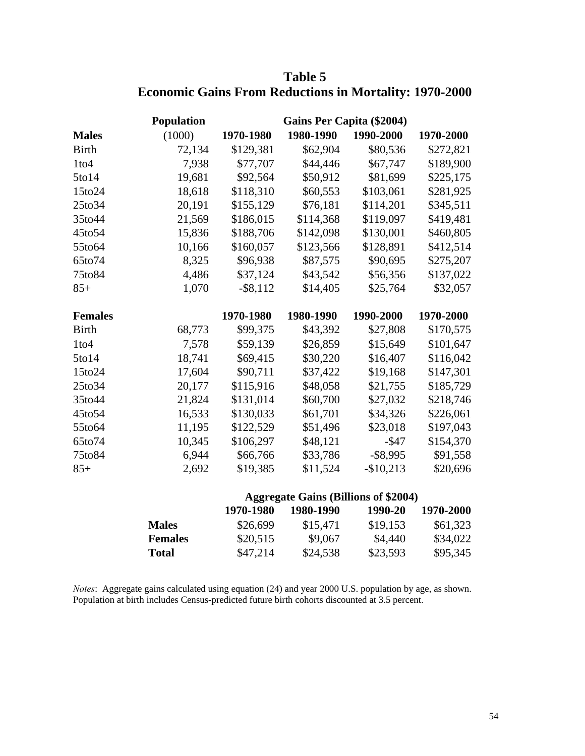## Table 5
## Economic Gains From Reductions in Mortality: 1970-2000

| | Population | Gains Per Capita ($2004) | | | |
|---|---|---|---|---|---|
| **Males** | (1000) | **1970-1980** | **1980-1990** | **1990-2000** | **1970-2000** |
| Birth | 72,134 | $129,381 | $62,904 | $80,536 | $272,821 |
| 1to4 | 7,938 | $77,707 | $44,446 | $67,747 | $189,900 |
| 5to14 | 19,681 | $92,564 | $50,912 | $81,699 | $225,175 |
| 15to24 | 18,618 | $118,310 | $60,553 | $103,061 | $281,925 |
| 25to34 | 20,191 | $155,129 | $76,181 | $114,201 | $345,511 |
| 35to44 | 21,569 | $186,015 | $114,368 | $119,097 | $419,481 |
| 45to54 | 15,836 | $188,706 | $142,098 | $130,001 | $460,805 |
| 55to64 | 10,166 | $160,057 | $123,566 | $128,891 | $412,514 |
| 65to74 | 8,325 | $96,938 | $87,575 | $90,695 | $275,207 |
| 75to84 | 4,486 | $37,124 | $43,542 | $56,356 | $137,022 |
| 85+ | 1,070 | -$8,112 | $14,405 | $25,764 | $32,057 |
| **Females** | | **1970-1980** | **1980-1990** | **1990-2000** | **1970-2000** |
| Birth | 68,773 | $99,375 | $43,392 | $27,808 | $170,575 |
| 1to4 | 7,578 | $59,139 | $26,859 | $15,649 | $101,647 |
| 5to14 | 18,741 | $69,415 | $30,220 | $16,407 | $116,042 |
| 15to24 | 17,604 | $90,711 | $37,422 | $19,168 | $147,301 |
| 25to34 | 20,177 | $115,916 | $48,058 | $21,755 | $185,729 |
| 35to44 | 21,824 | $131,014 | $60,700 | $27,032 | $218,746 |
| 45to54 | 16,533 | $130,033 | $61,701 | $34,326 | $226,061 |
| 55to64 | 11,195 | $122,529 | $51,496 | $23,018 | $197,043 |
| 65to74 | 10,345 | $106,297 | $48,121 | -$47 | $154,370 |
| 75to84 | 6,944 | $66,766 | $33,786 | -$8,995 | $91,558 |
| 85+ | 2,692 | $19,385 | $11,524 | -$10,213 | $20,696 |

| | Aggregate Gains (Billions of $2004) | | | |
|---|---|---|---|---|
| | **1970-1980** | **1980-1990** | **1990-20** | **1970-2000** |
| **Males** | $26,699 | $15,471 | $19,153 | $61,323 |
| **Females** | $20,515 | $9,067 | $4,440 | $34,022 |
| **Total** | $47,214 | $24,538 | $23,593 | $95,345 |

*Notes*: Aggregate gains calculated using equation (24) and year 2000 U.S. population by age, as shown. Population at birth includes Census-predicted future birth cohorts discounted at 3.5 percent.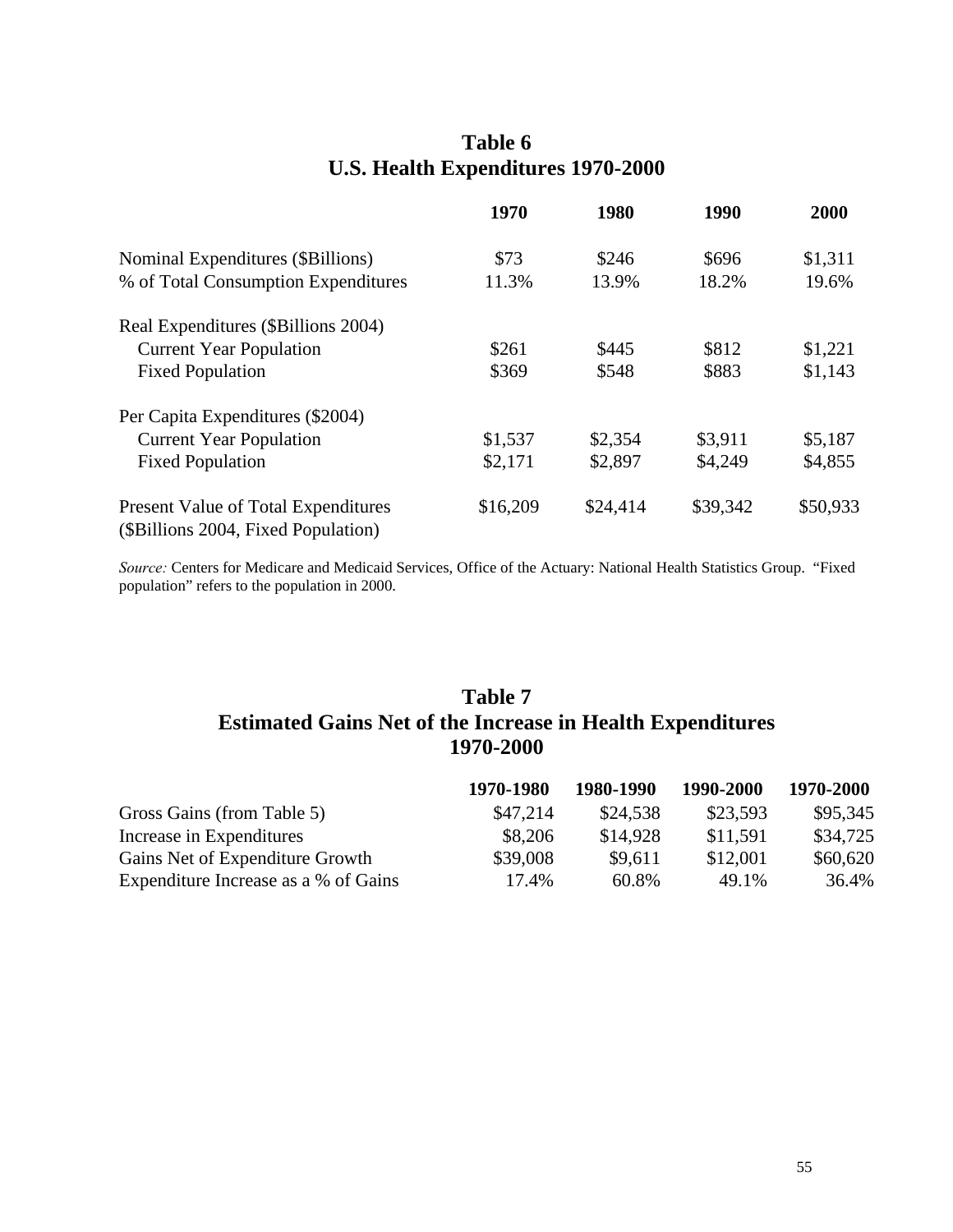## Table 6
## U.S. Health Expenditures 1970-2000

| | 1970 | 1980 | 1990 | 2000 |
|---|---|---|---|---|
| Nominal Expenditures ($Billions) | $73 | $246 | $696 | $1,311 |
| % of Total Consumption Expenditures | 11.3% | 13.9% | 18.2% | 19.6% |
| Real Expenditures ($Billions 2004) | | | | |
| Current Year Population | $261 | $445 | $812 | $1,221 |
| Fixed Population | $369 | $548 | $883 | $1,143 |
| Per Capita Expenditures ($2004) | | | | |
| Current Year Population | $1,537 | $2,354 | $3,911 | $5,187 |
| Fixed Population | $2,171 | $2,897 | $4,249 | $4,855 |
| Present Value of Total Expenditures ($Billions 2004, Fixed Population) | $16,209 | $24,414 | $39,342 | $50,933 |

*Source:* Centers for Medicare and Medicaid Services, Office of the Actuary: National Health Statistics Group. "Fixed population" refers to the population in 2000.

## Table 7
## Estimated Gains Net of the Increase in Health Expenditures 1970-2000

| | 1970-1980 | 1980-1990 | 1990-2000 | 1970-2000 |
|---|---|---|---|---|
| Gross Gains (from Table 5) | $47,214 | $24,538 | $23,593 | $95,345 |
| Increase in Expenditures | $8,206 | $14,928 | $11,591 | $34,725 |
| Gains Net of Expenditure Growth | $39,008 | $9,611 | $12,001 | $60,620 |
| Expenditure Increase as a % of Gains | 17.4% | 60.8% | 49.1% | 36.4% |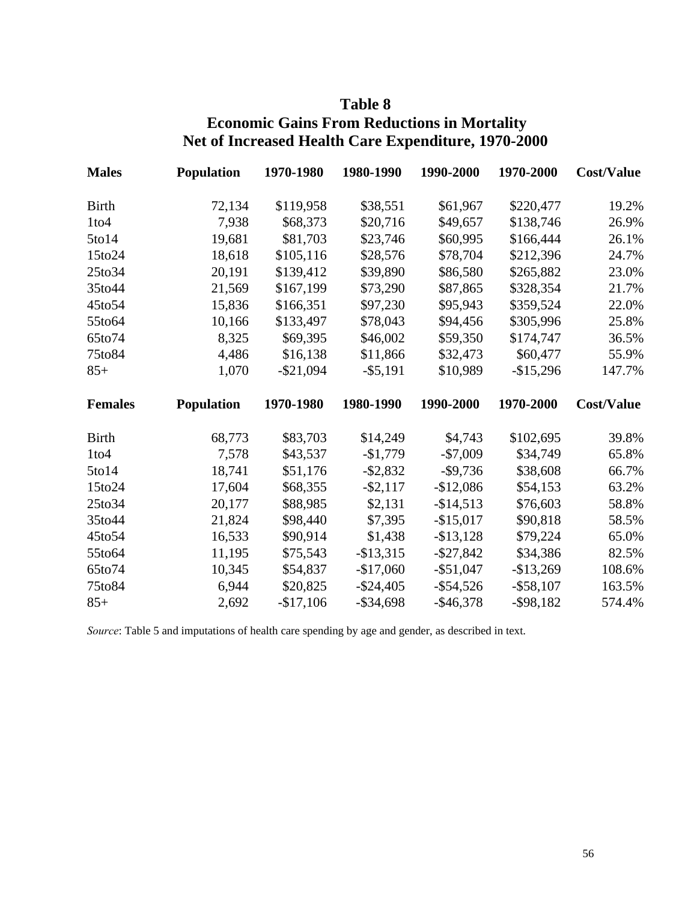# Table 8
## Economic Gains From Reductions in Mortality Net of Increased Health Care Expenditure, 1970-2000

| **Males** | **Population** | **1970-1980** | **1980-1990** | **1990-2000** | **1970-2000** | **Cost/Value** |
|---|---|---|---|---|---|---|
| Birth | 72,134 | $119,958 | $38,551 | $61,967 | $220,477 | 19.2% |
| 1to4 | 7,938 | $68,373 | $20,716 | $49,657 | $138,746 | 26.9% |
| 5to14 | 19,681 | $81,703 | $23,746 | $60,995 | $166,444 | 26.1% |
| 15to24 | 18,618 | $105,116 | $28,576 | $78,704 | $212,396 | 24.7% |
| 25to34 | 20,191 | $139,412 | $39,890 | $86,580 | $265,882 | 23.0% |
| 35to44 | 21,569 | $167,199 | $73,290 | $87,865 | $328,354 | 21.7% |
| 45to54 | 15,836 | $166,351 | $97,230 | $95,943 | $359,524 | 22.0% |
| 55to64 | 10,166 | $133,497 | $78,043 | $94,456 | $305,996 | 25.8% |
| 65to74 | 8,325 | $69,395 | $46,002 | $59,350 | $174,747 | 36.5% |
| 75to84 | 4,486 | $16,138 | $11,866 | $32,473 | $60,477 | 55.9% |
| 85+ | 1,070 | -$21,094 | -$5,191 | $10,989 | -$15,296 | 147.7% |

| **Females** | **Population** | **1970-1980** | **1980-1990** | **1990-2000** | **1970-2000** | **Cost/Value** |
|---|---|---|---|---|---|---|
| Birth | 68,773 | $83,703 | $14,249 | $4,743 | $102,695 | 39.8% |
| 1to4 | 7,578 | $43,537 | -$1,779 | -$7,009 | $34,749 | 65.8% |
| 5to14 | 18,741 | $51,176 | -$2,832 | -$9,736 | $38,608 | 66.7% |
| 15to24 | 17,604 | $68,355 | -$2,117 | -$12,086 | $54,153 | 63.2% |
| 25to34 | 20,177 | $88,985 | $2,131 | -$14,513 | $76,603 | 58.8% |
| 35to44 | 21,824 | $98,440 | $7,395 | -$15,017 | $90,818 | 58.5% |
| 45to54 | 16,533 | $90,914 | $1,438 | -$13,128 | $79,224 | 65.0% |
| 55to64 | 11,195 | $75,543 | -$13,315 | -$27,842 | $34,386 | 82.5% |
| 65to74 | 10,345 | $54,837 | -$17,060 | -$51,047 | -$13,269 | 108.6% |
| 75to84 | 6,944 | $20,825 | -$24,405 | -$54,526 | -$58,107 | 163.5% |
| 85+ | 2,692 | -$17,106 | -$34,698 | -$46,378 | -$98,182 | 574.4% |

*Source*: Table 5 and imputations of health care spending by age and gender, as described in text.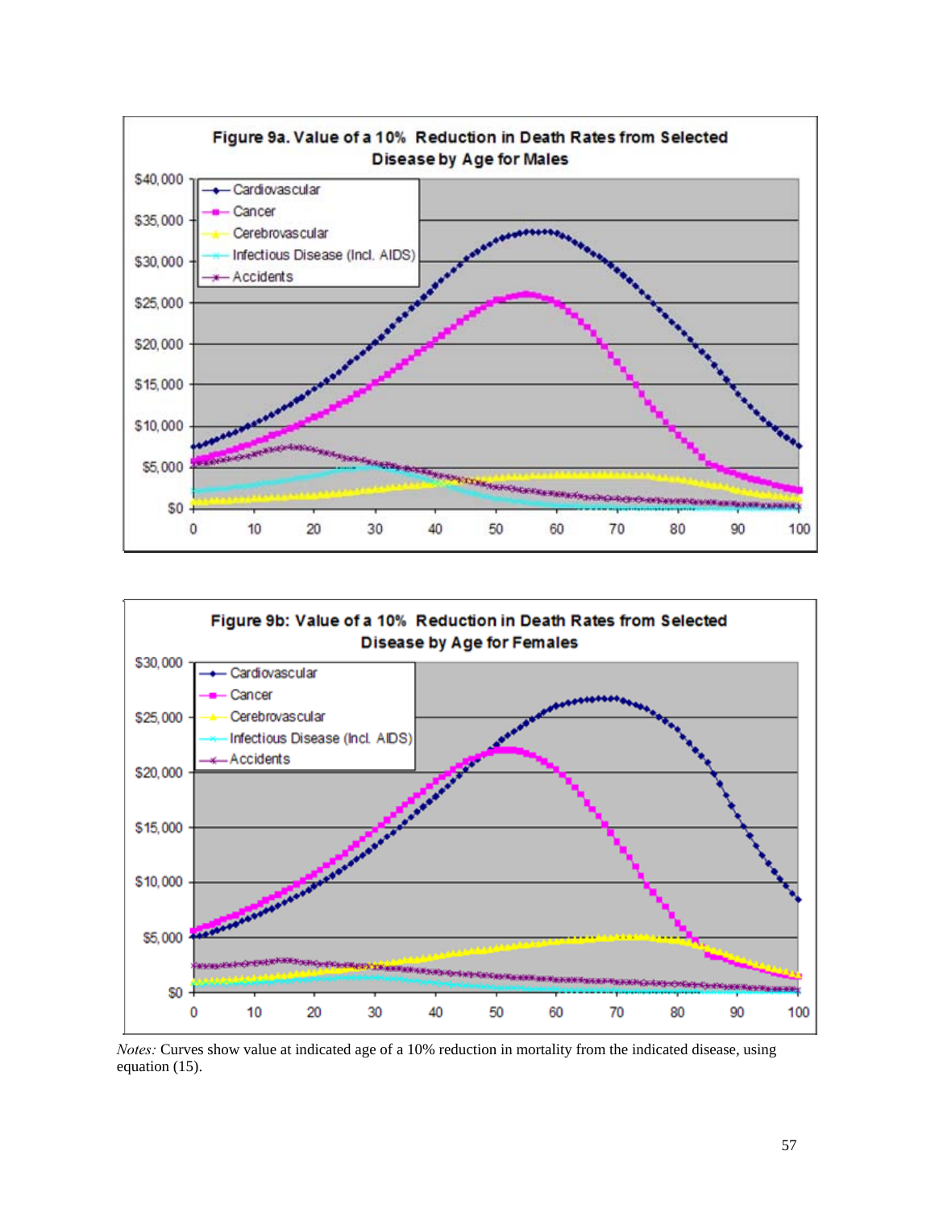**Figure 9a. Value of a 10% Reduction in Death Rates from Selected Disease by Age for Males**

**Figure 9b: Value of a 10% Reduction in Death Rates from Selected Disease by Age for Females**

*Notes:* Curves show value at indicated age of a 10% reduction in mortality from the indicated disease, using equation (15).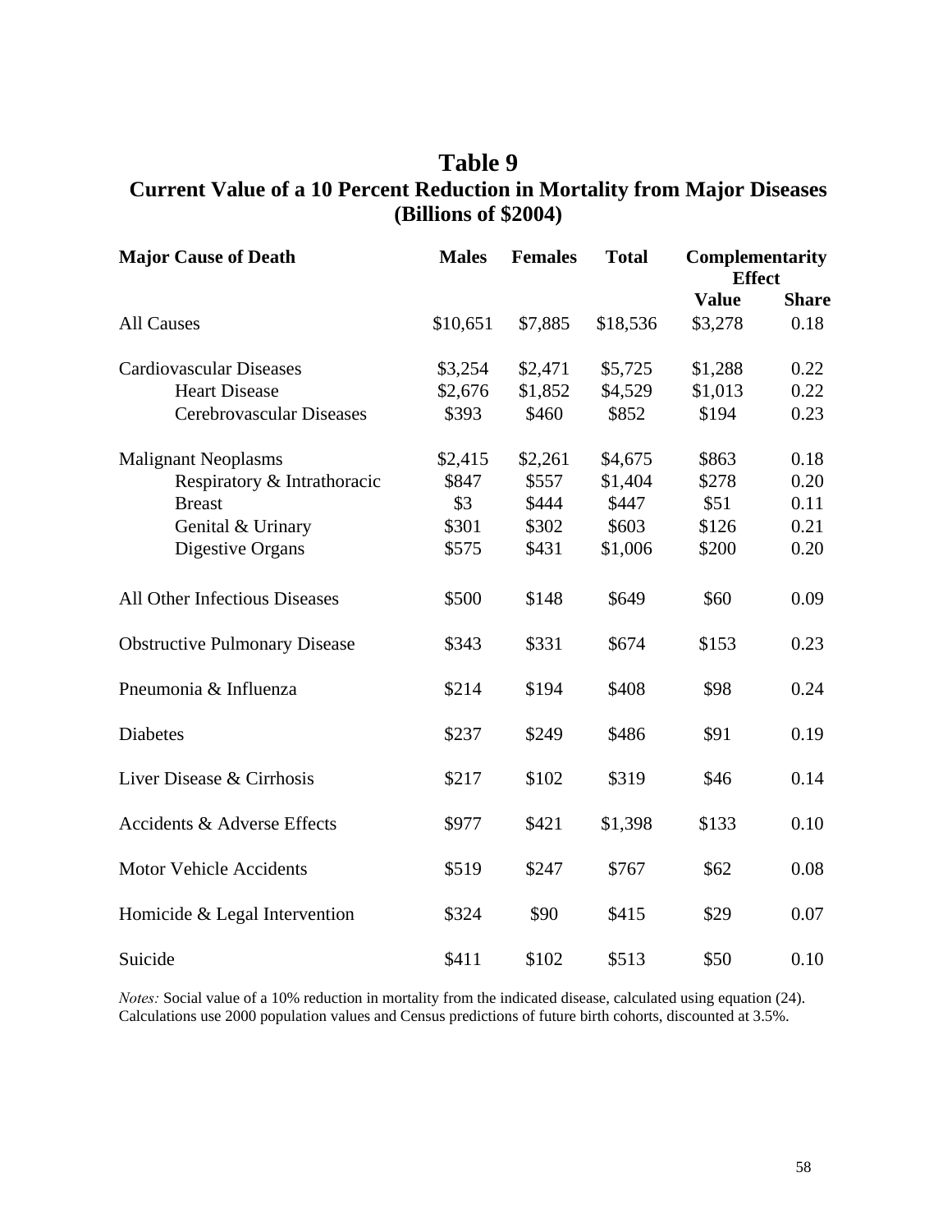# Table 9
## Current Value of a 10 Percent Reduction in Mortality from Major Diseases (Billions of $2004)

| Major Cause of Death | Males | Females | Total | Complementarity Effect | |
|---|---|---|---|---|---|
| | | | | Value | Share |
| All Causes | $10,651 | $7,885 | $18,536 | $3,278 | 0.18 |
| Cardiovascular Diseases | $3,254 | $2,471 | $5,725 | $1,288 | 0.22 |
| Heart Disease | $2,676 | $1,852 | $4,529 | $1,013 | 0.22 |
| Cerebrovascular Diseases | $393 | $460 | $852 | $194 | 0.23 |
| Malignant Neoplasms | $2,415 | $2,261 | $4,675 | $863 | 0.18 |
| Respiratory & Intrathoracic | $847 | $557 | $1,404 | $278 | 0.20 |
| Breast | $3 | $444 | $447 | $51 | 0.11 |
| Genital & Urinary | $301 | $302 | $603 | $126 | 0.21 |
| Digestive Organs | $575 | $431 | $1,006 | $200 | 0.20 |
| All Other Infectious Diseases | $500 | $148 | $649 | $60 | 0.09 |
| Obstructive Pulmonary Disease | $343 | $331 | $674 | $153 | 0.23 |
| Pneumonia & Influenza | $214 | $194 | $408 | $98 | 0.24 |
| Diabetes | $237 | $249 | $486 | $91 | 0.19 |
| Liver Disease & Cirrhosis | $217 | $102 | $319 | $46 | 0.14 |
| Accidents & Adverse Effects | $977 | $421 | $1,398 | $133 | 0.10 |
| Motor Vehicle Accidents | $519 | $247 | $767 | $62 | 0.08 |
| Homicide & Legal Intervention | $324 | $90 | $415 | $29 | 0.07 |
| Suicide | $411 | $102 | $513 | $50 | 0.10 |

*Notes:* Social value of a 10% reduction in mortality from the indicated disease, calculated using equation (24). Calculations use 2000 population values and Census predictions of future birth cohorts, discounted at 3.5%.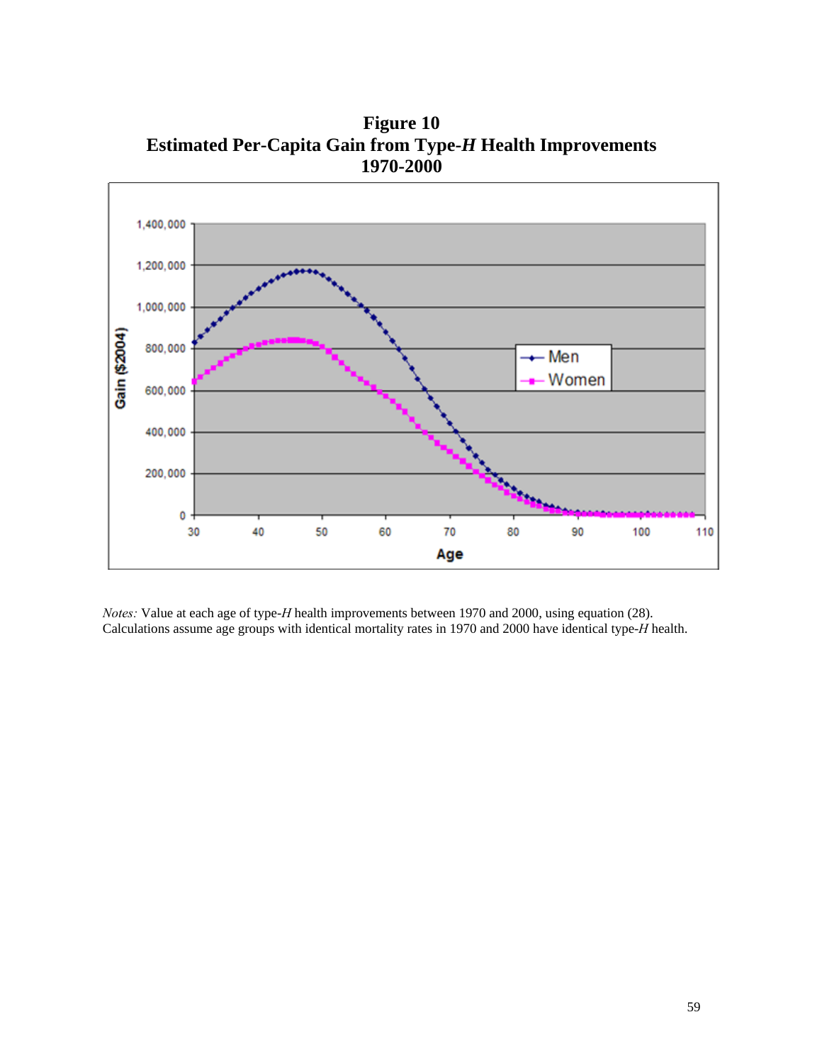**Figure 10**
**Estimated Per-Capita Gain from Type-*H* Health Improvements**
**1970-2000**

1,400,000
1,200,000
1,000,000
800,000
600,000
400,000
200,000
0

Gain ($2004)

30
40
50
60
70
80
90
100
110

Age

Men
Women

*Notes:* Value at each age of type-*H* health improvements between 1970 and 2000, using equation (28). Calculations assume age groups with identical mortality rates in 1970 and 2000 have identical type-*H* health.